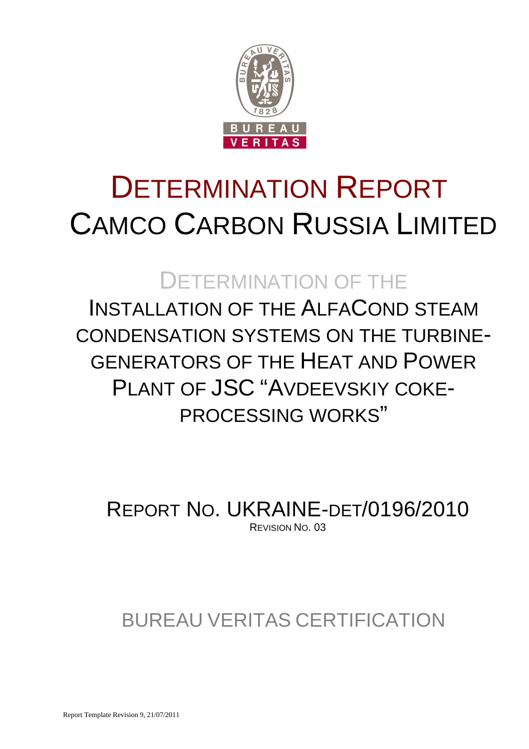# DETERMINATION REPORT

# CAMCO CARBON RUSSIA LIMITED

## DETERMINATION OF THE

## INSTALLATION OF THE ALFACOND STEAM CONDENSATION SYSTEMS ON THE TURBINE-GENERATORS OF THE HEAT AND POWER PLANT OF JSC "AVDEEVSKIY COKE-PROCESSING WORKS"

REPORT NO. UKRAINE-DET/0196/2010

REVISION NO. 03

BUREAU VERITAS CERTIFICATION

Report Template Revision 9, 21/07/2011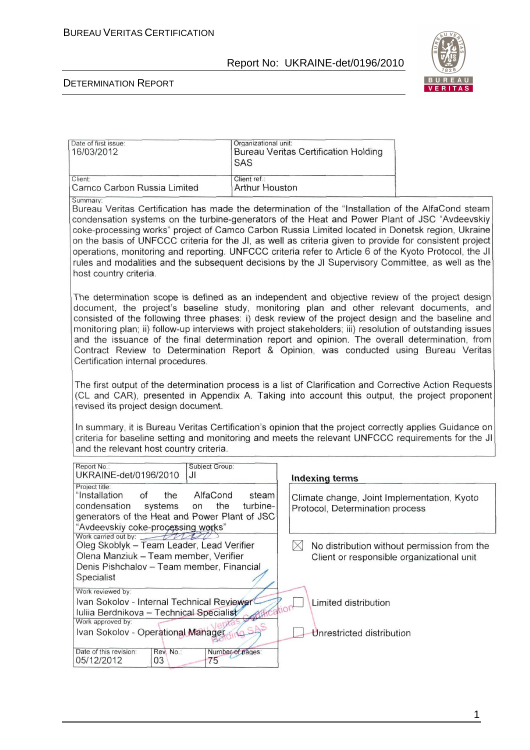| Date of first issue: | Organizational unit: |
| --- | --- |
| 16/03/2012 | Bureau Veritas Certification Holding SAS |
| Client: | Client ref.: |
| Camco Carbon Russia Limited | Arthur Houston |

Summary:

Bureau Veritas Certification has made the determination of the "Installation of the AlfaCond steam condensation systems on the turbine-generators of the Heat and Power Plant of JSC "Avdeevskiy coke-processing works" project of Camco Carbon Russia Limited located in Donetsk region, Ukraine on the basis of UNFCCC criteria for the JI, as well as criteria given to provide for consistent project operations, monitoring and reporting. UNFCCC criteria refer to Article 6 of the Kyoto Protocol, the JI rules and modalities and the subsequent decisions by the JI Supervisory Committee, as well as the host country criteria.

The determination scope is defined as an independent and objective review of the project design document, the project's baseline study, monitoring plan and other relevant documents, and consisted of the following three phases: i) desk review of the project design and the baseline and monitoring plan; ii) follow-up interviews with project stakeholders; iii) resolution of outstanding issues and the issuance of the final determination report and opinion. The overall determination, from Contract Review to Determination Report & Opinion, was conducted using Bureau Veritas Certification internal procedures.

The first output of the determination process is a list of Clarification and Corrective Action Requests (CL and CAR), presented in Appendix A. Taking into account this output, the project proponent revised its project design document.

In summary, it is Bureau Veritas Certification's opinion that the project correctly applies Guidance on criteria for baseline setting and monitoring and meets the relevant UNFCCC requirements for the JI and the relevant host country criteria.

| Report No.: | Subject Group: |
| --- | --- |
| UKRAINE-det/0196/2010 | JI |

**Project title:**
"Installation of the AlfaCond steam condensation systems on the turbine-generators of the Heat and Power Plant of JSC "Avdeevskiy coke-processing works"

**Work carried out by:**
Oleg Skoblyk – Team Leader, Lead Verifier
Olena Manziuk – Team member, Verifier
Denis Pishchalov – Team member, Financial Specialist

**Work reviewed by:**
Ivan Sokolov - Internal Technical Reviewer
Iuliia Berdnikova – Technical Specialist

**Work approved by:**
Ivan Sokolov - Operational Manager

| Date of this revision: | Rev. No.: | Number of pages: |
| --- | --- | --- |
| 05/12/2012 | 03 | 75 |

**Indexing terms**

Climate change, Joint Implementation, Kyoto Protocol, Determination process

☒ No distribution without permission from the Client or responsible organizational unit

☐ Limited distribution

☐ Unrestricted distribution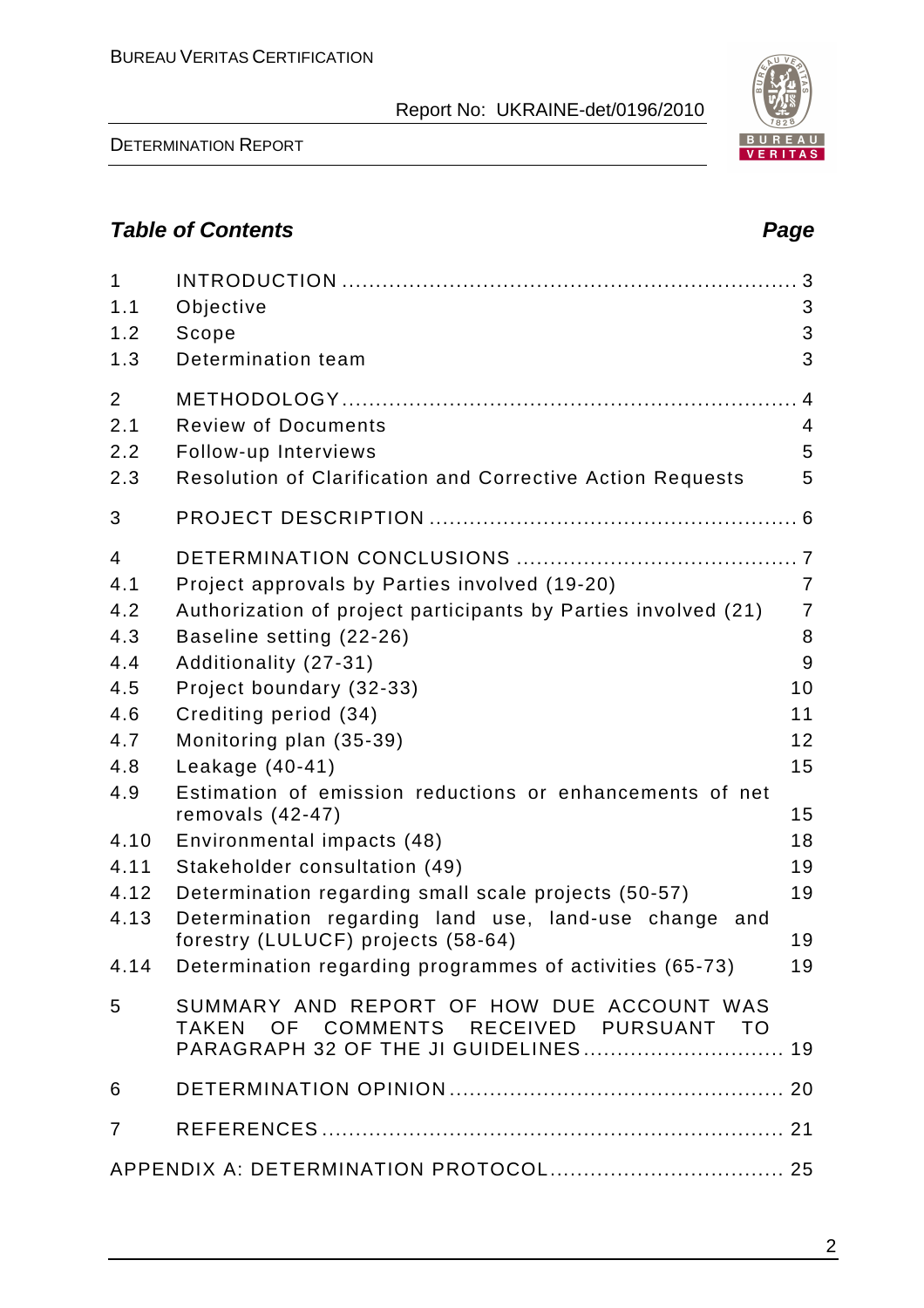## Table of Contents

| | | Page |
|---|---|---|
| 1 | INTRODUCTION | 3 |
| 1.1 | Objective | 3 |
| 1.2 | Scope | 3 |
| 1.3 | Determination team | 3 |
| 2 | METHODOLOGY | 4 |
| 2.1 | Review of Documents | 4 |
| 2.2 | Follow-up Interviews | 5 |
| 2.3 | Resolution of Clarification and Corrective Action Requests | 5 |
| 3 | PROJECT DESCRIPTION | 6 |
| 4 | DETERMINATION CONCLUSIONS | 7 |
| 4.1 | Project approvals by Parties involved (19-20) | 7 |
| 4.2 | Authorization of project participants by Parties involved (21) | 7 |
| 4.3 | Baseline setting (22-26) | 8 |
| 4.4 | Additionality (27-31) | 9 |
| 4.5 | Project boundary (32-33) | 10 |
| 4.6 | Crediting period (34) | 11 |
| 4.7 | Monitoring plan (35-39) | 12 |
| 4.8 | Leakage (40-41) | 15 |
| 4.9 | Estimation of emission reductions or enhancements of net removals (42-47) | 15 |
| 4.10 | Environmental impacts (48) | 18 |
| 4.11 | Stakeholder consultation (49) | 19 |
| 4.12 | Determination regarding small scale projects (50-57) | 19 |
| 4.13 | Determination regarding land use, land-use change and forestry (LULUCF) projects (58-64) | 19 |
| 4.14 | Determination regarding programmes of activities (65-73) | 19 |
| 5 | SUMMARY AND REPORT OF HOW DUE ACCOUNT WAS TAKEN OF COMMENTS RECEIVED PURSUANT TO PARAGRAPH 32 OF THE JI GUIDELINES | 19 |
| 6 | DETERMINATION OPINION | 20 |
| 7 | REFERENCES | 21 |
| | APPENDIX A: DETERMINATION PROTOCOL | 25 |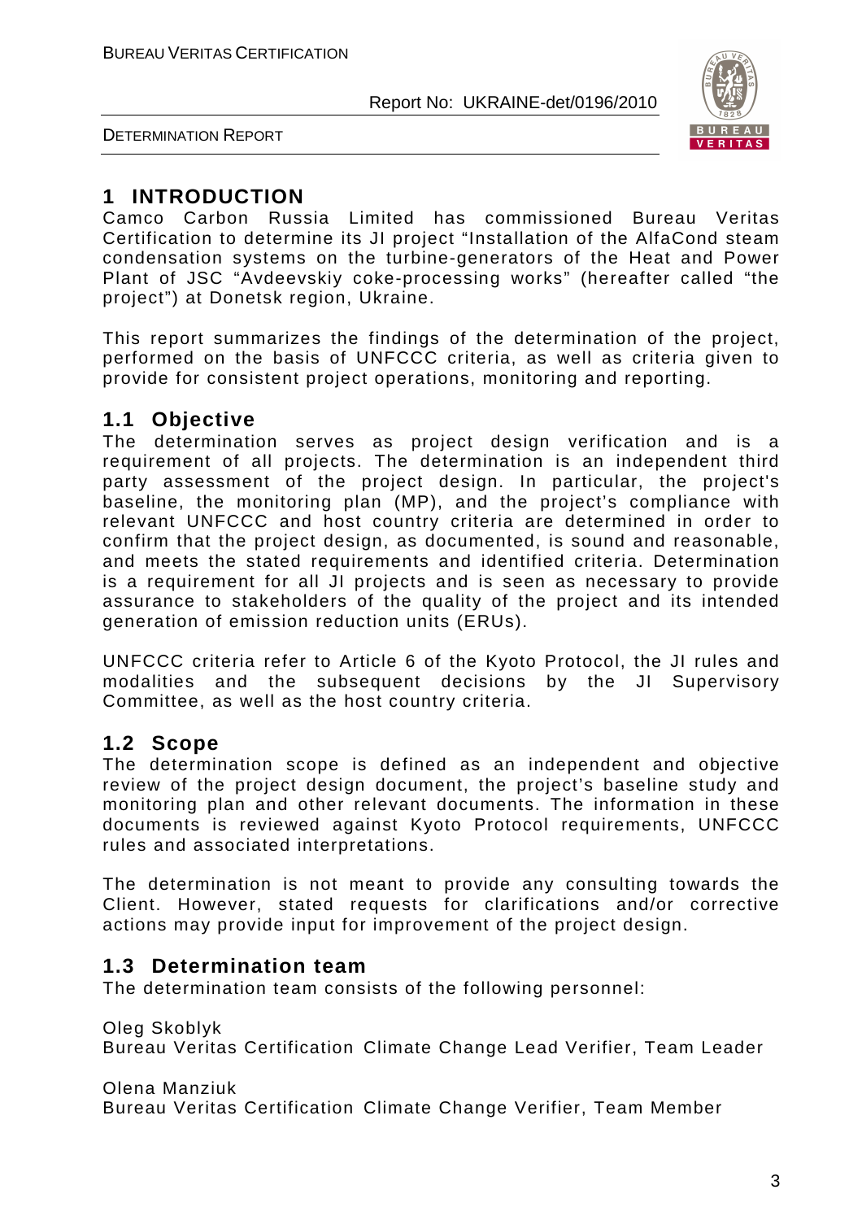# 1 INTRODUCTION

Camco Carbon Russia Limited has commissioned Bureau Veritas Certification to determine its JI project "Installation of the AlfaCond steam condensation systems on the turbine-generators of the Heat and Power Plant of JSC "Avdeevskiy coke-processing works" (hereafter called "the project") at Donetsk region, Ukraine.

This report summarizes the findings of the determination of the project, performed on the basis of UNFCCC criteria, as well as criteria given to provide for consistent project operations, monitoring and reporting.

## 1.1 Objective

The determination serves as project design verification and is a requirement of all projects. The determination is an independent third party assessment of the project design. In particular, the project's baseline, the monitoring plan (MP), and the project's compliance with relevant UNFCCC and host country criteria are determined in order to confirm that the project design, as documented, is sound and reasonable, and meets the stated requirements and identified criteria. Determination is a requirement for all JI projects and is seen as necessary to provide assurance to stakeholders of the quality of the project and its intended generation of emission reduction units (ERUs).

UNFCCC criteria refer to Article 6 of the Kyoto Protocol, the JI rules and modalities and the subsequent decisions by the JI Supervisory Committee, as well as the host country criteria.

## 1.2 Scope

The determination scope is defined as an independent and objective review of the project design document, the project's baseline study and monitoring plan and other relevant documents. The information in these documents is reviewed against Kyoto Protocol requirements, UNFCCC rules and associated interpretations.

The determination is not meant to provide any consulting towards the Client. However, stated requests for clarifications and/or corrective actions may provide input for improvement of the project design.

## 1.3 Determination team

The determination team consists of the following personnel:

Oleg Skoblyk
Bureau Veritas Certification Climate Change Lead Verifier, Team Leader

Olena Manziuk
Bureau Veritas Certification Climate Change Verifier, Team Member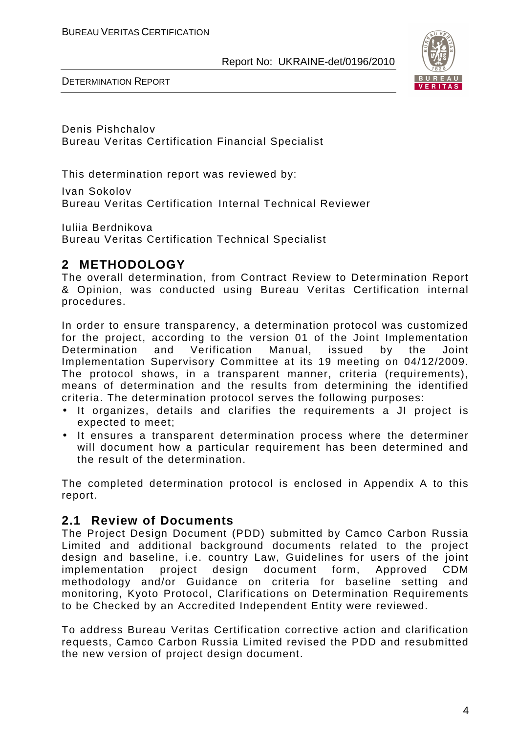Denis Pishchalov
Bureau Veritas Certification Financial Specialist

This determination report was reviewed by:

Ivan Sokolov
Bureau Veritas Certification Internal Technical Reviewer

Iuliia Berdnikova
Bureau Veritas Certification Technical Specialist

## 2 METHODOLOGY

The overall determination, from Contract Review to Determination Report & Opinion, was conducted using Bureau Veritas Certification internal procedures.

In order to ensure transparency, a determination protocol was customized for the project, according to the version 01 of the Joint Implementation Determination and Verification Manual, issued by the Joint Implementation Supervisory Committee at its 19 meeting on 04/12/2009. The protocol shows, in a transparent manner, criteria (requirements), means of determination and the results from determining the identified criteria. The determination protocol serves the following purposes:

- It organizes, details and clarifies the requirements a JI project is expected to meet;
- It ensures a transparent determination process where the determiner will document how a particular requirement has been determined and the result of the determination.

The completed determination protocol is enclosed in Appendix A to this report.

### 2.1 Review of Documents

The Project Design Document (PDD) submitted by Camco Carbon Russia Limited and additional background documents related to the project design and baseline, i.e. country Law, Guidelines for users of the joint implementation project design document form, Approved CDM methodology and/or Guidance on criteria for baseline setting and monitoring, Kyoto Protocol, Clarifications on Determination Requirements to be Checked by an Accredited Independent Entity were reviewed.

To address Bureau Veritas Certification corrective action and clarification requests, Camco Carbon Russia Limited revised the PDD and resubmitted the new version of project design document.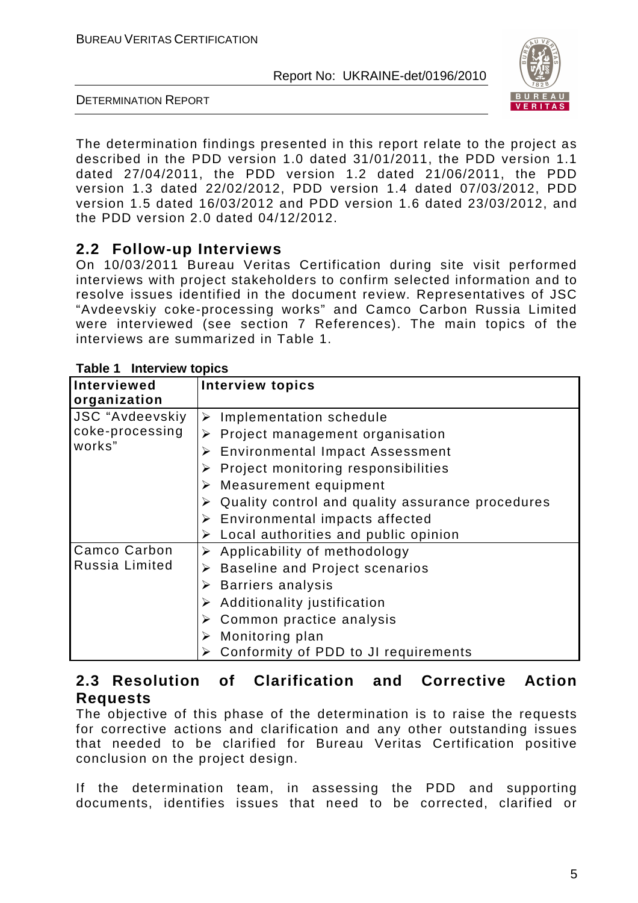The determination findings presented in this report relate to the project as described in the PDD version 1.0 dated 31/01/2011, the PDD version 1.1 dated 27/04/2011, the PDD version 1.2 dated 21/06/2011, the PDD version 1.3 dated 22/02/2012, PDD version 1.4 dated 07/03/2012, PDD version 1.5 dated 16/03/2012 and PDD version 1.6 dated 23/03/2012, and the PDD version 2.0 dated 04/12/2012.

## 2.2 Follow-up Interviews

On 10/03/2011 Bureau Veritas Certification during site visit performed interviews with project stakeholders to confirm selected information and to resolve issues identified in the document review. Representatives of JSC "Avdeevskiy coke-processing works" and Camco Carbon Russia Limited were interviewed (see section 7 References). The main topics of the interviews are summarized in Table 1.

**Table 1 Interview topics**

| Interviewed organization | Interview topics |
|---|---|
| JSC "Avdeevskiy coke-processing works" | ➢ Implementation schedule<br>➢ Project management organisation<br>➢ Environmental Impact Assessment<br>➢ Project monitoring responsibilities<br>➢ Measurement equipment<br>➢ Quality control and quality assurance procedures<br>➢ Environmental impacts affected<br>➢ Local authorities and public opinion |
| Camco Carbon Russia Limited | ➢ Applicability of methodology<br>➢ Baseline and Project scenarios<br>➢ Barriers analysis<br>➢ Additionality justification<br>➢ Common practice analysis<br>➢ Monitoring plan<br>➢ Conformity of PDD to JI requirements |

## 2.3 Resolution of Clarification and Corrective Action Requests

The objective of this phase of the determination is to raise the requests for corrective actions and clarification and any other outstanding issues that needed to be clarified for Bureau Veritas Certification positive conclusion on the project design.

If the determination team, in assessing the PDD and supporting documents, identifies issues that need to be corrected, clarified or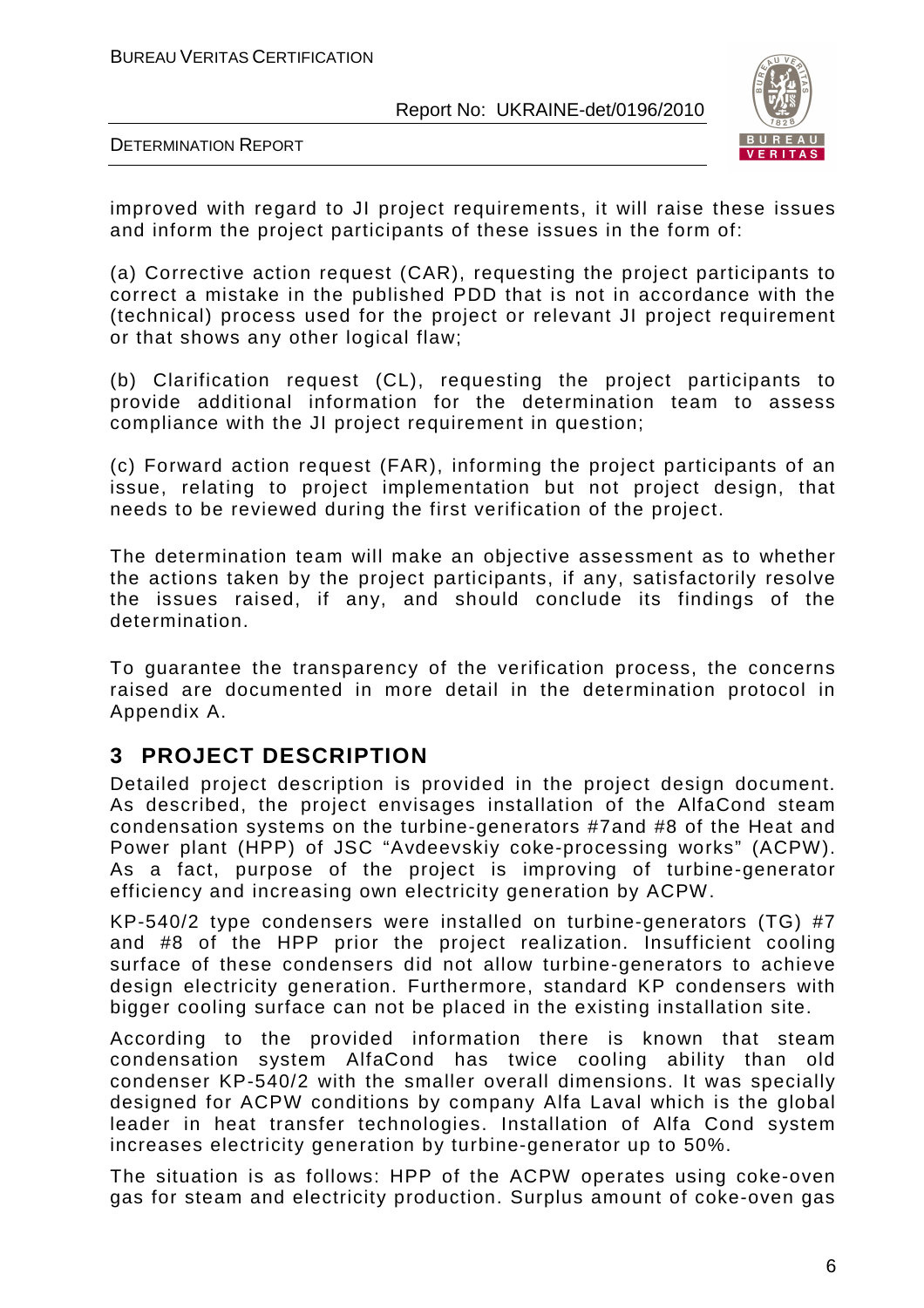improved with regard to JI project requirements, it will raise these issues and inform the project participants of these issues in the form of:

(a) Corrective action request (CAR), requesting the project participants to correct a mistake in the published PDD that is not in accordance with the (technical) process used for the project or relevant JI project requirement or that shows any other logical flaw;

(b) Clarification request (CL), requesting the project participants to provide additional information for the determination team to assess compliance with the JI project requirement in question;

(c) Forward action request (FAR), informing the project participants of an issue, relating to project implementation but not project design, that needs to be reviewed during the first verification of the project.

The determination team will make an objective assessment as to whether the actions taken by the project participants, if any, satisfactorily resolve the issues raised, if any, and should conclude its findings of the determination.

To guarantee the transparency of the verification process, the concerns raised are documented in more detail in the determination protocol in Appendix A.

## 3 PROJECT DESCRIPTION

Detailed project description is provided in the project design document. As described, the project envisages installation of the AlfaCond steam condensation systems on the turbine-generators #7and #8 of the Heat and Power plant (HPP) of JSC "Avdeevskiy coke-processing works" (ACPW). As a fact, purpose of the project is improving of turbine-generator efficiency and increasing own electricity generation by ACPW.

KP-540/2 type condensers were installed on turbine-generators (TG) #7 and #8 of the HPP prior the project realization. Insufficient cooling surface of these condensers did not allow turbine-generators to achieve design electricity generation. Furthermore, standard KP condensers with bigger cooling surface can not be placed in the existing installation site.

According to the provided information there is known that steam condensation system AlfaCond has twice cooling ability than old condenser KP-540/2 with the smaller overall dimensions. It was specially designed for ACPW conditions by company Alfa Laval which is the global leader in heat transfer technologies. Installation of Alfa Cond system increases electricity generation by turbine-generator up to 50%.

The situation is as follows: HPP of the ACPW operates using coke-oven gas for steam and electricity production. Surplus amount of coke-oven gas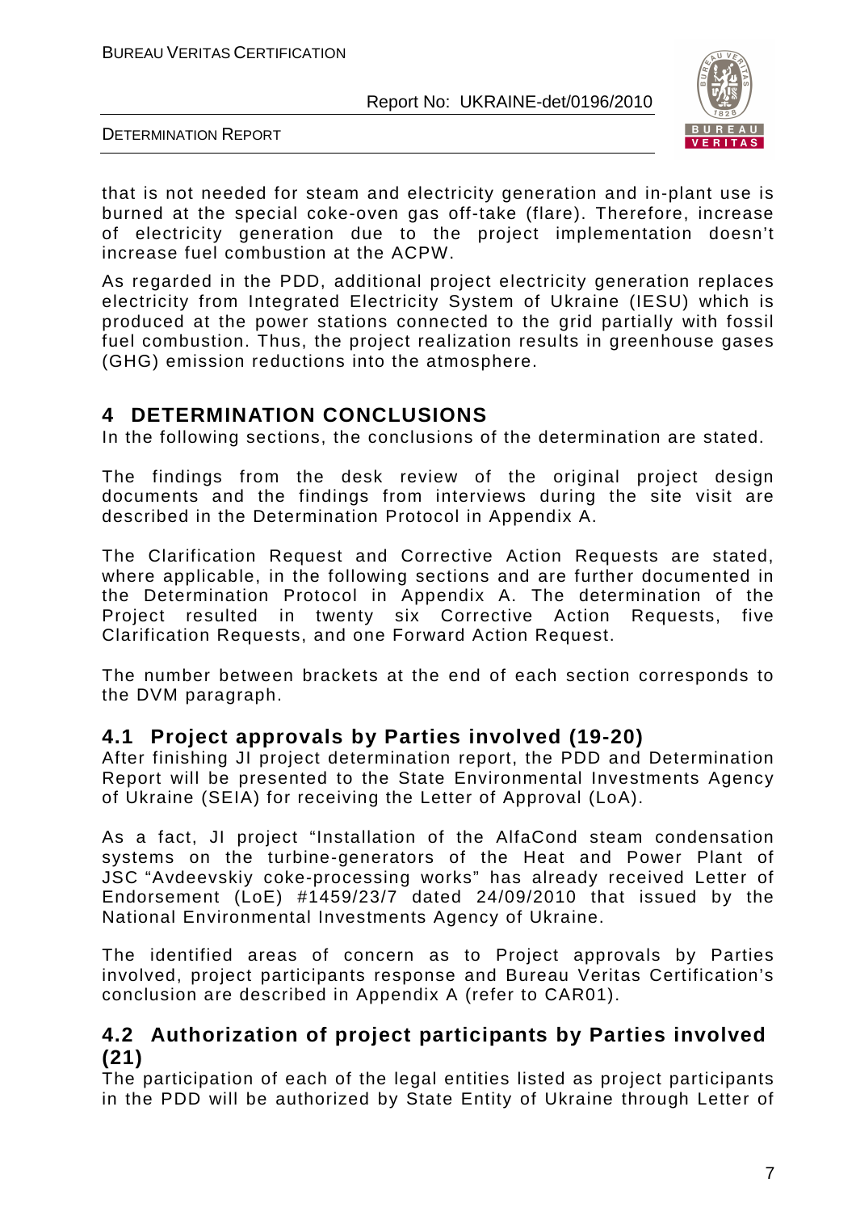that is not needed for steam and electricity generation and in-plant use is burned at the special coke-oven gas off-take (flare). Therefore, increase of electricity generation due to the project implementation doesn't increase fuel combustion at the ACPW.

As regarded in the PDD, additional project electricity generation replaces electricity from Integrated Electricity System of Ukraine (IESU) which is produced at the power stations connected to the grid partially with fossil fuel combustion. Thus, the project realization results in greenhouse gases (GHG) emission reductions into the atmosphere.

# 4 DETERMINATION CONCLUSIONS

In the following sections, the conclusions of the determination are stated.

The findings from the desk review of the original project design documents and the findings from interviews during the site visit are described in the Determination Protocol in Appendix A.

The Clarification Request and Corrective Action Requests are stated, where applicable, in the following sections and are further documented in the Determination Protocol in Appendix A. The determination of the Project resulted in twenty six Corrective Action Requests, five Clarification Requests, and one Forward Action Request.

The number between brackets at the end of each section corresponds to the DVM paragraph.

## 4.1 Project approvals by Parties involved (19-20)

After finishing JI project determination report, the PDD and Determination Report will be presented to the State Environmental Investments Agency of Ukraine (SEIA) for receiving the Letter of Approval (LoA).

As a fact, JI project "Installation of the AlfaCond steam condensation systems on the turbine-generators of the Heat and Power Plant of JSC "Avdeevskiy coke-processing works" has already received Letter of Endorsement (LoE) #1459/23/7 dated 24/09/2010 that issued by the National Environmental Investments Agency of Ukraine.

The identified areas of concern as to Project approvals by Parties involved, project participants response and Bureau Veritas Certification's conclusion are described in Appendix A (refer to CAR01).

## 4.2 Authorization of project participants by Parties involved (21)

The participation of each of the legal entities listed as project participants in the PDD will be authorized by State Entity of Ukraine through Letter of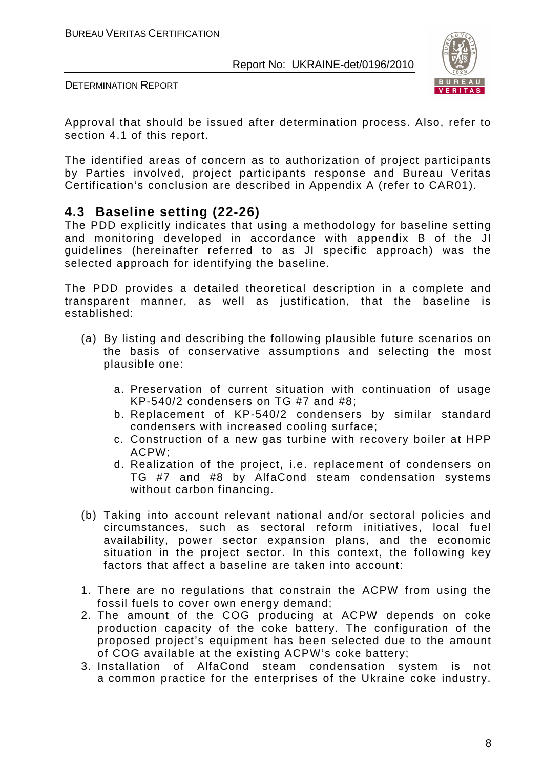Approval that should be issued after determination process. Also, refer to section 4.1 of this report.

The identified areas of concern as to authorization of project participants by Parties involved, project participants response and Bureau Veritas Certification's conclusion are described in Appendix A (refer to CAR01).

## 4.3 Baseline setting (22-26)

The PDD explicitly indicates that using a methodology for baseline setting and monitoring developed in accordance with appendix B of the JI guidelines (hereinafter referred to as JI specific approach) was the selected approach for identifying the baseline.

The PDD provides a detailed theoretical description in a complete and transparent manner, as well as justification, that the baseline is established:

(a) By listing and describing the following plausible future scenarios on the basis of conservative assumptions and selecting the most plausible one:

   a. Preservation of current situation with continuation of usage KP-540/2 condensers on TG #7 and #8;
   b. Replacement of KP-540/2 condensers by similar standard condensers with increased cooling surface;
   c. Construction of a new gas turbine with recovery boiler at HPP ACPW;
   d. Realization of the project, i.e. replacement of condensers on TG #7 and #8 by AlfaCond steam condensation systems without carbon financing.

(b) Taking into account relevant national and/or sectoral policies and circumstances, such as sectoral reform initiatives, local fuel availability, power sector expansion plans, and the economic situation in the project sector. In this context, the following key factors that affect a baseline are taken into account:

1. There are no regulations that constrain the ACPW from using the fossil fuels to cover own energy demand;
2. The amount of the COG producing at ACPW depends on coke production capacity of the coke battery. The configuration of the proposed project's equipment has been selected due to the amount of COG available at the existing ACPW's coke battery;
3. Installation of AlfaCond steam condensation system is not a common practice for the enterprises of the Ukraine coke industry.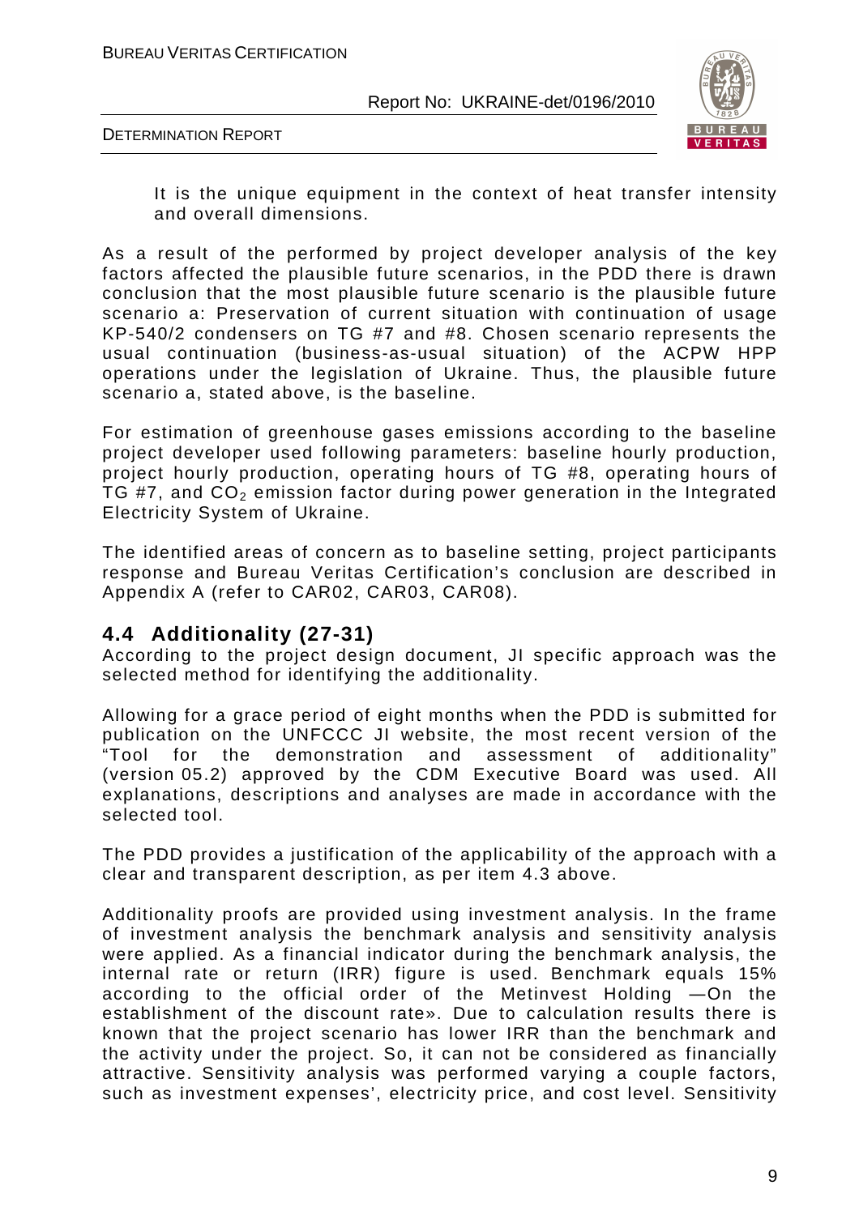It is the unique equipment in the context of heat transfer intensity and overall dimensions.

As a result of the performed by project developer analysis of the key factors affected the plausible future scenarios, in the PDD there is drawn conclusion that the most plausible future scenario is the plausible future scenario a: Preservation of current situation with continuation of usage KP-540/2 condensers on TG #7 and #8. Chosen scenario represents the usual continuation (business-as-usual situation) of the ACPW HPP operations under the legislation of Ukraine. Thus, the plausible future scenario a, stated above, is the baseline.

For estimation of greenhouse gases emissions according to the baseline project developer used following parameters: baseline hourly production, project hourly production, operating hours of TG #8, operating hours of TG #7, and $CO_2$ emission factor during power generation in the Integrated Electricity System of Ukraine.

The identified areas of concern as to baseline setting, project participants response and Bureau Veritas Certification's conclusion are described in Appendix A (refer to CAR02, CAR03, CAR08).

## 4.4 Additionality (27-31)

According to the project design document, JI specific approach was the selected method for identifying the additionality.

Allowing for a grace period of eight months when the PDD is submitted for publication on the UNFCCC JI website, the most recent version of the "Tool for the demonstration and assessment of additionality" (version 05.2) approved by the CDM Executive Board was used. All explanations, descriptions and analyses are made in accordance with the selected tool.

The PDD provides a justification of the applicability of the approach with a clear and transparent description, as per item 4.3 above.

Additionality proofs are provided using investment analysis. In the frame of investment analysis the benchmark analysis and sensitivity analysis were applied. As a financial indicator during the benchmark analysis, the internal rate or return (IRR) figure is used. Benchmark equals 15% according to the official order of the Metinvest Holding —On the establishment of the discount rate». Due to calculation results there is known that the project scenario has lower IRR than the benchmark and the activity under the project. So, it can not be considered as financially attractive. Sensitivity analysis was performed varying a couple factors, such as investment expenses', electricity price, and cost level. Sensitivity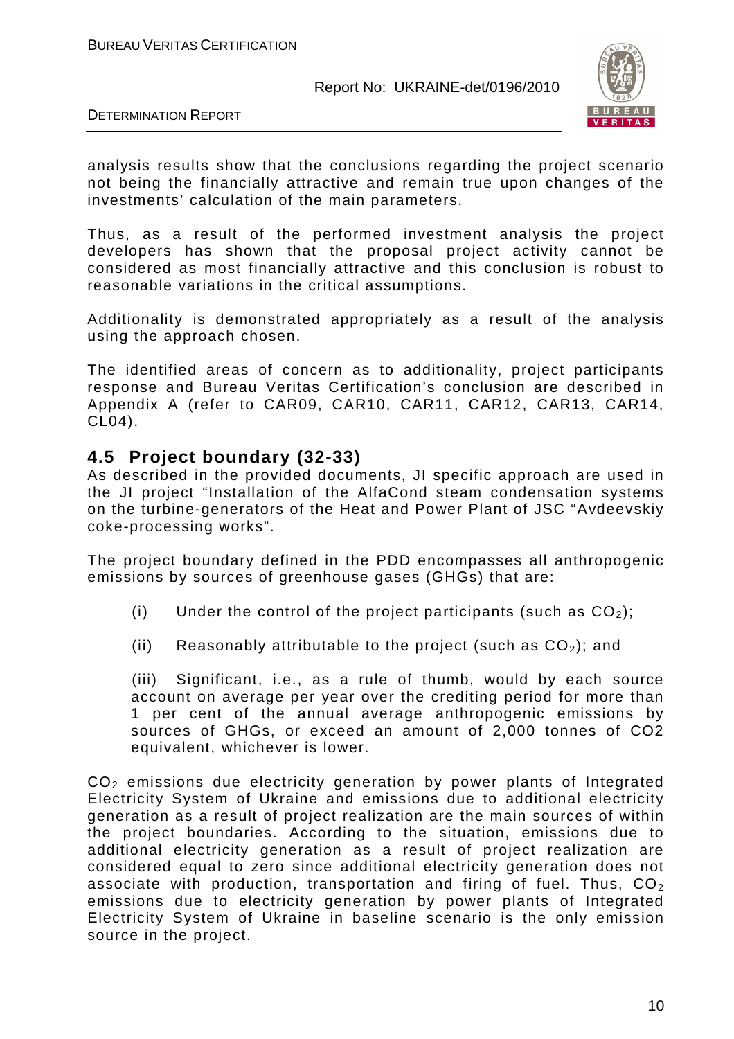analysis results show that the conclusions regarding the project scenario not being the financially attractive and remain true upon changes of the investments' calculation of the main parameters.

Thus, as a result of the performed investment analysis the project developers has shown that the proposal project activity cannot be considered as most financially attractive and this conclusion is robust to reasonable variations in the critical assumptions.

Additionality is demonstrated appropriately as a result of the analysis using the approach chosen.

The identified areas of concern as to additionality, project participants response and Bureau Veritas Certification's conclusion are described in Appendix A (refer to CAR09, CAR10, CAR11, CAR12, CAR13, CAR14, CL04).

## 4.5 Project boundary (32-33)

As described in the provided documents, JI specific approach are used in the JI project "Installation of the AlfaCond steam condensation systems on the turbine-generators of the Heat and Power Plant of JSC "Avdeevskiy coke-processing works".

The project boundary defined in the PDD encompasses all anthropogenic emissions by sources of greenhouse gases (GHGs) that are:

(i) Under the control of the project participants (such as $CO_2$);

(ii) Reasonably attributable to the project (such as $CO_2$); and

(iii) Significant, i.e., as a rule of thumb, would by each source account on average per year over the crediting period for more than 1 per cent of the annual average anthropogenic emissions by sources of GHGs, or exceed an amount of 2,000 tonnes of CO2 equivalent, whichever is lower.

$CO_2$ emissions due electricity generation by power plants of Integrated Electricity System of Ukraine and emissions due to additional electricity generation as a result of project realization are the main sources of within the project boundaries. According to the situation, emissions due to additional electricity generation as a result of project realization are considered equal to zero since additional electricity generation does not associate with production, transportation and firing of fuel. Thus, $CO_2$ emissions due to electricity generation by power plants of Integrated Electricity System of Ukraine in baseline scenario is the only emission source in the project.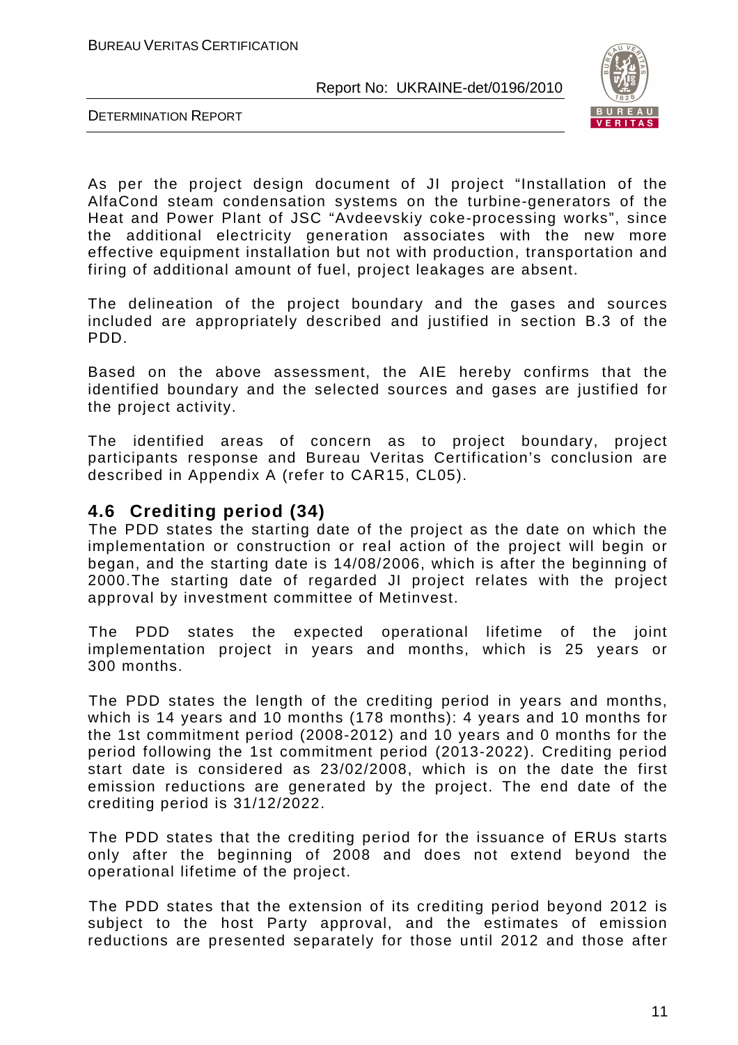As per the project design document of JI project "Installation of the AlfaCond steam condensation systems on the turbine-generators of the Heat and Power Plant of JSC "Avdeevskiy coke-processing works", since the additional electricity generation associates with the new more effective equipment installation but not with production, transportation and firing of additional amount of fuel, project leakages are absent.

The delineation of the project boundary and the gases and sources included are appropriately described and justified in section B.3 of the PDD.

Based on the above assessment, the AIE hereby confirms that the identified boundary and the selected sources and gases are justified for the project activity.

The identified areas of concern as to project boundary, project participants response and Bureau Veritas Certification's conclusion are described in Appendix A (refer to CAR15, CL05).

## 4.6 Crediting period (34)

The PDD states the starting date of the project as the date on which the implementation or construction or real action of the project will begin or began, and the starting date is 14/08/2006, which is after the beginning of 2000.The starting date of regarded JI project relates with the project approval by investment committee of Metinvest.

The PDD states the expected operational lifetime of the joint implementation project in years and months, which is 25 years or 300 months.

The PDD states the length of the crediting period in years and months, which is 14 years and 10 months (178 months): 4 years and 10 months for the 1st commitment period (2008-2012) and 10 years and 0 months for the period following the 1st commitment period (2013-2022). Crediting period start date is considered as 23/02/2008, which is on the date the first emission reductions are generated by the project. The end date of the crediting period is 31/12/2022.

The PDD states that the crediting period for the issuance of ERUs starts only after the beginning of 2008 and does not extend beyond the operational lifetime of the project.

The PDD states that the extension of its crediting period beyond 2012 is subject to the host Party approval, and the estimates of emission reductions are presented separately for those until 2012 and those after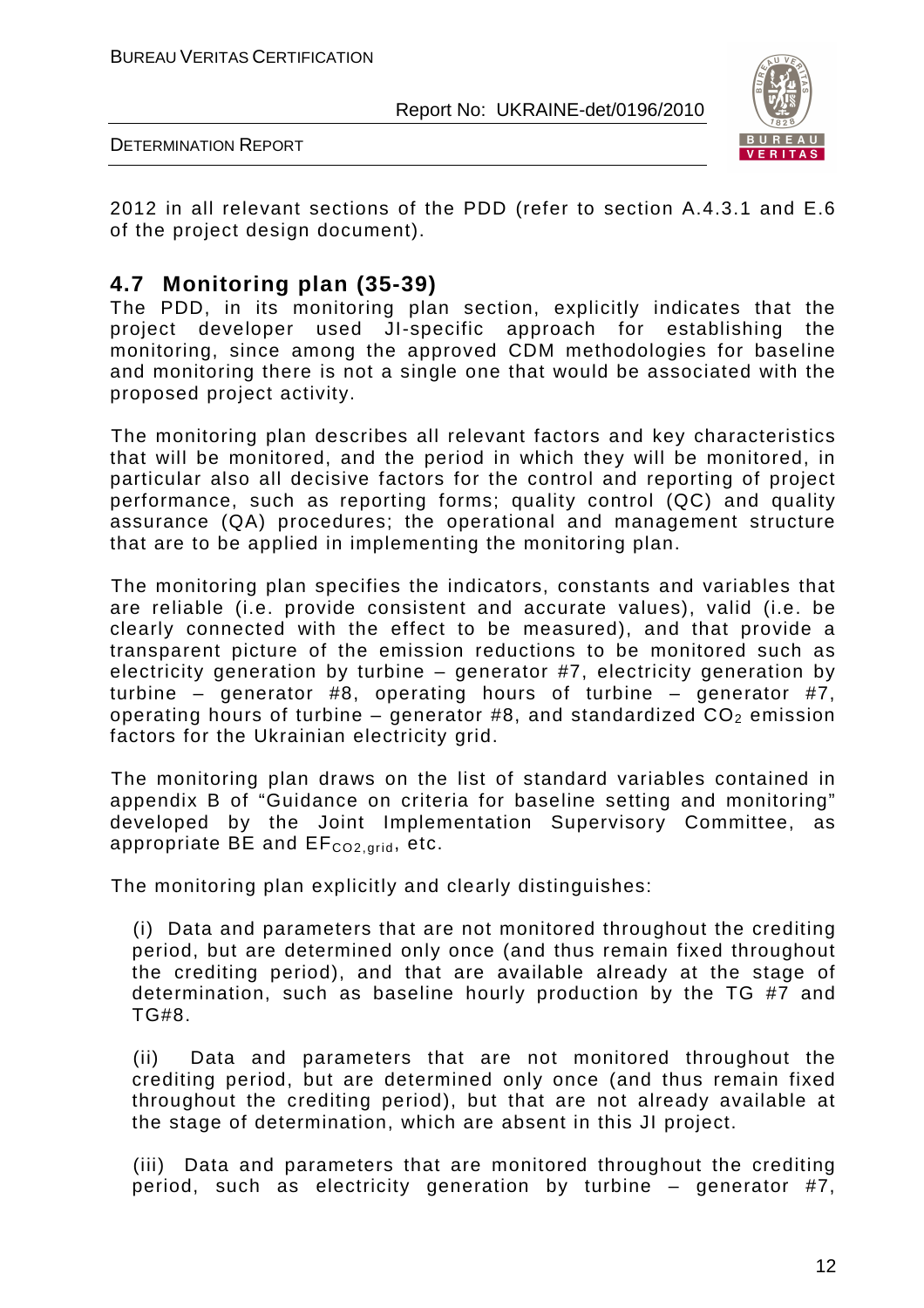2012 in all relevant sections of the PDD (refer to section A.4.3.1 and E.6 of the project design document).

## 4.7 Monitoring plan (35-39)

The PDD, in its monitoring plan section, explicitly indicates that the project developer used JI-specific approach for establishing the monitoring, since among the approved CDM methodologies for baseline and monitoring there is not a single one that would be associated with the proposed project activity.

The monitoring plan describes all relevant factors and key characteristics that will be monitored, and the period in which they will be monitored, in particular also all decisive factors for the control and reporting of project performance, such as reporting forms; quality control (QC) and quality assurance (QA) procedures; the operational and management structure that are to be applied in implementing the monitoring plan.

The monitoring plan specifies the indicators, constants and variables that are reliable (i.e. provide consistent and accurate values), valid (i.e. be clearly connected with the effect to be measured), and that provide a transparent picture of the emission reductions to be monitored such as electricity generation by turbine – generator #7, electricity generation by turbine – generator #8, operating hours of turbine – generator #7, operating hours of turbine – generator #8, and standardized $CO_2$ emission factors for the Ukrainian electricity grid.

The monitoring plan draws on the list of standard variables contained in appendix B of "Guidance on criteria for baseline setting and monitoring" developed by the Joint Implementation Supervisory Committee, as appropriate BE and $EF_{CO2,grid}$, etc.

The monitoring plan explicitly and clearly distinguishes:

(i) Data and parameters that are not monitored throughout the crediting period, but are determined only once (and thus remain fixed throughout the crediting period), and that are available already at the stage of determination, such as baseline hourly production by the TG #7 and TG#8.

(ii) Data and parameters that are not monitored throughout the crediting period, but are determined only once (and thus remain fixed throughout the crediting period), but that are not already available at the stage of determination, which are absent in this JI project.

(iii) Data and parameters that are monitored throughout the crediting period, such as electricity generation by turbine – generator #7,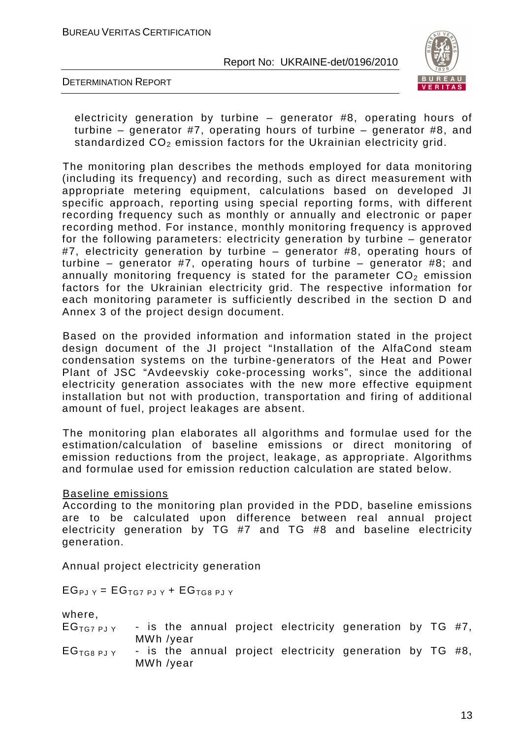electricity generation by turbine – generator #8, operating hours of turbine – generator #7, operating hours of turbine – generator #8, and standardized $CO_2$ emission factors for the Ukrainian electricity grid.

The monitoring plan describes the methods employed for data monitoring (including its frequency) and recording, such as direct measurement with appropriate metering equipment, calculations based on developed JI specific approach, reporting using special reporting forms, with different recording frequency such as monthly or annually and electronic or paper recording method. For instance, monthly monitoring frequency is approved for the following parameters: electricity generation by turbine – generator #7, electricity generation by turbine – generator #8, operating hours of turbine – generator #7, operating hours of turbine – generator #8; and annually monitoring frequency is stated for the parameter $CO_2$ emission factors for the Ukrainian electricity grid. The respective information for each monitoring parameter is sufficiently described in the section D and Annex 3 of the project design document.

Based on the provided information and information stated in the project design document of the JI project "Installation of the AlfaCond steam condensation systems on the turbine-generators of the Heat and Power Plant of JSC "Avdeevskiy coke-processing works", since the additional electricity generation associates with the new more effective equipment installation but not with production, transportation and firing of additional amount of fuel, project leakages are absent.

The monitoring plan elaborates all algorithms and formulae used for the estimation/calculation of baseline emissions or direct monitoring of emission reductions from the project, leakage, as appropriate. Algorithms and formulae used for emission reduction calculation are stated below.

Baseline emissions

According to the monitoring plan provided in the PDD, baseline emissions are to be calculated upon difference between real annual project electricity generation by TG #7 and TG #8 and baseline electricity generation.

Annual project electricity generation

$$EG_{PJ\ Y} = EG_{TG7\ PJ\ Y} + EG_{TG8\ PJ\ Y}$$

where,

$EG_{TG7\ PJ\ Y}$ - is the annual project electricity generation by TG #7, MWh /year

$EG_{TG8\ PJ\ Y}$ - is the annual project electricity generation by TG #8, MWh /year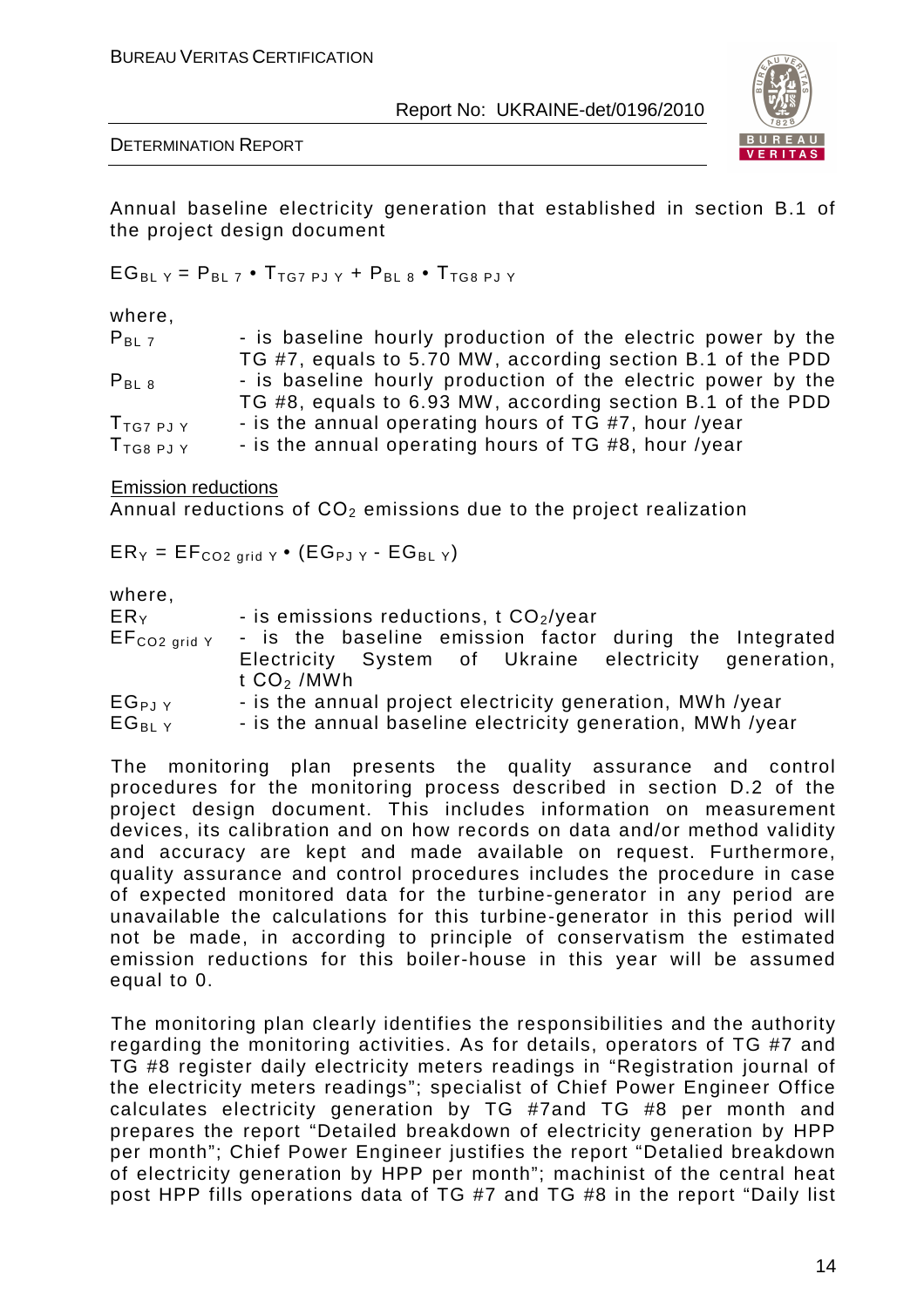Annual baseline electricity generation that established in section B.1 of the project design document

$$EG_{BL\ Y} = P_{BL\ 7} \cdot T_{TG7\ PJ\ Y} + P_{BL\ 8} \cdot T_{TG8\ PJ\ Y}$$

where,

| | |
|---|---|
| $P_{BL\ 7}$ | - is baseline hourly production of the electric power by the TG #7, equals to 5.70 MW, according section B.1 of the PDD |
| $P_{BL\ 8}$ | - is baseline hourly production of the electric power by the TG #8, equals to 6.93 MW, according section B.1 of the PDD |
| $T_{TG7\ PJ\ Y}$ | - is the annual operating hours of TG #7, hour /year |
| $T_{TG8\ PJ\ Y}$ | - is the annual operating hours of TG #8, hour /year |

Emission reductions

Annual reductions of $CO_2$ emissions due to the project realization

$$ER_Y = EF_{CO2\ grid\ Y} \cdot (EG_{PJ\ Y} - EG_{BL\ Y})$$

where,

| | |
|---|---|
| $ER_Y$ | - is emissions reductions, t $CO_2$/year |
| $EF_{CO2\ grid\ Y}$ | - is the baseline emission factor during the Integrated Electricity System of Ukraine electricity generation, t $CO_2$ /MWh |
| $EG_{PJ\ Y}$ | - is the annual project electricity generation, MWh /year |
| $EG_{BL\ Y}$ | - is the annual baseline electricity generation, MWh /year |

The monitoring plan presents the quality assurance and control procedures for the monitoring process described in section D.2 of the project design document. This includes information on measurement devices, its calibration and on how records on data and/or method validity and accuracy are kept and made available on request. Furthermore, quality assurance and control procedures includes the procedure in case of expected monitored data for the turbine-generator in any period are unavailable the calculations for this turbine-generator in this period will not be made, in according to principle of conservatism the estimated emission reductions for this boiler-house in this year will be assumed equal to 0.

The monitoring plan clearly identifies the responsibilities and the authority regarding the monitoring activities. As for details, operators of TG #7 and TG #8 register daily electricity meters readings in "Registration journal of the electricity meters readings"; specialist of Chief Power Engineer Office calculates electricity generation by TG #7and TG #8 per month and prepares the report "Detailed breakdown of electricity generation by HPP per month"; Chief Power Engineer justifies the report "Detalied breakdown of electricity generation by HPP per month"; machinist of the central heat post HPP fills operations data of TG #7 and TG #8 in the report "Daily list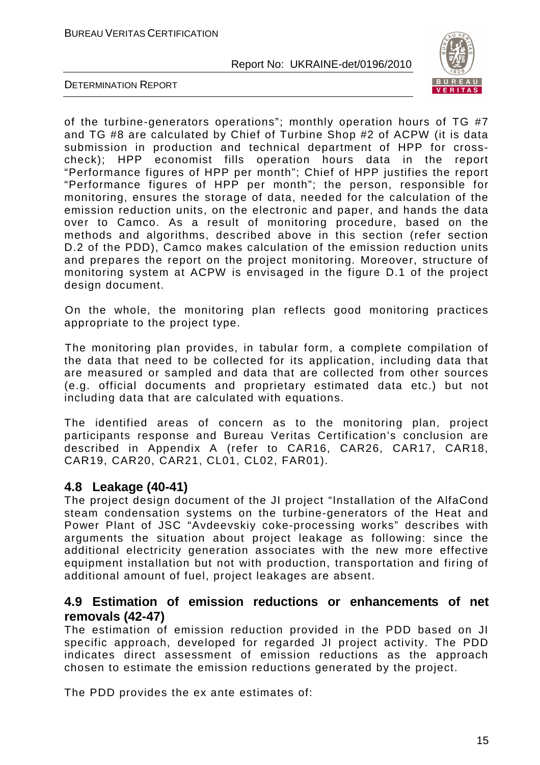of the turbine-generators operations"; monthly operation hours of TG #7 and TG #8 are calculated by Chief of Turbine Shop #2 of ACPW (it is data submission in production and technical department of HPP for cross-check); HPP economist fills operation hours data in the report "Performance figures of HPP per month"; Chief of HPP justifies the report "Performance figures of HPP per month"; the person, responsible for monitoring, ensures the storage of data, needed for the calculation of the emission reduction units, on the electronic and paper, and hands the data over to Camco. As a result of monitoring procedure, based on the methods and algorithms, described above in this section (refer section D.2 of the PDD), Camco makes calculation of the emission reduction units and prepares the report on the project monitoring. Moreover, structure of monitoring system at ACPW is envisaged in the figure D.1 of the project design document.

On the whole, the monitoring plan reflects good monitoring practices appropriate to the project type.

The monitoring plan provides, in tabular form, a complete compilation of the data that need to be collected for its application, including data that are measured or sampled and data that are collected from other sources (e.g. official documents and proprietary estimated data etc.) but not including data that are calculated with equations.

The identified areas of concern as to the monitoring plan, project participants response and Bureau Veritas Certification's conclusion are described in Appendix A (refer to CAR16, CAR26, CAR17, CAR18, CAR19, CAR20, CAR21, CL01, CL02, FAR01).

## 4.8 Leakage (40-41)

The project design document of the JI project "Installation of the AlfaCond steam condensation systems on the turbine-generators of the Heat and Power Plant of JSC "Avdeevskiy coke-processing works" describes with arguments the situation about project leakage as following: since the additional electricity generation associates with the new more effective equipment installation but not with production, transportation and firing of additional amount of fuel, project leakages are absent.

## 4.9 Estimation of emission reductions or enhancements of net removals (42-47)

The estimation of emission reduction provided in the PDD based on JI specific approach, developed for regarded JI project activity. The PDD indicates direct assessment of emission reductions as the approach chosen to estimate the emission reductions generated by the project.

The PDD provides the ex ante estimates of: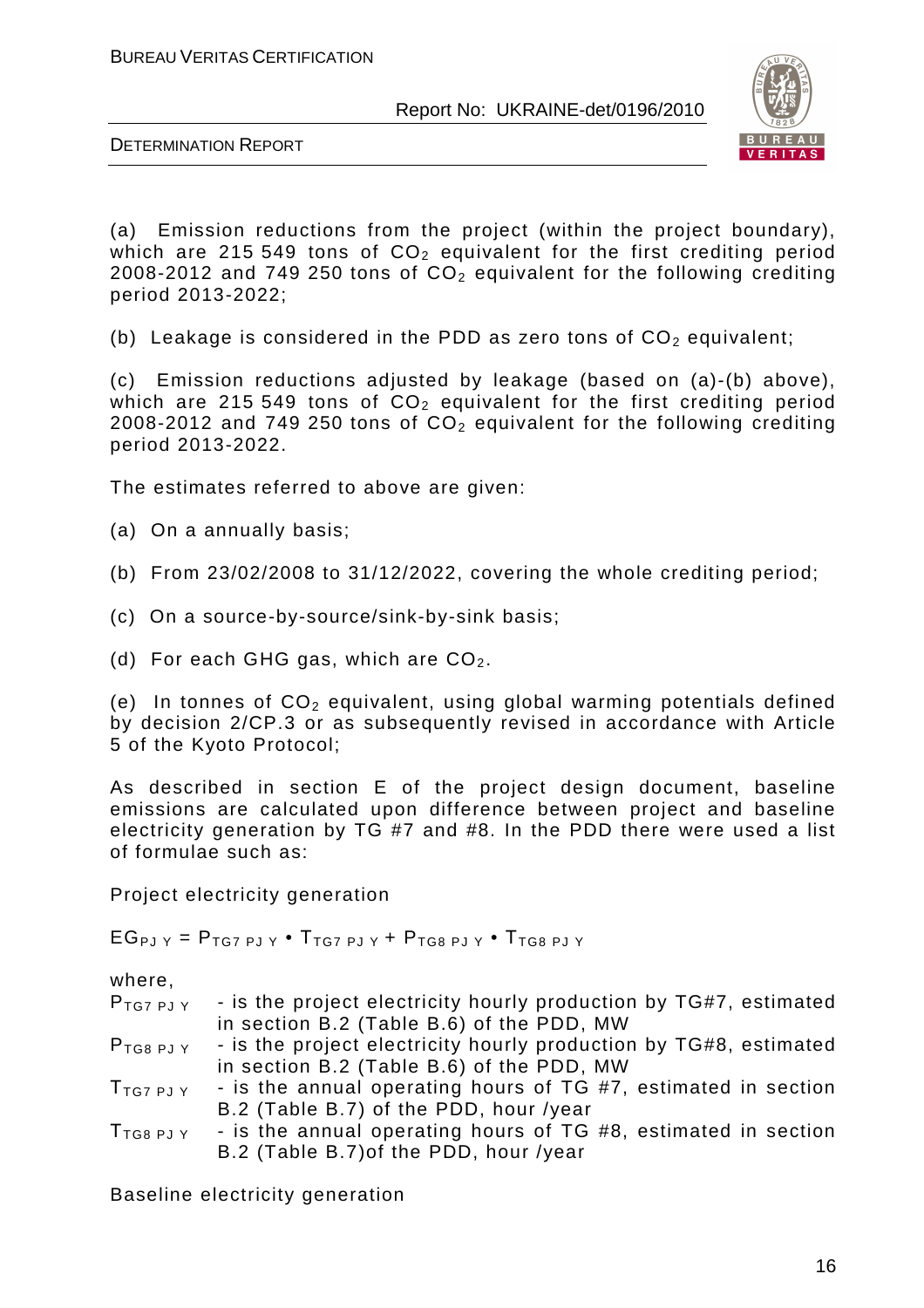(a) Emission reductions from the project (within the project boundary), which are 215 549 tons of $CO_2$ equivalent for the first crediting period 2008-2012 and 749 250 tons of $CO_2$ equivalent for the following crediting period 2013-2022;

(b) Leakage is considered in the PDD as zero tons of $CO_2$ equivalent;

(c) Emission reductions adjusted by leakage (based on (a)-(b) above), which are 215 549 tons of $CO_2$ equivalent for the first crediting period 2008-2012 and 749 250 tons of $CO_2$ equivalent for the following crediting period 2013-2022.

The estimates referred to above are given:

(a) On a annually basis;

(b) From 23/02/2008 to 31/12/2022, covering the whole crediting period;

(c) On a source-by-source/sink-by-sink basis;

(d) For each GHG gas, which are $CO_2$.

(e) In tonnes of $CO_2$ equivalent, using global warming potentials defined by decision 2/CP.3 or as subsequently revised in accordance with Article 5 of the Kyoto Protocol;

As described in section E of the project design document, baseline emissions are calculated upon difference between project and baseline electricity generation by TG #7 and #8. In the PDD there were used a list of formulae such as:

Project electricity generation

$$EG_{PJ\ Y} = P_{TG7\ PJ\ Y} \cdot T_{TG7\ PJ\ Y} + P_{TG8\ PJ\ Y} \cdot T_{TG8\ PJ\ Y}$$

where,

$P_{TG7\ PJ\ Y}$ - is the project electricity hourly production by TG#7, estimated in section B.2 (Table B.6) of the PDD, MW

$P_{TG8\ PJ\ Y}$ - is the project electricity hourly production by TG#8, estimated in section B.2 (Table B.6) of the PDD, MW

$T_{TG7\ PJ\ Y}$ - is the annual operating hours of TG #7, estimated in section B.2 (Table B.7) of the PDD, hour /year

$T_{TG8\ PJ\ Y}$ - is the annual operating hours of TG #8, estimated in section B.2 (Table B.7)of the PDD, hour /year

Baseline electricity generation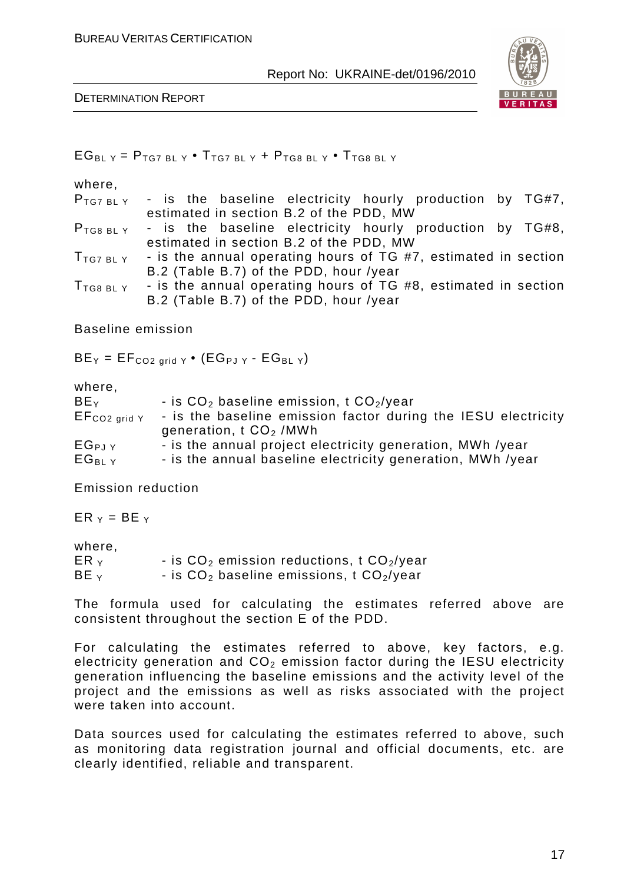$$EG_{BL\ Y} = P_{TG7\ BL\ Y} \cdot T_{TG7\ BL\ Y} + P_{TG8\ BL\ Y} \cdot T_{TG8\ BL\ Y}$$

where,

$P_{TG7\ BL\ Y}$ - is the baseline electricity hourly production by TG#7, estimated in section B.2 of the PDD, MW

$P_{TG8\ BL\ Y}$ - is the baseline electricity hourly production by TG#8, estimated in section B.2 of the PDD, MW

$T_{TG7\ BL\ Y}$ - is the annual operating hours of TG #7, estimated in section B.2 (Table B.7) of the PDD, hour /year

$T_{TG8\ BL\ Y}$ - is the annual operating hours of TG #8, estimated in section B.2 (Table B.7) of the PDD, hour /year

Baseline emission

$$BE_Y = EF_{CO2\ grid\ Y} \cdot (EG_{PJ\ Y} - EG_{BL\ Y})$$

where,

$BE_Y$ - is $CO_2$ baseline emission, t $CO_2$/year

$EF_{CO2\ grid\ Y}$ - is the baseline emission factor during the IESU electricity generation, t $CO_2$ /MWh

$EG_{PJ\ Y}$ - is the annual project electricity generation, MWh /year

$EG_{BL\ Y}$ - is the annual baseline electricity generation, MWh /year

Emission reduction

$$ER_Y = BE_Y$$

where,

$ER_Y$ - is $CO_2$ emission reductions, t $CO_2$/year

$BE_Y$ - is $CO_2$ baseline emissions, t $CO_2$/year

The formula used for calculating the estimates referred above are consistent throughout the section E of the PDD.

For calculating the estimates referred to above, key factors, e.g. electricity generation and $CO_2$ emission factor during the IESU electricity generation influencing the baseline emissions and the activity level of the project and the emissions as well as risks associated with the project were taken into account.

Data sources used for calculating the estimates referred to above, such as monitoring data registration journal and official documents, etc. are clearly identified, reliable and transparent.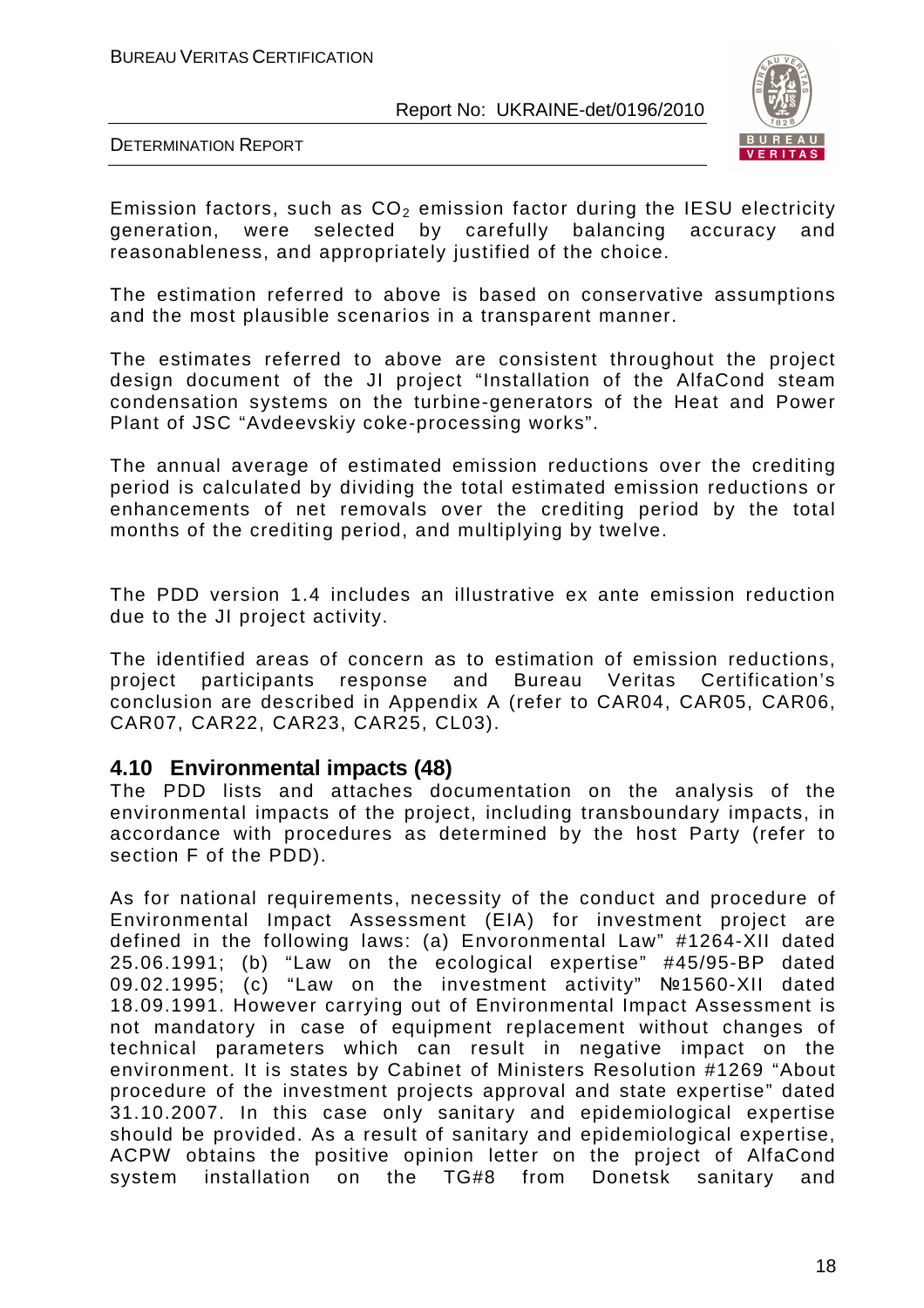Emission factors, such as $CO_2$ emission factor during the IESU electricity generation, were selected by carefully balancing accuracy and reasonableness, and appropriately justified of the choice.

The estimation referred to above is based on conservative assumptions and the most plausible scenarios in a transparent manner.

The estimates referred to above are consistent throughout the project design document of the JI project "Installation of the AlfaCond steam condensation systems on the turbine-generators of the Heat and Power Plant of JSC "Avdeevskiy coke-processing works".

The annual average of estimated emission reductions over the crediting period is calculated by dividing the total estimated emission reductions or enhancements of net removals over the crediting period by the total months of the crediting period, and multiplying by twelve.

The PDD version 1.4 includes an illustrative ex ante emission reduction due to the JI project activity.

The identified areas of concern as to estimation of emission reductions, project participants response and Bureau Veritas Certification's conclusion are described in Appendix A (refer to CAR04, CAR05, CAR06, CAR07, CAR22, CAR23, CAR25, CL03).

## 4.10 Environmental impacts (48)

The PDD lists and attaches documentation on the analysis of the environmental impacts of the project, including transboundary impacts, in accordance with procedures as determined by the host Party (refer to section F of the PDD).

As for national requirements, necessity of the conduct and procedure of Environmental Impact Assessment (EIA) for investment project are defined in the following laws: (a) Envoronmental Law" #1264-XII dated 25.06.1991; (b) "Law on the ecological expertise" #45/95-BP dated 09.02.1995; (c) "Law on the investment activity" №1560-XII dated 18.09.1991. However carrying out of Environmental Impact Assessment is not mandatory in case of equipment replacement without changes of technical parameters which can result in negative impact on the environment. It is states by Cabinet of Ministers Resolution #1269 "About procedure of the investment projects approval and state expertise" dated 31.10.2007. In this case only sanitary and epidemiological expertise should be provided. As a result of sanitary and epidemiological expertise, ACPW obtains the positive opinion letter on the project of AlfaCond system installation on the TG#8 from Donetsk sanitary and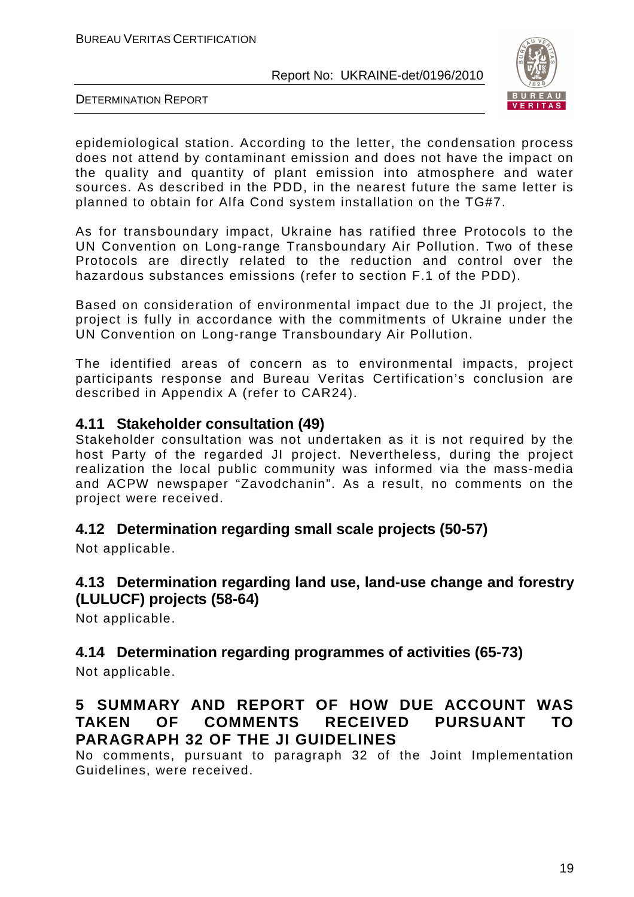epidemiological station. According to the letter, the condensation process does not attend by contaminant emission and does not have the impact on the quality and quantity of plant emission into atmosphere and water sources. As described in the PDD, in the nearest future the same letter is planned to obtain for Alfa Cond system installation on the TG#7.

As for transboundary impact, Ukraine has ratified three Protocols to the UN Convention on Long-range Transboundary Air Pollution. Two of these Protocols are directly related to the reduction and control over the hazardous substances emissions (refer to section F.1 of the PDD).

Based on consideration of environmental impact due to the JI project, the project is fully in accordance with the commitments of Ukraine under the UN Convention on Long-range Transboundary Air Pollution.

The identified areas of concern as to environmental impacts, project participants response and Bureau Veritas Certification's conclusion are described in Appendix A (refer to CAR24).

### 4.11 Stakeholder consultation (49)

Stakeholder consultation was not undertaken as it is not required by the host Party of the regarded JI project. Nevertheless, during the project realization the local public community was informed via the mass-media and ACPW newspaper "Zavodchanin". As a result, no comments on the project were received.

### 4.12 Determination regarding small scale projects (50-57)

Not applicable.

### 4.13 Determination regarding land use, land-use change and forestry (LULUCF) projects (58-64)

Not applicable.

### 4.14 Determination regarding programmes of activities (65-73)

Not applicable.

## 5 SUMMARY AND REPORT OF HOW DUE ACCOUNT WAS TAKEN OF COMMENTS RECEIVED PURSUANT TO PARAGRAPH 32 OF THE JI GUIDELINES

No comments, pursuant to paragraph 32 of the Joint Implementation Guidelines, were received.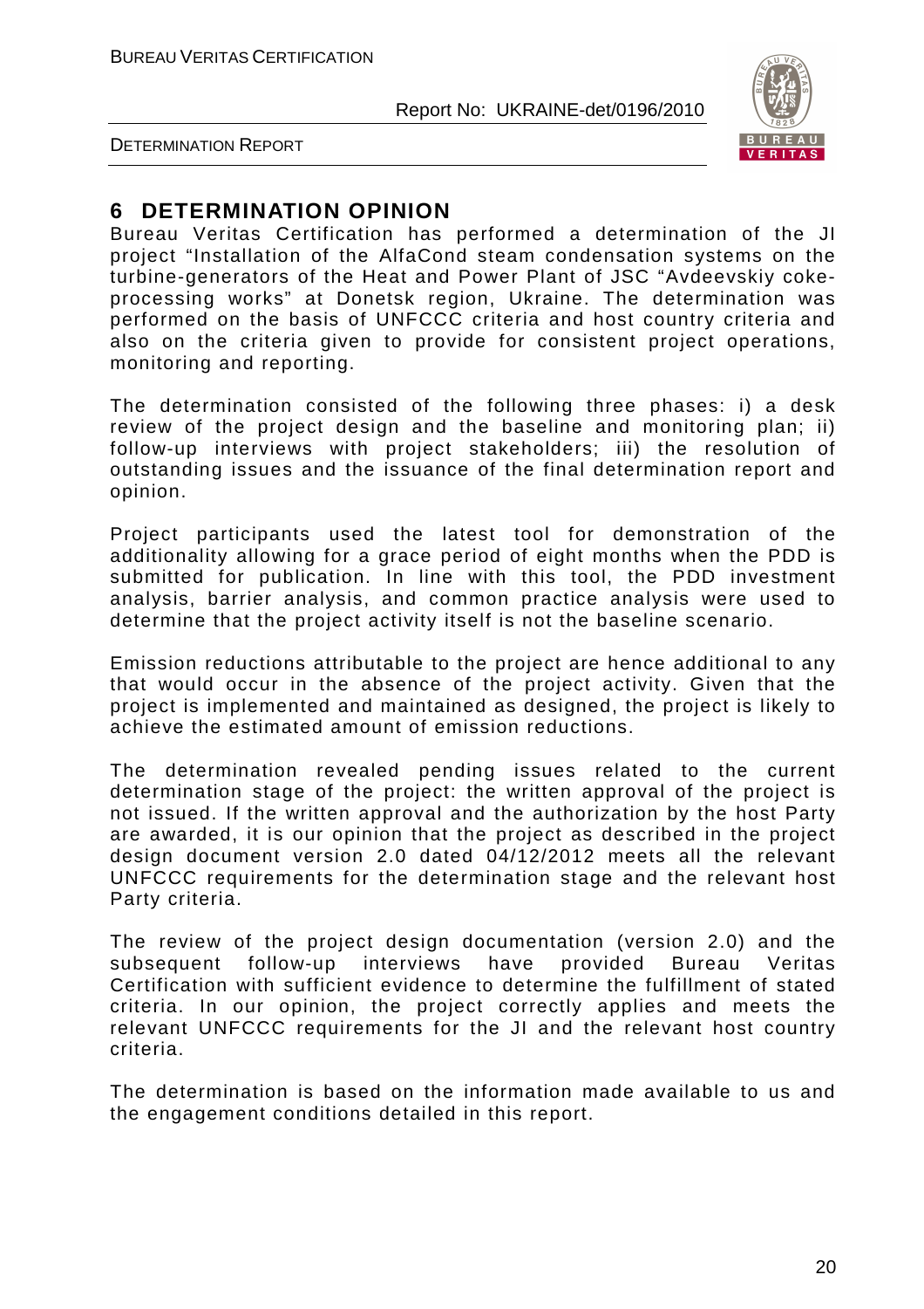## 6 DETERMINATION OPINION

Bureau Veritas Certification has performed a determination of the JI project "Installation of the AlfaCond steam condensation systems on the turbine-generators of the Heat and Power Plant of JSC "Avdeevskiy coke-processing works" at Donetsk region, Ukraine. The determination was performed on the basis of UNFCCC criteria and host country criteria and also on the criteria given to provide for consistent project operations, monitoring and reporting.

The determination consisted of the following three phases: i) a desk review of the project design and the baseline and monitoring plan; ii) follow-up interviews with project stakeholders; iii) the resolution of outstanding issues and the issuance of the final determination report and opinion.

Project participants used the latest tool for demonstration of the additionality allowing for a grace period of eight months when the PDD is submitted for publication. In line with this tool, the PDD investment analysis, barrier analysis, and common practice analysis were used to determine that the project activity itself is not the baseline scenario.

Emission reductions attributable to the project are hence additional to any that would occur in the absence of the project activity. Given that the project is implemented and maintained as designed, the project is likely to achieve the estimated amount of emission reductions.

The determination revealed pending issues related to the current determination stage of the project: the written approval of the project is not issued. If the written approval and the authorization by the host Party are awarded, it is our opinion that the project as described in the project design document version 2.0 dated 04/12/2012 meets all the relevant UNFCCC requirements for the determination stage and the relevant host Party criteria.

The review of the project design documentation (version 2.0) and the subsequent follow-up interviews have provided Bureau Veritas Certification with sufficient evidence to determine the fulfillment of stated criteria. In our opinion, the project correctly applies and meets the relevant UNFCCC requirements for the JI and the relevant host country criteria.

The determination is based on the information made available to us and the engagement conditions detailed in this report.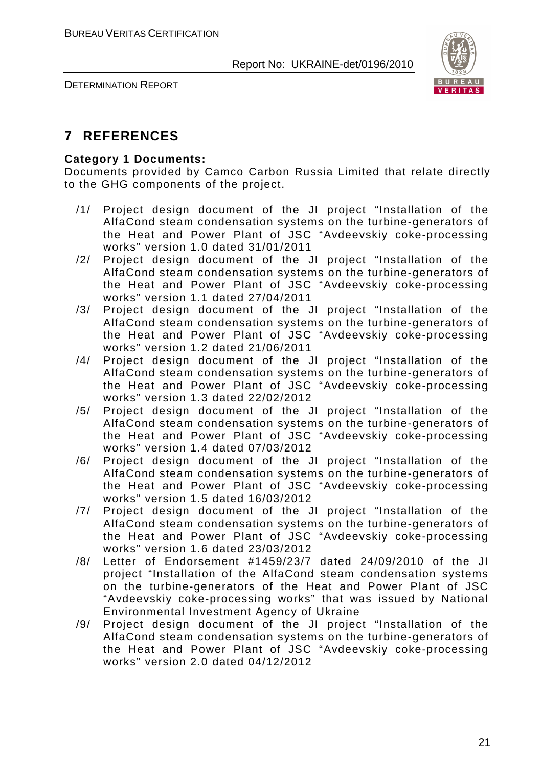## 7 REFERENCES

**Category 1 Documents:**

Documents provided by Camco Carbon Russia Limited that relate directly to the GHG components of the project.

/1/ Project design document of the JI project "Installation of the AlfaCond steam condensation systems on the turbine-generators of the Heat and Power Plant of JSC "Avdeevskiy coke-processing works" version 1.0 dated 31/01/2011

/2/ Project design document of the JI project "Installation of the AlfaCond steam condensation systems on the turbine-generators of the Heat and Power Plant of JSC "Avdeevskiy coke-processing works" version 1.1 dated 27/04/2011

/3/ Project design document of the JI project "Installation of the AlfaCond steam condensation systems on the turbine-generators of the Heat and Power Plant of JSC "Avdeevskiy coke-processing works" version 1.2 dated 21/06/2011

/4/ Project design document of the JI project "Installation of the AlfaCond steam condensation systems on the turbine-generators of the Heat and Power Plant of JSC "Avdeevskiy coke-processing works" version 1.3 dated 22/02/2012

/5/ Project design document of the JI project "Installation of the AlfaCond steam condensation systems on the turbine-generators of the Heat and Power Plant of JSC "Avdeevskiy coke-processing works" version 1.4 dated 07/03/2012

/6/ Project design document of the JI project "Installation of the AlfaCond steam condensation systems on the turbine-generators of the Heat and Power Plant of JSC "Avdeevskiy coke-processing works" version 1.5 dated 16/03/2012

/7/ Project design document of the JI project "Installation of the AlfaCond steam condensation systems on the turbine-generators of the Heat and Power Plant of JSC "Avdeevskiy coke-processing works" version 1.6 dated 23/03/2012

/8/ Letter of Endorsement #1459/23/7 dated 24/09/2010 of the JI project "Installation of the AlfaCond steam condensation systems on the turbine-generators of the Heat and Power Plant of JSC "Avdeevskiy coke-processing works" that was issued by National Environmental Investment Agency of Ukraine

/9/ Project design document of the JI project "Installation of the AlfaCond steam condensation systems on the turbine-generators of the Heat and Power Plant of JSC "Avdeevskiy coke-processing works" version 2.0 dated 04/12/2012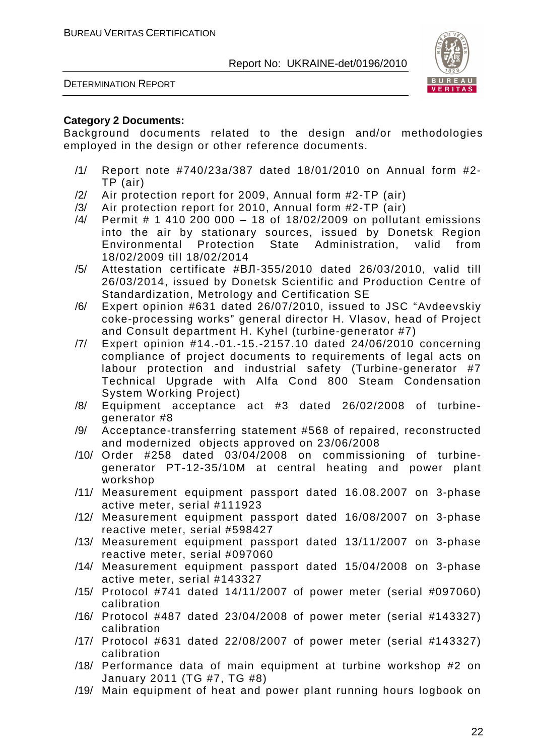**Category 2 Documents:**

Background documents related to the design and/or methodologies employed in the design or other reference documents.

/1/ Report note #740/23a/387 dated 18/01/2010 on Annual form #2-TP (air)
/2/ Air protection report for 2009, Annual form #2-TP (air)
/3/ Air protection report for 2010, Annual form #2-TP (air)
/4/ Permit # 1 410 200 000 – 18 of 18/02/2009 on pollutant emissions into the air by stationary sources, issued by Donetsk Region Environmental Protection State Administration, valid from 18/02/2009 till 18/02/2014
/5/ Attestation certificate #ВЛ-355/2010 dated 26/03/2010, valid till 26/03/2014, issued by Donetsk Scientific and Production Centre of Standardization, Metrology and Certification SE
/6/ Expert opinion #631 dated 26/07/2010, issued to JSC "Avdeevskiy coke-processing works" general director H. Vlasov, head of Project and Consult department H. Kyhel (turbine-generator #7)
/7/ Expert opinion #14.-01.-15.-2157.10 dated 24/06/2010 concerning compliance of project documents to requirements of legal acts on labour protection and industrial safety (Turbine-generator #7 Technical Upgrade with Alfa Cond 800 Steam Condensation System Working Project)
/8/ Equipment acceptance act #3 dated 26/02/2008 of turbine-generator #8
/9/ Acceptance-transferring statement #568 of repaired, reconstructed and modernized objects approved on 23/06/2008
/10/ Order #258 dated 03/04/2008 on commissioning of turbine-generator PT-12-35/10M at central heating and power plant workshop
/11/ Measurement equipment passport dated 16.08.2007 on 3-phase active meter, serial #111923
/12/ Measurement equipment passport dated 16/08/2007 on 3-phase reactive meter, serial #598427
/13/ Measurement equipment passport dated 13/11/2007 on 3-phase reactive meter, serial #097060
/14/ Measurement equipment passport dated 15/04/2008 on 3-phase active meter, serial #143327
/15/ Protocol #741 dated 14/11/2007 of power meter (serial #097060) calibration
/16/ Protocol #487 dated 23/04/2008 of power meter (serial #143327) calibration
/17/ Protocol #631 dated 22/08/2007 of power meter (serial #143327) calibration
/18/ Performance data of main equipment at turbine workshop #2 on January 2011 (TG #7, TG #8)
/19/ Main equipment of heat and power plant running hours logbook on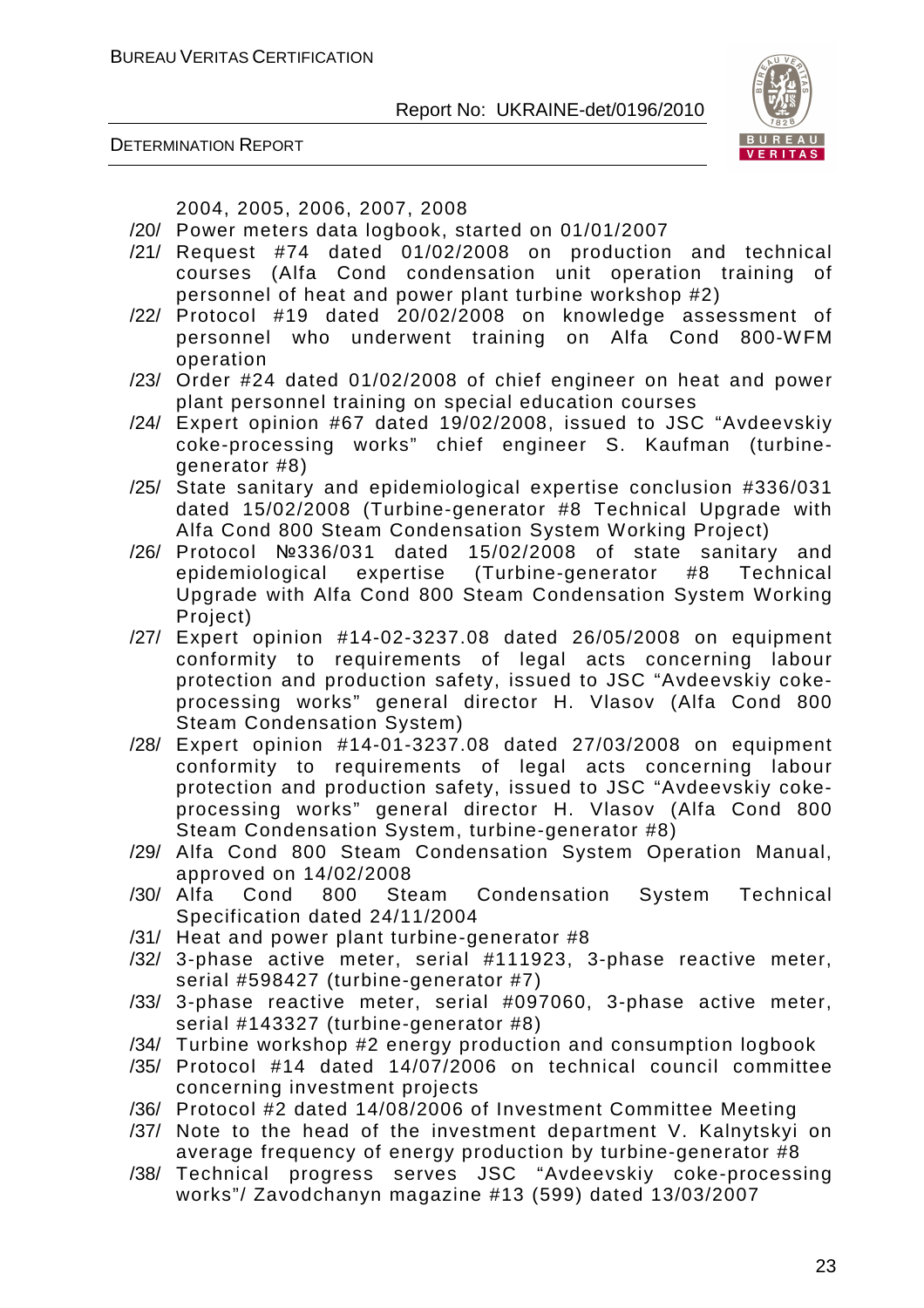2004, 2005, 2006, 2007, 2008

/20/ Power meters data logbook, started on 01/01/2007

/21/ Request #74 dated 01/02/2008 on production and technical courses (Alfa Cond condensation unit operation training of personnel of heat and power plant turbine workshop #2)

/22/ Protocol #19 dated 20/02/2008 on knowledge assessment of personnel who underwent training on Alfa Cond 800-WFM operation

/23/ Order #24 dated 01/02/2008 of chief engineer on heat and power plant personnel training on special education courses

/24/ Expert opinion #67 dated 19/02/2008, issued to JSC "Avdeevskiy coke-processing works" chief engineer S. Kaufman (turbine-generator #8)

/25/ State sanitary and epidemiological expertise conclusion #336/031 dated 15/02/2008 (Turbine-generator #8 Technical Upgrade with Alfa Cond 800 Steam Condensation System Working Project)

/26/ Protocol №336/031 dated 15/02/2008 of state sanitary and epidemiological expertise (Turbine-generator #8 Technical Upgrade with Alfa Cond 800 Steam Condensation System Working Project)

/27/ Expert opinion #14-02-3237.08 dated 26/05/2008 on equipment conformity to requirements of legal acts concerning labour protection and production safety, issued to JSC "Avdeevskiy coke-processing works" general director H. Vlasov (Alfa Cond 800 Steam Condensation System)

/28/ Expert opinion #14-01-3237.08 dated 27/03/2008 on equipment conformity to requirements of legal acts concerning labour protection and production safety, issued to JSC "Avdeevskiy coke-processing works" general director H. Vlasov (Alfa Cond 800 Steam Condensation System, turbine-generator #8)

/29/ Alfa Cond 800 Steam Condensation System Operation Manual, approved on 14/02/2008

/30/ Alfa Cond 800 Steam Condensation System Technical Specification dated 24/11/2004

/31/ Heat and power plant turbine-generator #8

/32/ 3-phase active meter, serial #111923, 3-phase reactive meter, serial #598427 (turbine-generator #7)

/33/ 3-phase reactive meter, serial #097060, 3-phase active meter, serial #143327 (turbine-generator #8)

/34/ Turbine workshop #2 energy production and consumption logbook

/35/ Protocol #14 dated 14/07/2006 on technical council committee concerning investment projects

/36/ Protocol #2 dated 14/08/2006 of Investment Committee Meeting

/37/ Note to the head of the investment department V. Kalnytskyi on average frequency of energy production by turbine-generator #8

/38/ Technical progress serves JSC "Avdeevskiy coke-processing works"/ Zavodchanyn magazine #13 (599) dated 13/03/2007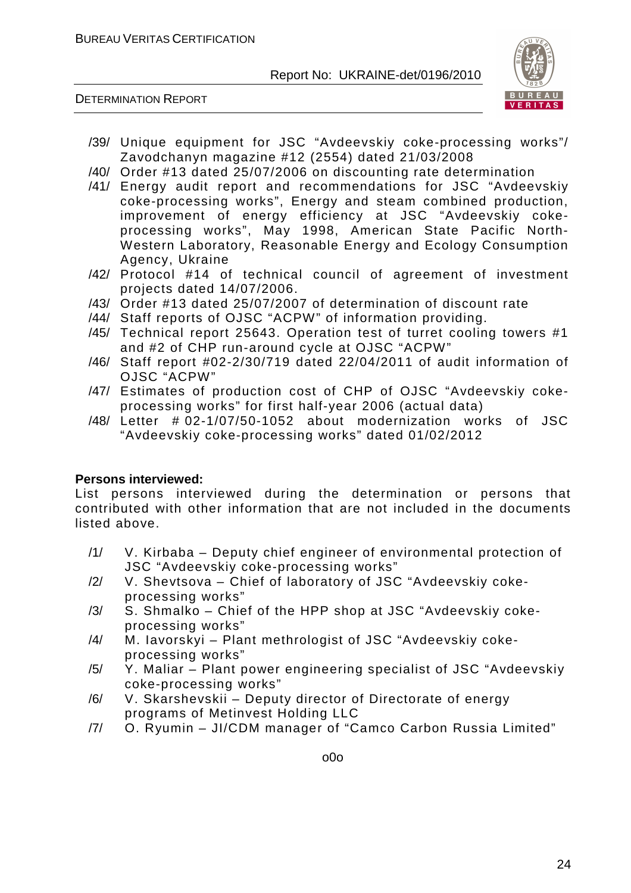/39/ Unique equipment for JSC "Avdeevskiy coke-processing works"/ Zavodchanyn magazine #12 (2554) dated 21/03/2008

/40/ Order #13 dated 25/07/2006 on discounting rate determination

/41/ Energy audit report and recommendations for JSC "Avdeevskiy coke-processing works", Energy and steam combined production, improvement of energy efficiency at JSC "Avdeevskiy coke-processing works", May 1998, American State Pacific North-Western Laboratory, Reasonable Energy and Ecology Consumption Agency, Ukraine

/42/ Protocol #14 of technical council of agreement of investment projects dated 14/07/2006.

/43/ Order #13 dated 25/07/2007 of determination of discount rate

/44/ Staff reports of OJSC "ACPW" of information providing.

/45/ Technical report 25643. Operation test of turret cooling towers #1 and #2 of CHP run-around cycle at OJSC "ACPW"

/46/ Staff report #02-2/30/719 dated 22/04/2011 of audit information of OJSC "ACPW"

/47/ Estimates of production cost of CHP of OJSC "Avdeevskiy coke-processing works" for first half-year 2006 (actual data)

/48/ Letter # 02-1/07/50-1052 about modernization works of JSC "Avdeevskiy coke-processing works" dated 01/02/2012

**Persons interviewed:**

List persons interviewed during the determination or persons that contributed with other information that are not included in the documents listed above.

/1/ V. Kirbaba – Deputy chief engineer of environmental protection of JSC "Avdeevskiy coke-processing works"

/2/ V. Shevtsova – Chief of laboratory of JSC "Avdeevskiy coke-processing works"

/3/ S. Shmalko – Chief of the HPP shop at JSC "Avdeevskiy coke-processing works"

/4/ M. Iavorskyi – Plant methrologist of JSC "Avdeevskiy coke-processing works"

/5/ Y. Maliar – Plant power engineering specialist of JSC "Avdeevskiy coke-processing works"

/6/ V. Skarshevskii – Deputy director of Directorate of energy programs of Metinvest Holding LLC

/7/ O. Ryumin – JI/CDM manager of "Camco Carbon Russia Limited"

o0o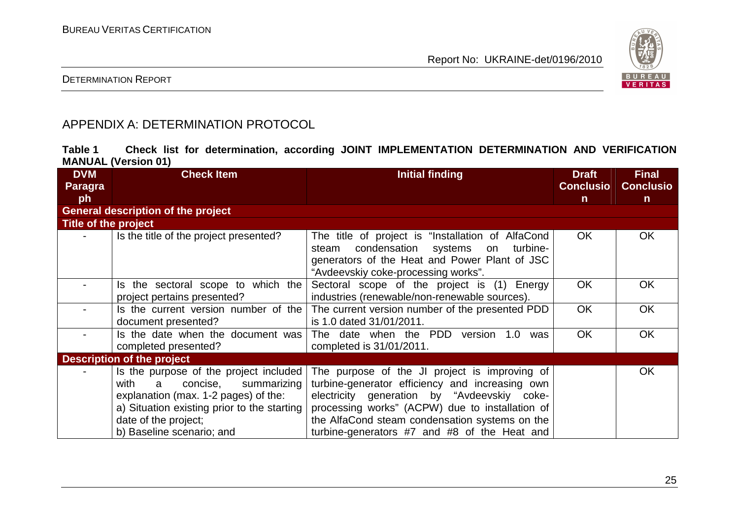## APPENDIX A: DETERMINATION PROTOCOL

**Table 1 Check list for determination, according JOINT IMPLEMENTATION DETERMINATION AND VERIFICATION MANUAL (Version 01)**

| DVM Paragraph | Check Item | Initial finding | Draft Conclusion | Final Conclusion |
|---|---|---|---|---|
| **General description of the project** | | | | |
| **Title of the project** | | | | |
| - | Is the title of the project presented? | The title of project is "Installation of AlfaCond steam condensation systems on turbine-generators of the Heat and Power Plant of JSC "Avdeevskiy coke-processing works". | OK | OK |
| - | Is the sectoral scope to which the project pertains presented? | Sectoral scope of the project is (1) Energy industries (renewable/non-renewable sources). | OK | OK |
| - | Is the current version number of the document presented? | The current version number of the presented PDD is 1.0 dated 31/01/2011. | OK | OK |
| - | Is the date when the document was completed presented? | The date when the PDD version 1.0 was completed is 31/01/2011. | OK | OK |
| **Description of the project** | | | | |
| - | Is the purpose of the project included with a concise, summarizing explanation (max. 1-2 pages) of the:<br>a) Situation existing prior to the starting date of the project;<br>b) Baseline scenario; and | The purpose of the JI project is improving of turbine-generator efficiency and increasing own electricity generation by "Avdeevskiy coke-processing works" (ACPW) due to installation of the AlfaCond steam condensation systems on the turbine-generators #7 and #8 of the Heat and | | OK |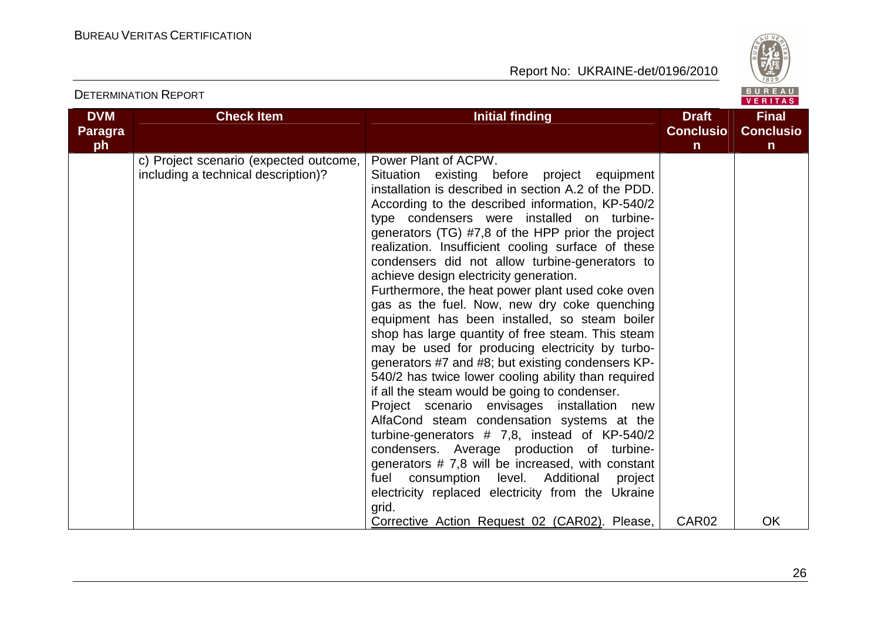| DVM Paragraph | Check Item | Initial finding | Draft Conclusion | Final Conclusion |
|---|---|---|---|---|
| | c) Project scenario (expected outcome, including a technical description)? | Power Plant of ACPW.<br>Situation existing before project equipment installation is described in section A.2 of the PDD. According to the described information, KP-540/2 type condensers were installed on turbine-generators (TG) #7,8 of the HPP prior the project realization. Insufficient cooling surface of these condensers did not allow turbine-generators to achieve design electricity generation.<br>Furthermore, the heat power plant used coke oven gas as the fuel. Now, new dry coke quenching equipment has been installed, so steam boiler shop has large quantity of free steam. This steam may be used for producing electricity by turbo-generators #7 and #8; but existing condensers KP-540/2 has twice lower cooling ability than required if all the steam would be going to condenser.<br>Project scenario envisages installation new AlfaCond steam condensation systems at the turbine-generators # 7,8, instead of KP-540/2 condensers. Average production of turbine-generators # 7,8 will be increased, with constant fuel consumption level. Additional project electricity replaced electricity from the Ukraine grid.<br>Corrective Action Request 02 (CAR02). Please, | CAR02 | OK |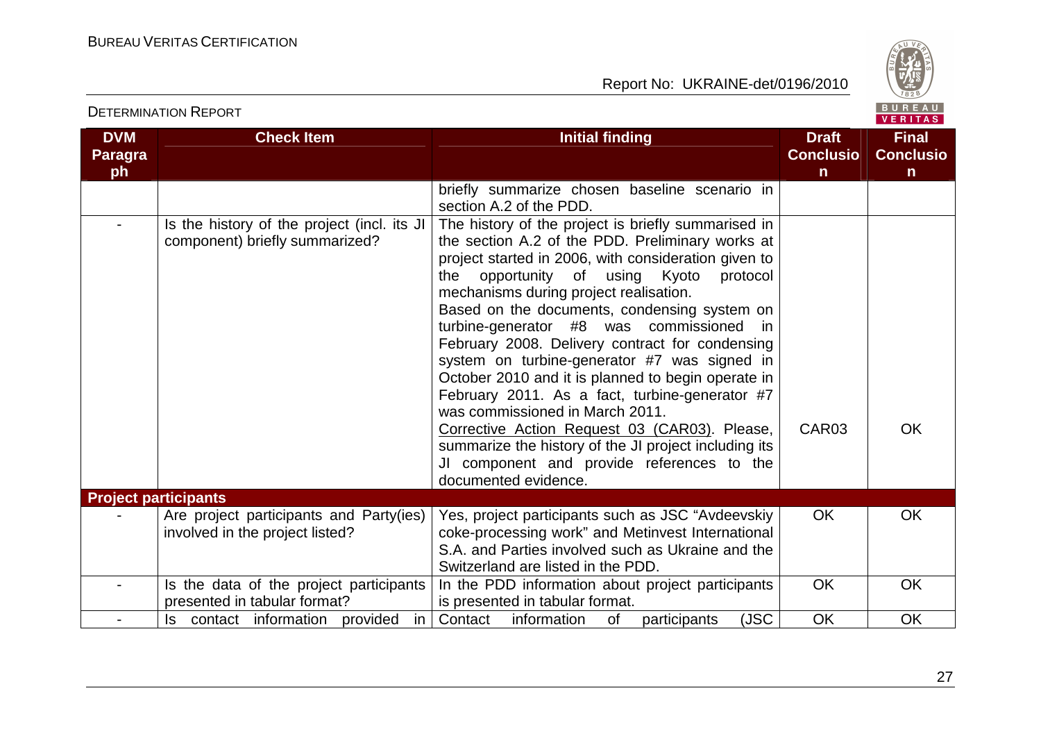| DVM Paragraph | Check Item | Initial finding | Draft Conclusion | Final Conclusion |
|---|---|---|---|---|
| | | briefly summarize chosen baseline scenario in section A.2 of the PDD. | | |
| - | Is the history of the project (incl. its JI component) briefly summarized? | The history of the project is briefly summarised in the section A.2 of the PDD. Preliminary works at project started in 2006, with consideration given to the opportunity of using Kyoto protocol mechanisms during project realisation. Based on the documents, condensing system on turbine-generator #8 was commissioned in February 2008. Delivery contract for condensing system on turbine-generator #7 was signed in October 2010 and it is planned to begin operate in February 2011. As a fact, turbine-generator #7 was commissioned in March 2011. Corrective Action Request 03 (CAR03). Please, summarize the history of the JI project including its JI component and provide references to the documented evidence. | CAR03 | OK |
| **Project participants** | | | | |
| - | Are project participants and Party(ies) involved in the project listed? | Yes, project participants such as JSC "Avdeevskiy coke-processing work" and Metinvest International S.A. and Parties involved such as Ukraine and the Switzerland are listed in the PDD. | OK | OK |
| - | Is the data of the project participants presented in tabular format? | In the PDD information about project participants is presented in tabular format. | OK | OK |
| - | Is contact information provided in | Contact information of participants (JSC | OK | OK |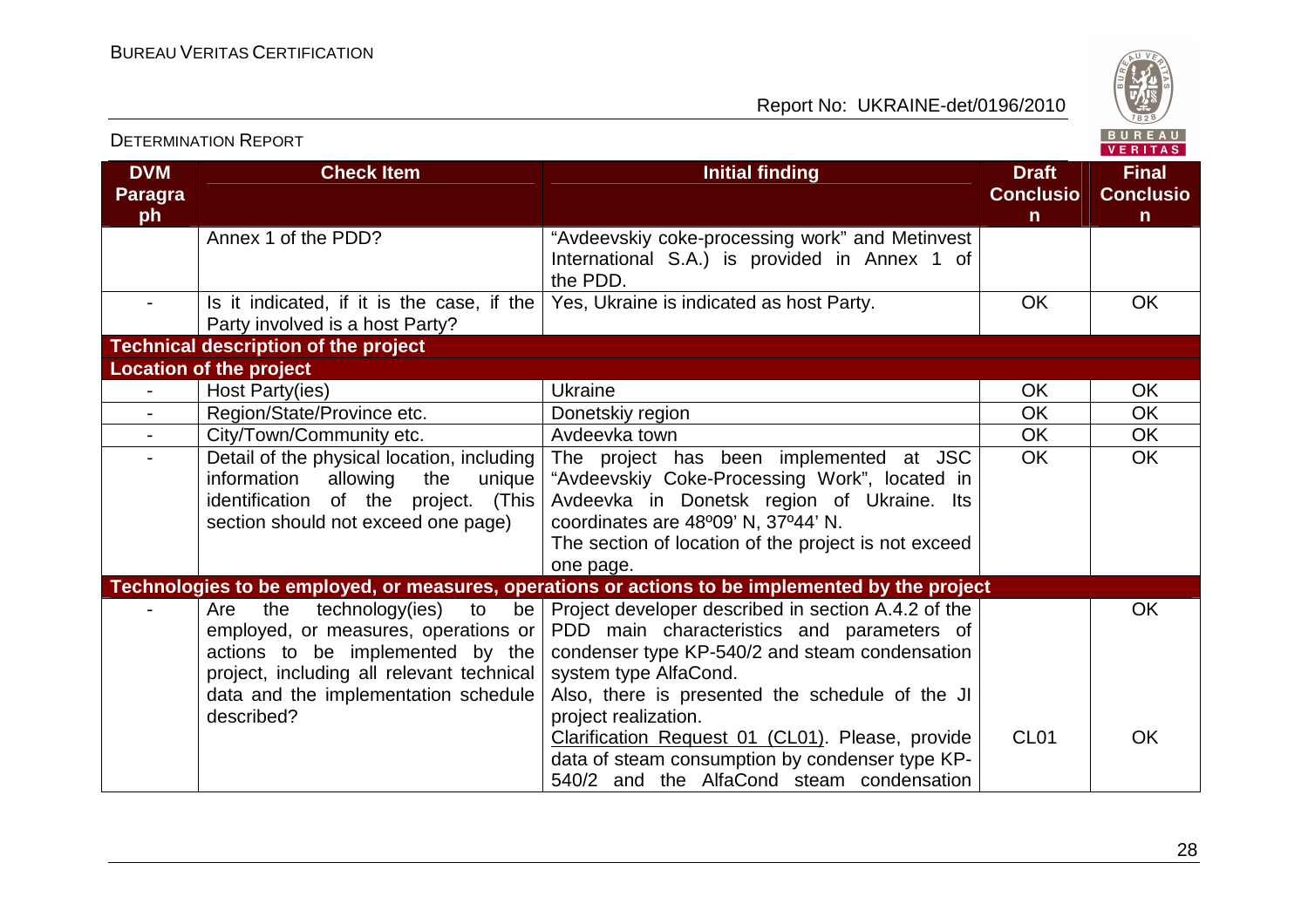| DVM Paragraph | Check Item | Initial finding | Draft Conclusion | Final Conclusion |
|---|---|---|---|---|
| | Annex 1 of the PDD? | "Avdeevskiy coke-processing work" and Metinvest International S.A.) is provided in Annex 1 of the PDD. | | |
| - | Is it indicated, if it is the case, if the Party involved is a host Party? | Yes, Ukraine is indicated as host Party. | OK | OK |
| **Technical description of the project** | | | | |
| **Location of the project** | | | | |
| - | Host Party(ies) | Ukraine | OK | OK |
| - | Region/State/Province etc. | Donetskiy region | OK | OK |
| - | City/Town/Community etc. | Avdeevka town | OK | OK |
| - | Detail of the physical location, including information allowing the unique identification of the project. (This section should not exceed one page) | The project has been implemented at JSC "Avdeevskiy Coke-Processing Work", located in Avdeevka in Donetsk region of Ukraine. Its coordinates are 48º09' N, 37º44' N. The section of location of the project is not exceed one page. | OK | OK |
| **Technologies to be employed, or measures, operations or actions to be implemented by the project** | | | | |
| - | Are the technology(ies) to be employed, or measures, operations or actions to be implemented by the project, including all relevant technical data and the implementation schedule described? | Project developer described in section A.4.2 of the PDD main characteristics and parameters of condenser type KP-540/2 and steam condensation system type AlfaCond. Also, there is presented the schedule of the JI project realization. | | OK |
| | | Clarification Request 01 (CL01). Please, provide data of steam consumption by condenser type KP-540/2 and the AlfaCond steam condensation | CL01 | OK |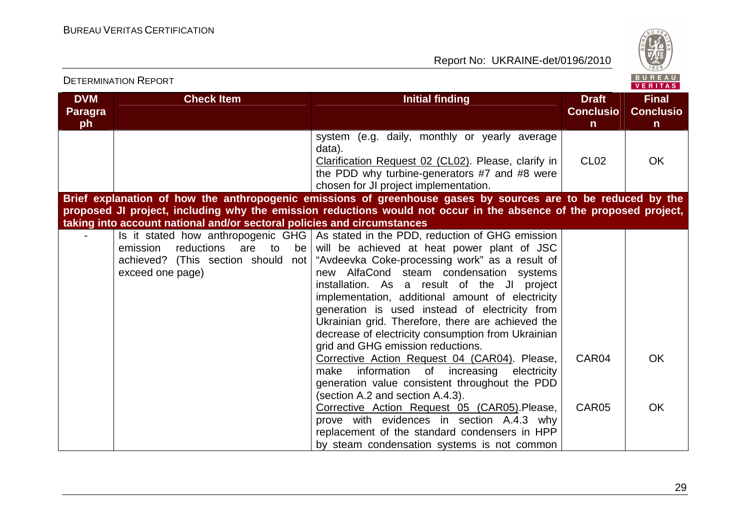| DVM Paragraph | Check Item | Initial finding | Draft Conclusion | Final Conclusion |
|---|---|---|---|---|
| | | system (e.g. daily, monthly or yearly average data).<br>Clarification Request 02 (CL02). Please, clarify in the PDD why turbine-generators #7 and #8 were chosen for JI project implementation. | CL02 | OK |
| **Brief explanation of how the anthropogenic emissions of greenhouse gases by sources are to be reduced by the proposed JI project, including why the emission reductions would not occur in the absence of the proposed project, taking into account national and/or sectoral policies and circumstances** | | | | |
| - | Is it stated how anthropogenic GHG emission reductions are to be achieved? (This section should not exceed one page) | As stated in the PDD, reduction of GHG emission will be achieved at heat power plant of JSC "Avdeevka Coke-processing work" as a result of new AlfaCond steam condensation systems installation. As a result of the JI project implementation, additional amount of electricity generation is used instead of electricity from Ukrainian grid. Therefore, there are achieved the decrease of electricity consumption from Ukrainian grid and GHG emission reductions.<br>Corrective Action Request 04 (CAR04). Please, make information of increasing electricity generation value consistent throughout the PDD (section A.2 and section A.4.3).<br>Corrective Action Request 05 (CAR05).Please, prove with evidences in section A.4.3 why replacement of the standard condensers in HPP by steam condensation systems is not common | CAR04<br><br>CAR05 | OK<br><br>OK |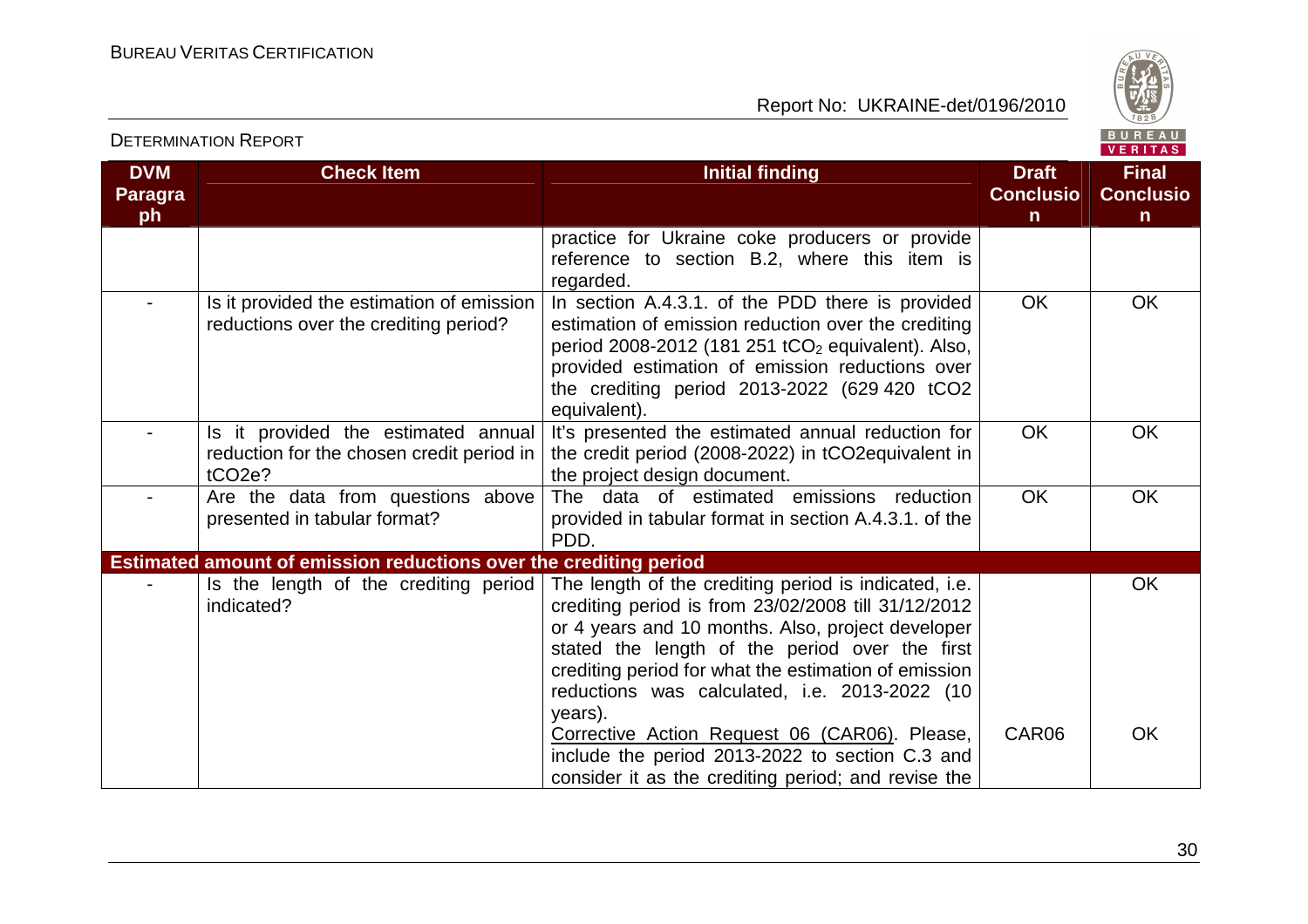| DVM Paragraph | Check Item | Initial finding | Draft Conclusion | Final Conclusion |
|---|---|---|---|---|
| | | practice for Ukraine coke producers or provide reference to section B.2, where this item is regarded. | | |
| - | Is it provided the estimation of emission reductions over the crediting period? | In section A.4.3.1. of the PDD there is provided estimation of emission reduction over the crediting period 2008-2012 (181 251 $tCO_2$ equivalent). Also, provided estimation of emission reductions over the crediting period 2013-2022 (629 420 tCO2 equivalent). | OK | OK |
| - | Is it provided the estimated annual reduction for the chosen credit period in tCO2e? | It's presented the estimated annual reduction for the credit period (2008-2022) in tCO2equivalent in the project design document. | OK | OK |
| - | Are the data from questions above presented in tabular format? | The data of estimated emissions reduction provided in tabular format in section A.4.3.1. of the PDD. | OK | OK |
| **Estimated amount of emission reductions over the crediting period** | | | | |
| - | Is the length of the crediting period indicated? | The length of the crediting period is indicated, i.e. crediting period is from 23/02/2008 till 31/12/2012 or 4 years and 10 months. Also, project developer stated the length of the period over the first crediting period for what the estimation of emission reductions was calculated, i.e. 2013-2022 (10 years). | | OK |
| | | Corrective Action Request 06 (CAR06). Please, include the period 2013-2022 to section C.3 and consider it as the crediting period; and revise the | CAR06 | OK |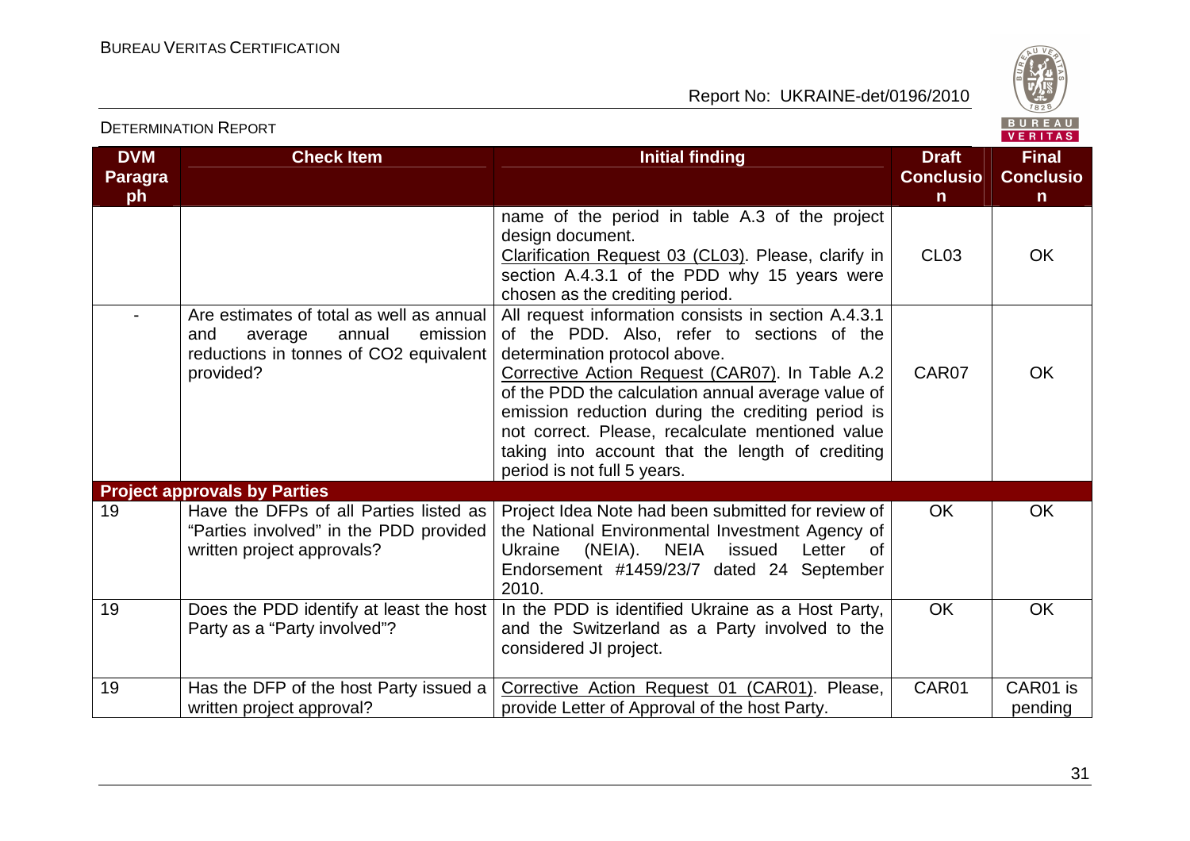| DVM Paragraph | Check Item | Initial finding | Draft Conclusion | Final Conclusion |
|---|---|---|---|---|
| | | name of the period in table A.3 of the project design document. Clarification Request 03 (CL03). Please, clarify in section A.4.3.1 of the PDD why 15 years were chosen as the crediting period. | CL03 | OK |
| - | Are estimates of total as well as annual and average annual emission reductions in tonnes of CO2 equivalent provided? | All request information consists in section A.4.3.1 of the PDD. Also, refer to sections of the determination protocol above. Corrective Action Request (CAR07). In Table A.2 of the PDD the calculation annual average value of emission reduction during the crediting period is not correct. Please, recalculate mentioned value taking into account that the length of crediting period is not full 5 years. | CAR07 | OK |
| **Project approvals by Parties** | | | | |
| 19 | Have the DFPs of all Parties listed as "Parties involved" in the PDD provided written project approvals? | Project Idea Note had been submitted for review of the National Environmental Investment Agency of Ukraine (NEIA). NEIA issued Letter of Endorsement #1459/23/7 dated 24 September 2010. | OK | OK |
| 19 | Does the PDD identify at least the host Party as a "Party involved"? | In the PDD is identified Ukraine as a Host Party, and the Switzerland as a Party involved to the considered JI project. | OK | OK |
| 19 | Has the DFP of the host Party issued a written project approval? | Corrective Action Request 01 (CAR01). Please, provide Letter of Approval of the host Party. | CAR01 | CAR01 is pending |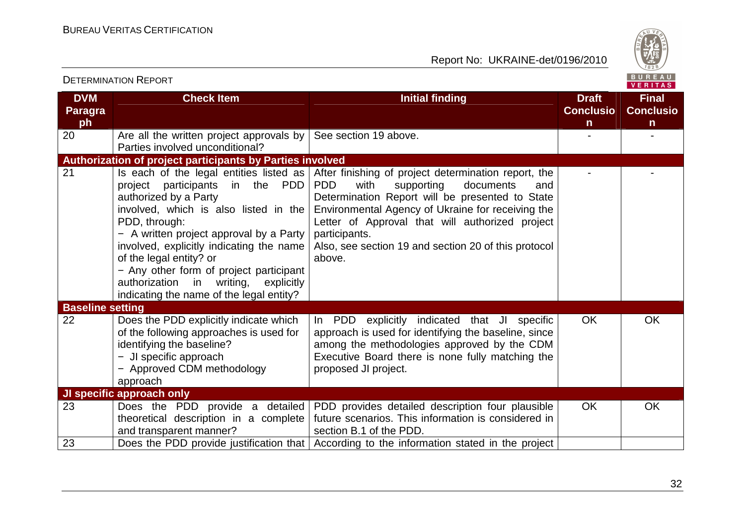| DVM Paragraph | Check Item | Initial finding | Draft Conclusion | Final Conclusion |
|---|---|---|---|---|
| 20 | Are all the written project approvals by Parties involved unconditional? | See section 19 above. | - | - |
| **Authorization of project participants by Parties involved** | | | | |
| 21 | Is each of the legal entities listed as project participants in the PDD authorized by a Party involved, which is also listed in the PDD, through:<br>− A written project approval by a Party involved, explicitly indicating the name of the legal entity? or<br>− Any other form of project participant authorization in writing, explicitly indicating the name of the legal entity? | After finishing of project determination report, the PDD with supporting documents and Determination Report will be presented to State Environmental Agency of Ukraine for receiving the Letter of Approval that will authorized project participants.<br>Also, see section 19 and section 20 of this protocol above. | - | - |
| **Baseline setting** | | | | |
| 22 | Does the PDD explicitly indicate which of the following approaches is used for identifying the baseline?<br>− JI specific approach<br>− Approved CDM methodology approach | In PDD explicitly indicated that JI specific approach is used for identifying the baseline, since among the methodologies approved by the CDM Executive Board there is none fully matching the proposed JI project. | OK | OK |
| **JI specific approach only** | | | | |
| 23 | Does the PDD provide a detailed theoretical description in a complete and transparent manner? | PDD provides detailed description four plausible future scenarios. This information is considered in section B.1 of the PDD. | OK | OK |
| 23 | Does the PDD provide justification that | According to the information stated in the project | | |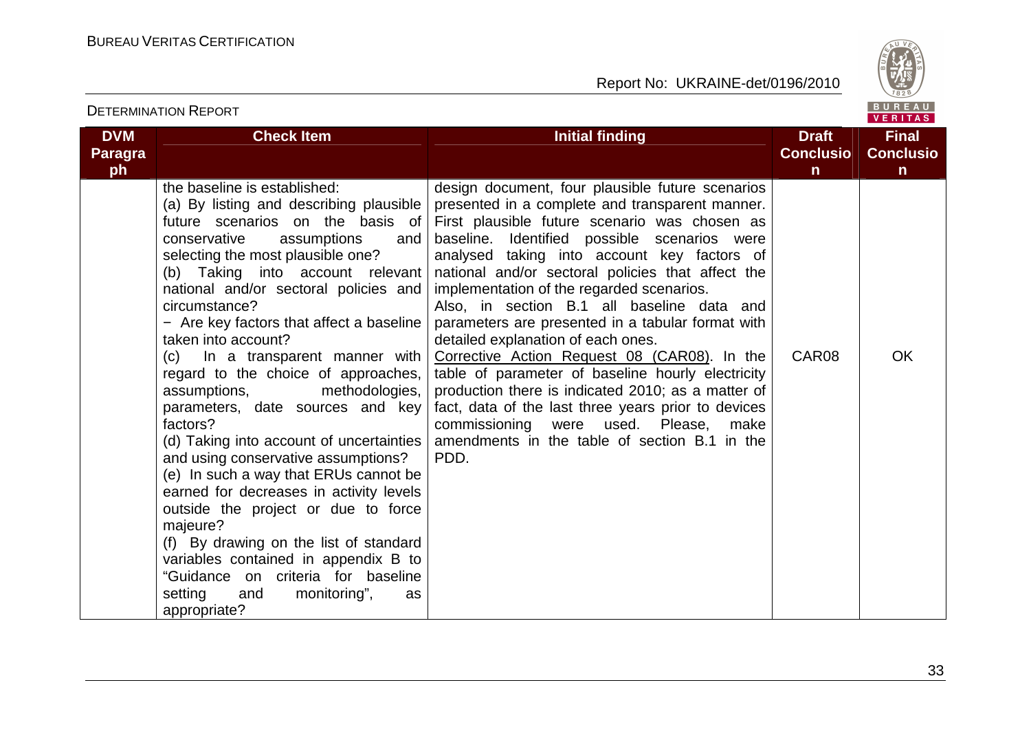| DVM Paragraph | Check Item | Initial finding | Draft Conclusion | Final Conclusion |
|---|---|---|---|---|
| | the baseline is established:<br>(a) By listing and describing plausible future scenarios on the basis of conservative assumptions and selecting the most plausible one?<br>(b) Taking into account relevant national and/or sectoral policies and circumstance?<br>− Are key factors that affect a baseline taken into account?<br>(c) In a transparent manner with regard to the choice of approaches, assumptions, methodologies, parameters, date sources and key factors?<br>(d) Taking into account of uncertainties and using conservative assumptions?<br>(e) In such a way that ERUs cannot be earned for decreases in activity levels outside the project or due to force majeure?<br>(f) By drawing on the list of standard variables contained in appendix B to "Guidance on criteria for baseline setting and monitoring", as appropriate? | design document, four plausible future scenarios presented in a complete and transparent manner. First plausible future scenario was chosen as baseline. Identified possible scenarios were analysed taking into account key factors of national and/or sectoral policies that affect the implementation of the regarded scenarios.<br>Also, in section B.1 all baseline data and parameters are presented in a tabular format with detailed explanation of each ones.<br>Corrective Action Request 08 (CAR08). In the table of parameter of baseline hourly electricity production there is indicated 2010; as a matter of fact, data of the last three years prior to devices commissioning were used. Please, make amendments in the table of section B.1 in the PDD. | CAR08 | OK |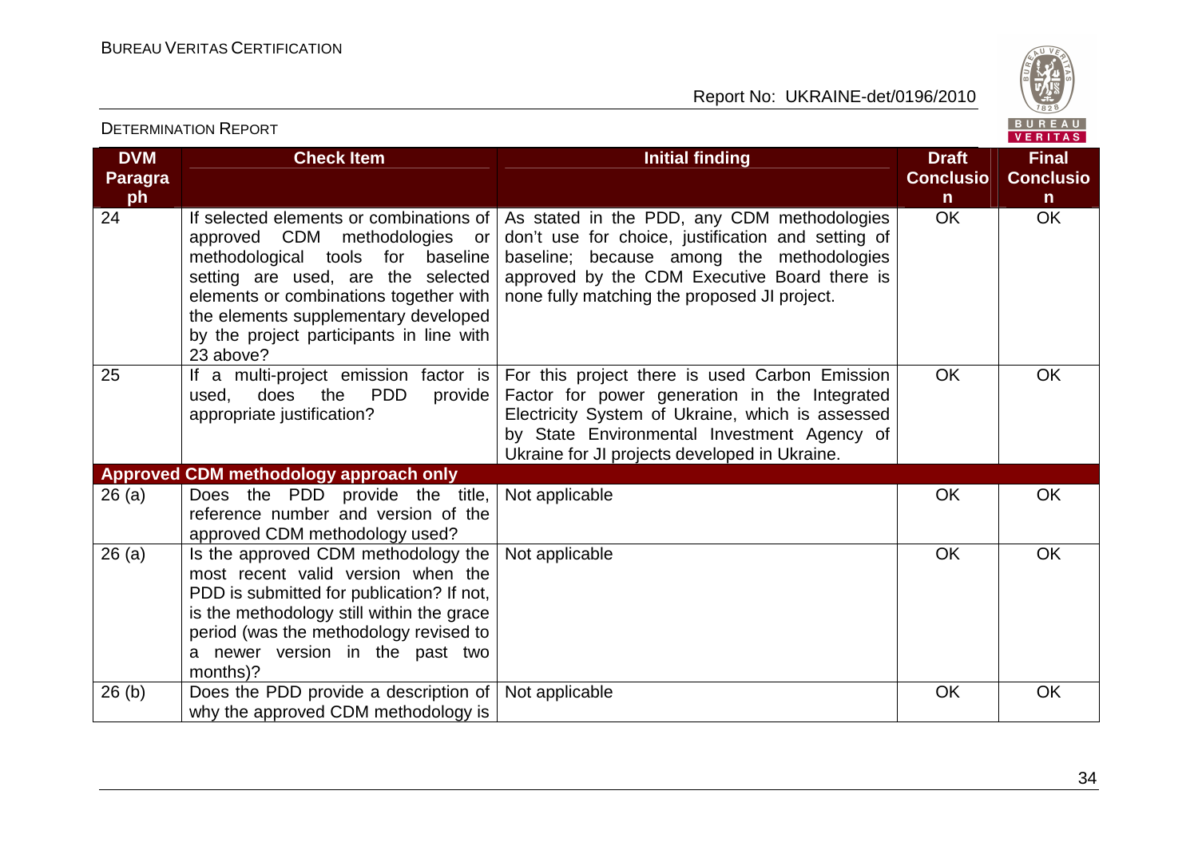| DVM Paragraph | Check Item | Initial finding | Draft Conclusion | Final Conclusion |
|---|---|---|---|---|
| 24 | If selected elements or combinations of approved CDM methodologies or methodological tools for baseline setting are used, are the selected elements or combinations together with the elements supplementary developed by the project participants in line with 23 above? | As stated in the PDD, any CDM methodologies don't use for choice, justification and setting of baseline; because among the methodologies approved by the CDM Executive Board there is none fully matching the proposed JI project. | OK | OK |
| 25 | If a multi-project emission factor is used, does the PDD provide appropriate justification? | For this project there is used Carbon Emission Factor for power generation in the Integrated Electricity System of Ukraine, which is assessed by State Environmental Investment Agency of Ukraine for JI projects developed in Ukraine. | OK | OK |
| **Approved CDM methodology approach only** | | | | |
| 26 (a) | Does the PDD provide the title, reference number and version of the approved CDM methodology used? | Not applicable | OK | OK |
| 26 (a) | Is the approved CDM methodology the most recent valid version when the PDD is submitted for publication? If not, is the methodology still within the grace period (was the methodology revised to a newer version in the past two months)? | Not applicable | OK | OK |
| 26 (b) | Does the PDD provide a description of why the approved CDM methodology is | Not applicable | OK | OK |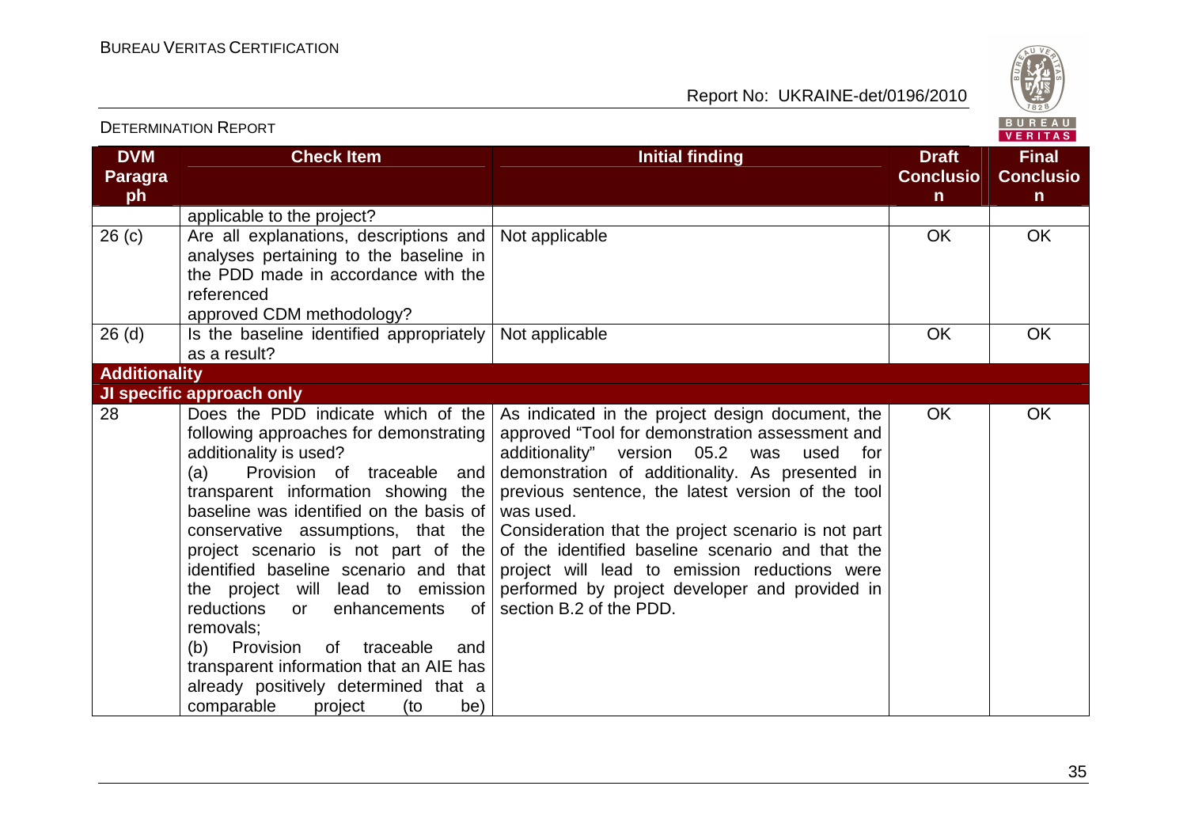| DVM Paragraph | Check Item | Initial finding | Draft Conclusion | Final Conclusion |
|---|---|---|---|---|
| | applicable to the project? | | | |
| 26 (c) | Are all explanations, descriptions and analyses pertaining to the baseline in the PDD made in accordance with the referenced approved CDM methodology? | Not applicable | OK | OK |
| 26 (d) | Is the baseline identified appropriately as a result? | Not applicable | OK | OK |
| **Additionality** | | | | |
| **JI specific approach only** | | | | |
| 28 | Does the PDD indicate which of the following approaches for demonstrating additionality is used?<br>(a) Provision of traceable and transparent information showing the baseline was identified on the basis of conservative assumptions, that the project scenario is not part of the identified baseline scenario and that the project will lead to emission reductions or enhancements of removals;<br>(b) Provision of traceable and transparent information that an AIE has already positively determined that a comparable project (to be) | As indicated in the project design document, the approved "Tool for demonstration assessment and additionality" version 05.2 was used for demonstration of additionality. As presented in previous sentence, the latest version of the tool was used.<br>Consideration that the project scenario is not part of the identified baseline scenario and that the project will lead to emission reductions were performed by project developer and provided in section B.2 of the PDD. | OK | OK |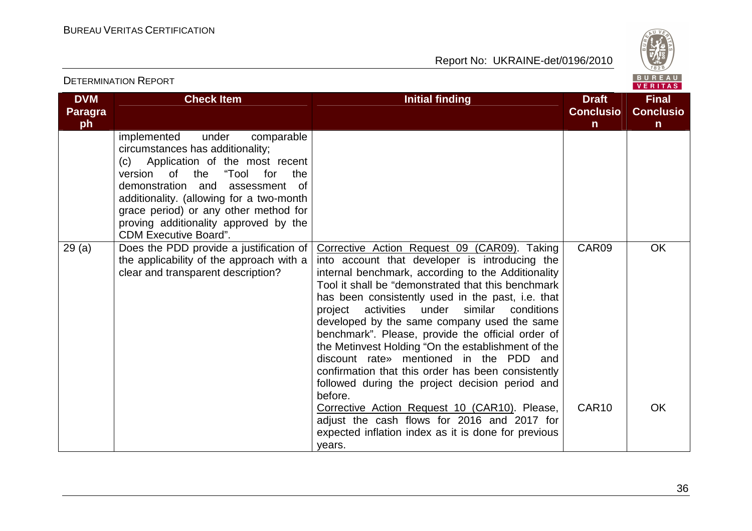| DVM Paragraph | Check Item | Initial finding | Draft Conclusion | Final Conclusion |
|---|---|---|---|---|
| | implemented under comparable circumstances has additionality; (c) Application of the most recent version of the "Tool for the demonstration and assessment of additionality. (allowing for a two-month grace period) or any other method for proving additionality approved by the CDM Executive Board". | | | |
| 29 (a) | Does the PDD provide a justification of the applicability of the approach with a clear and transparent description? | Corrective Action Request 09 (CAR09). Taking into account that developer is introducing the internal benchmark, according to the Additionality Tool it shall be "demonstrated that this benchmark has been consistently used in the past, i.e. that project activities under similar conditions developed by the same company used the same benchmark". Please, provide the official order of the Metinvest Holding "On the establishment of the discount rate» mentioned in the PDD and confirmation that this order has been consistently followed during the project decision period and before. | CAR09 | OK |
| | | Corrective Action Request 10 (CAR10). Please, adjust the cash flows for 2016 and 2017 for expected inflation index as it is done for previous years. | CAR10 | OK |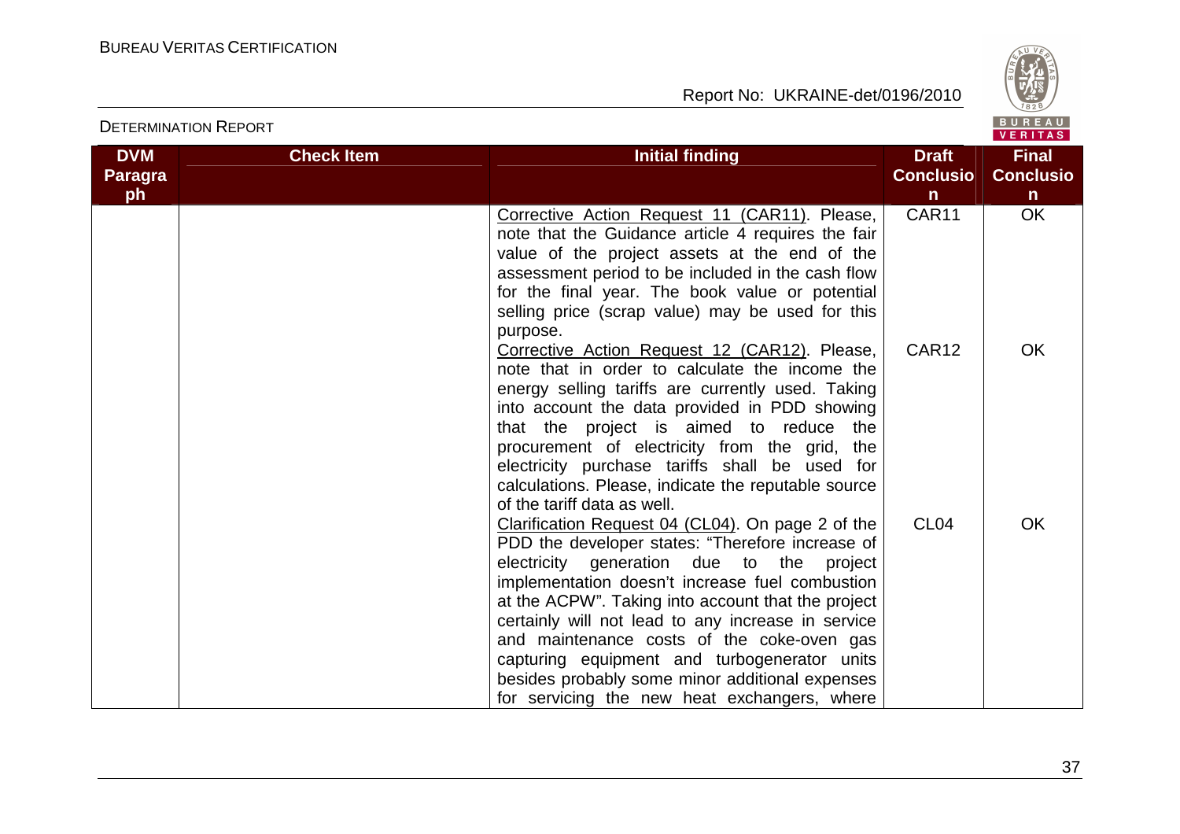| DVM Paragraph | Check Item | Initial finding | Draft Conclusion | Final Conclusion |
|---|---|---|---|---|
| | | Corrective Action Request 11 (CAR11). Please, note that the Guidance article 4 requires the fair value of the project assets at the end of the assessment period to be included in the cash flow for the final year. The book value or potential selling price (scrap value) may be used for this purpose. | CAR11 | OK |
| | | Corrective Action Request 12 (CAR12). Please, note that in order to calculate the income the energy selling tariffs are currently used. Taking into account the data provided in PDD showing that the project is aimed to reduce the procurement of electricity from the grid, the electricity purchase tariffs shall be used for calculations. Please, indicate the reputable source of the tariff data as well. | CAR12 | OK |
| | | Clarification Request 04 (CL04). On page 2 of the PDD the developer states: "Therefore increase of electricity generation due to the project implementation doesn't increase fuel combustion at the ACPW". Taking into account that the project certainly will not lead to any increase in service and maintenance costs of the coke-oven gas capturing equipment and turbogenerator units besides probably some minor additional expenses for servicing the new heat exchangers, where | CL04 | OK |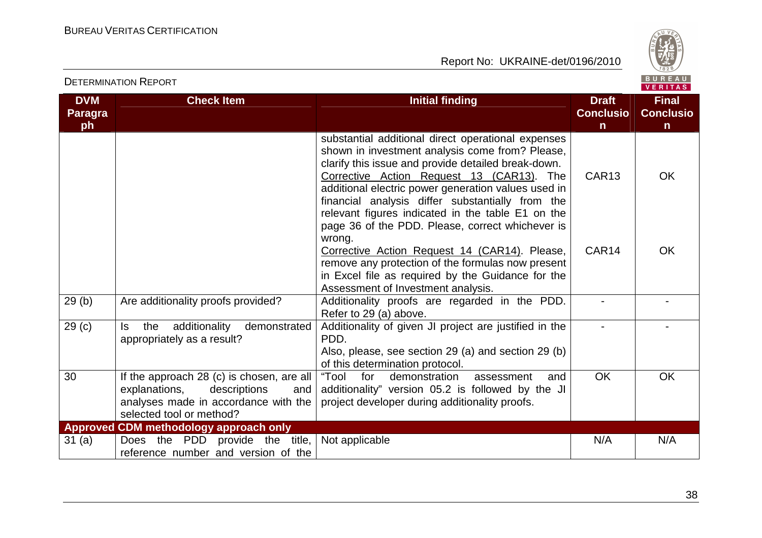| DVM Paragraph | Check Item | Initial finding | Draft Conclusion | Final Conclusion |
|---|---|---|---|---|
| | | substantial additional direct operational expenses shown in investment analysis come from? Please, clarify this issue and provide detailed break-down. | | |
| | | Corrective Action Request 13 (CAR13). The additional electric power generation values used in financial analysis differ substantially from the relevant figures indicated in the table E1 on the page 36 of the PDD. Please, correct whichever is wrong. | CAR13 | OK |
| | | Corrective Action Request 14 (CAR14). Please, remove any protection of the formulas now present in Excel file as required by the Guidance for the Assessment of Investment analysis. | CAR14 | OK |
| 29 (b) | Are additionality proofs provided? | Additionality proofs are regarded in the PDD. Refer to 29 (a) above. | - | - |
| 29 (c) | Is the additionality demonstrated appropriately as a result? | Additionality of given JI project are justified in the PDD.<br>Also, please, see section 29 (a) and section 29 (b) of this determination protocol. | - | - |
| 30 | If the approach 28 (c) is chosen, are all explanations, descriptions and analyses made in accordance with the selected tool or method? | "Tool for demonstration assessment and additionality" version 05.2 is followed by the JI project developer during additionality proofs. | OK | OK |
| **Approved CDM methodology approach only** | | | | |
| 31 (a) | Does the PDD provide the title, reference number and version of the | Not applicable | N/A | N/A |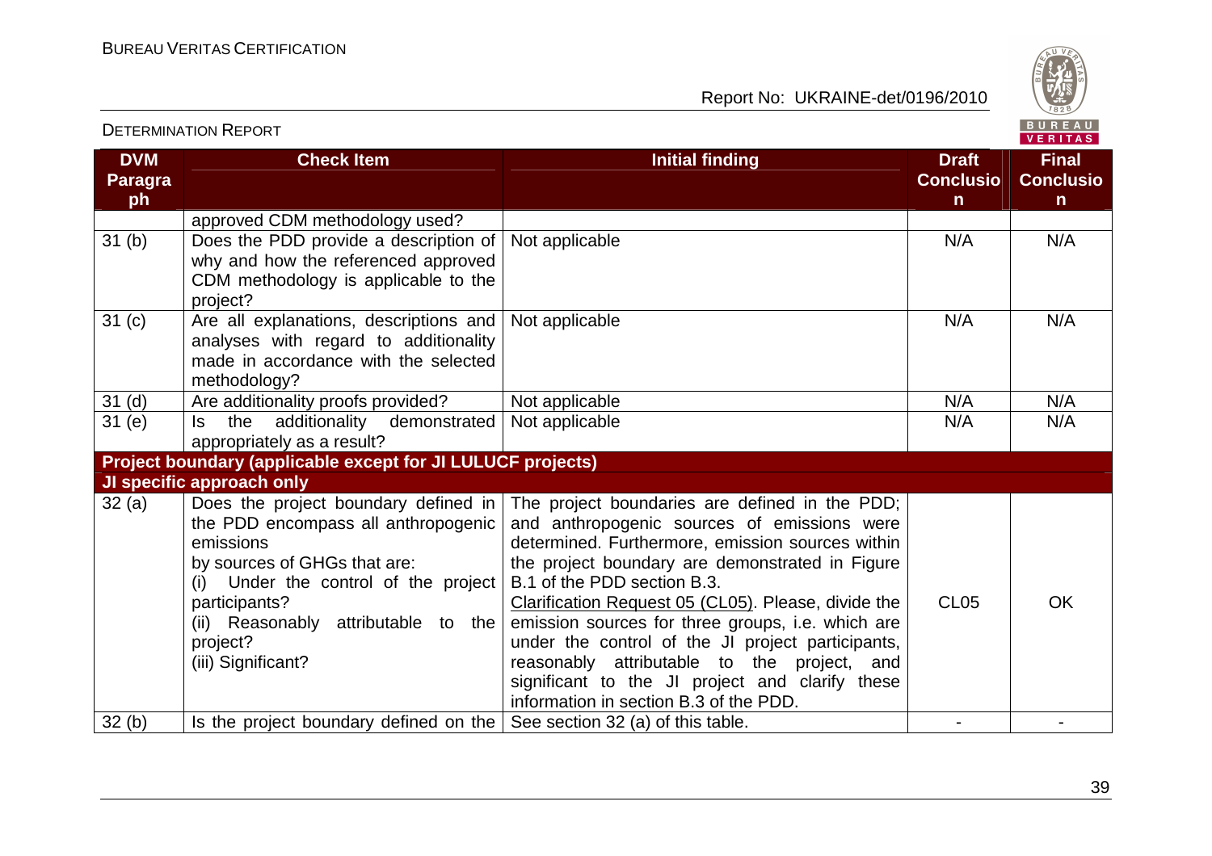| DVM Paragraph | Check Item | Initial finding | Draft Conclusion | Final Conclusion |
|---|---|---|---|---|
| | approved CDM methodology used? | | | |
| 31 (b) | Does the PDD provide a description of why and how the referenced approved CDM methodology is applicable to the project? | Not applicable | N/A | N/A |
| 31 (c) | Are all explanations, descriptions and analyses with regard to additionality made in accordance with the selected methodology? | Not applicable | N/A | N/A |
| 31 (d) | Are additionality proofs provided? | Not applicable | N/A | N/A |
| 31 (e) | Is the additionality demonstrated appropriately as a result? | Not applicable | N/A | N/A |
| **Project boundary (applicable except for JI LULUCF projects)** | | | | |
| **JI specific approach only** | | | | |
| 32 (a) | Does the project boundary defined in the PDD encompass all anthropogenic emissions by sources of GHGs that are: (i) Under the control of the project participants? (ii) Reasonably attributable to the project? (iii) Significant? | The project boundaries are defined in the PDD; and anthropogenic sources of emissions were determined. Furthermore, emission sources within the project boundary are demonstrated in Figure B.1 of the PDD section B.3. Clarification Request 05 (CL05). Please, divide the emission sources for three groups, i.e. which are under the control of the JI project participants, reasonably attributable to the project, and significant to the JI project and clarify these information in section B.3 of the PDD. | CL05 | OK |
| 32 (b) | Is the project boundary defined on the | See section 32 (a) of this table. | - | - |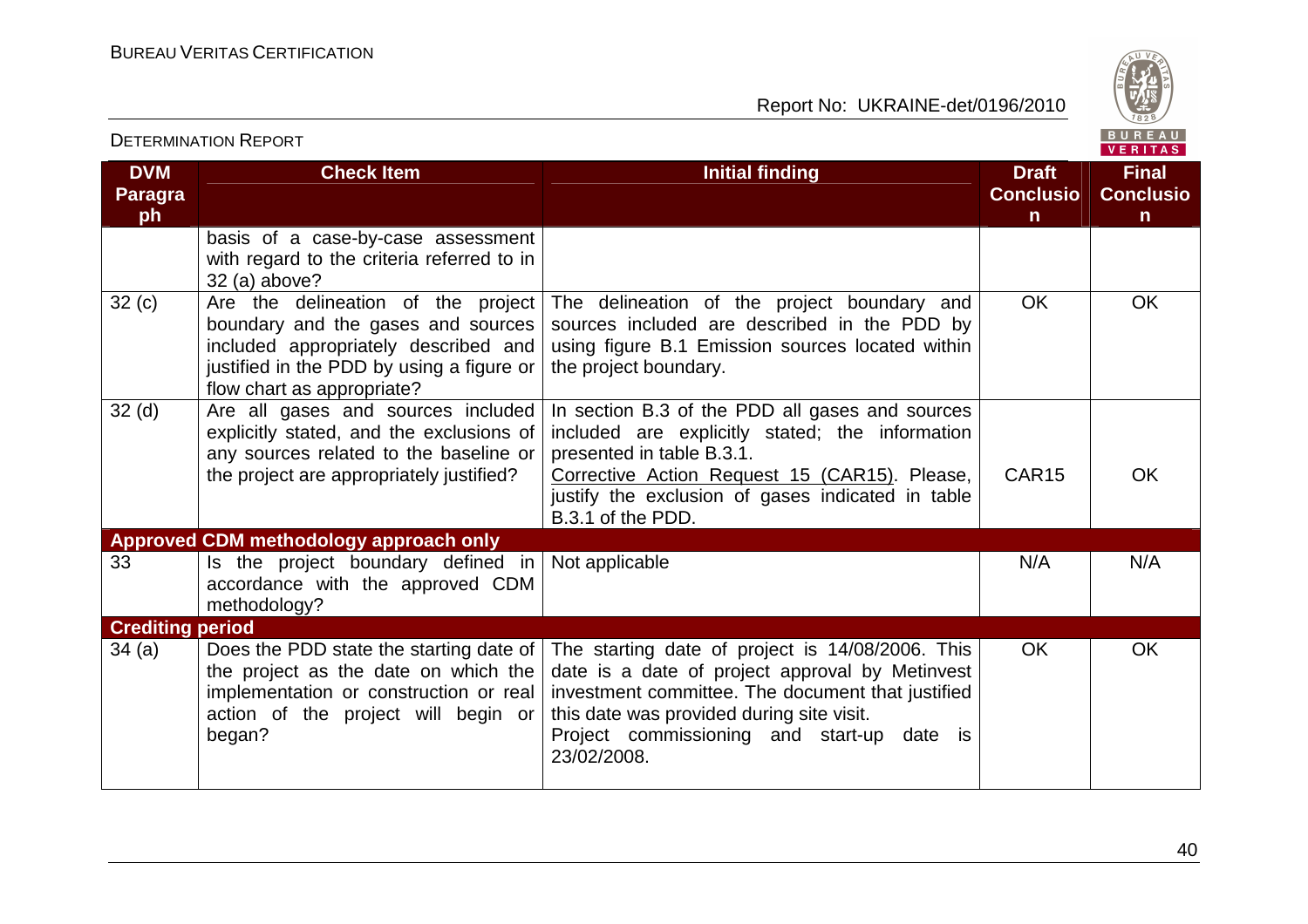| DVM Paragraph | Check Item | Initial finding | Draft Conclusion | Final Conclusion |
|---|---|---|---|---|
| | basis of a case-by-case assessment with regard to the criteria referred to in 32 (a) above? | | | |
| 32 (c) | Are the delineation of the project boundary and the gases and sources included appropriately described and justified in the PDD by using a figure or flow chart as appropriate? | The delineation of the project boundary and sources included are described in the PDD by using figure B.1 Emission sources located within the project boundary. | OK | OK |
| 32 (d) | Are all gases and sources included explicitly stated, and the exclusions of any sources related to the baseline or the project are appropriately justified? | In section B.3 of the PDD all gases and sources included are explicitly stated; the information presented in table B.3.1.<br>Corrective Action Request 15 (CAR15). Please, justify the exclusion of gases indicated in table B.3.1 of the PDD. | CAR15 | OK |
| **Approved CDM methodology approach only** | | | | |
| 33 | Is the project boundary defined in accordance with the approved CDM methodology? | Not applicable | N/A | N/A |
| **Crediting period** | | | | |
| 34 (a) | Does the PDD state the starting date of the project as the date on which the implementation or construction or real action of the project will begin or began? | The starting date of project is 14/08/2006. This date is a date of project approval by Metinvest investment committee. The document that justified this date was provided during site visit.<br>Project commissioning and start-up date is 23/02/2008. | OK | OK |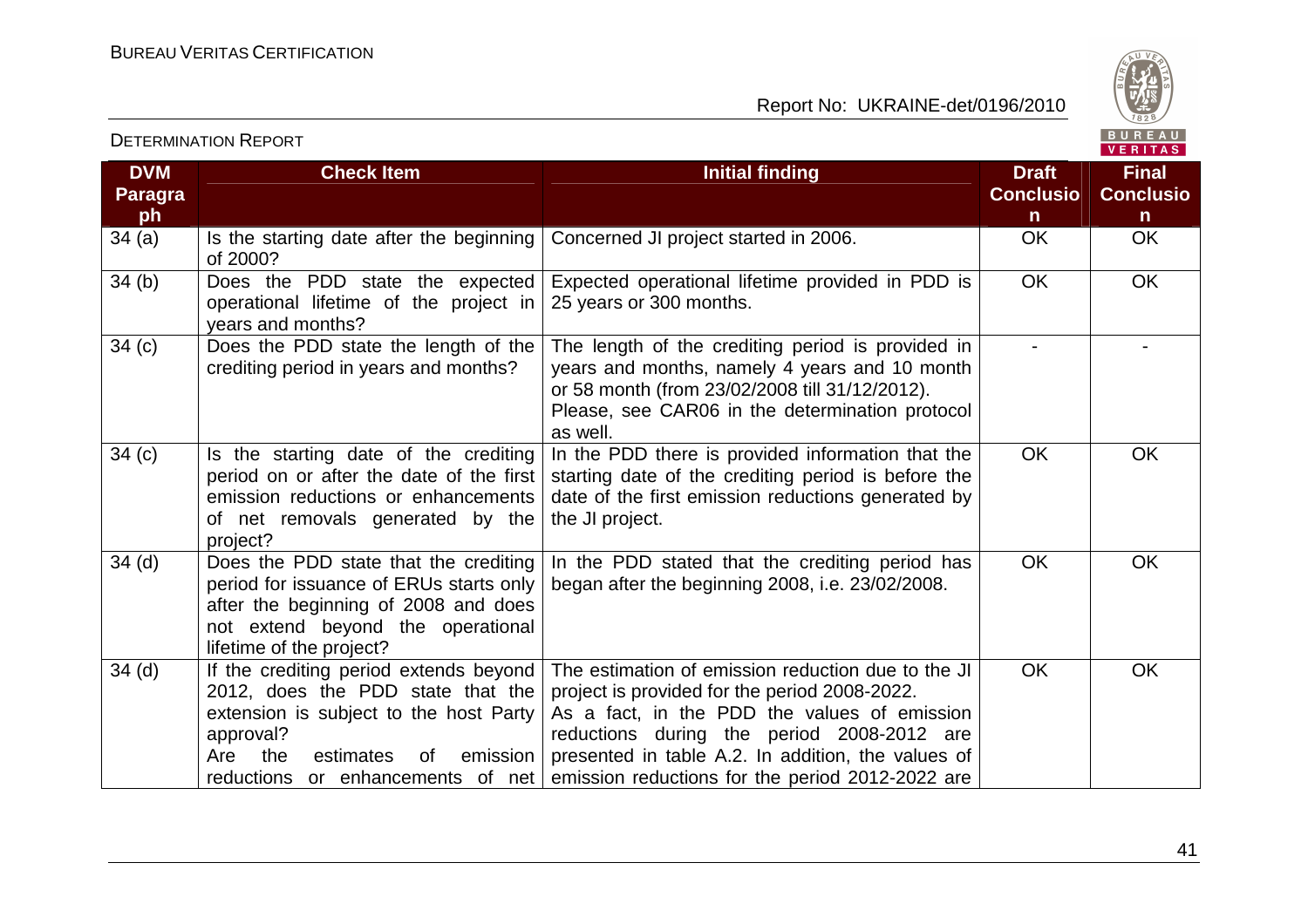| DVM Paragraph | Check Item | Initial finding | Draft Conclusion | Final Conclusion |
|---|---|---|---|---|
| 34 (a) | Is the starting date after the beginning of 2000? | Concerned JI project started in 2006. | OK | OK |
| 34 (b) | Does the PDD state the expected operational lifetime of the project in years and months? | Expected operational lifetime provided in PDD is 25 years or 300 months. | OK | OK |
| 34 (c) | Does the PDD state the length of the crediting period in years and months? | The length of the crediting period is provided in years and months, namely 4 years and 10 month or 58 month (from 23/02/2008 till 31/12/2012). Please, see CAR06 in the determination protocol as well. | - | - |
| 34 (c) | Is the starting date of the crediting period on or after the date of the first emission reductions or enhancements of net removals generated by the project? | In the PDD there is provided information that the starting date of the crediting period is before the date of the first emission reductions generated by the JI project. | OK | OK |
| 34 (d) | Does the PDD state that the crediting period for issuance of ERUs starts only after the beginning of 2008 and does not extend beyond the operational lifetime of the project? | In the PDD stated that the crediting period has began after the beginning 2008, i.e. 23/02/2008. | OK | OK |
| 34 (d) | If the crediting period extends beyond 2012, does the PDD state that the extension is subject to the host Party approval?<br>Are the estimates of emission reductions or enhancements of net | The estimation of emission reduction due to the JI project is provided for the period 2008-2022.<br>As a fact, in the PDD the values of emission reductions during the period 2008-2012 are presented in table A.2. In addition, the values of emission reductions for the period 2012-2022 are | OK | OK |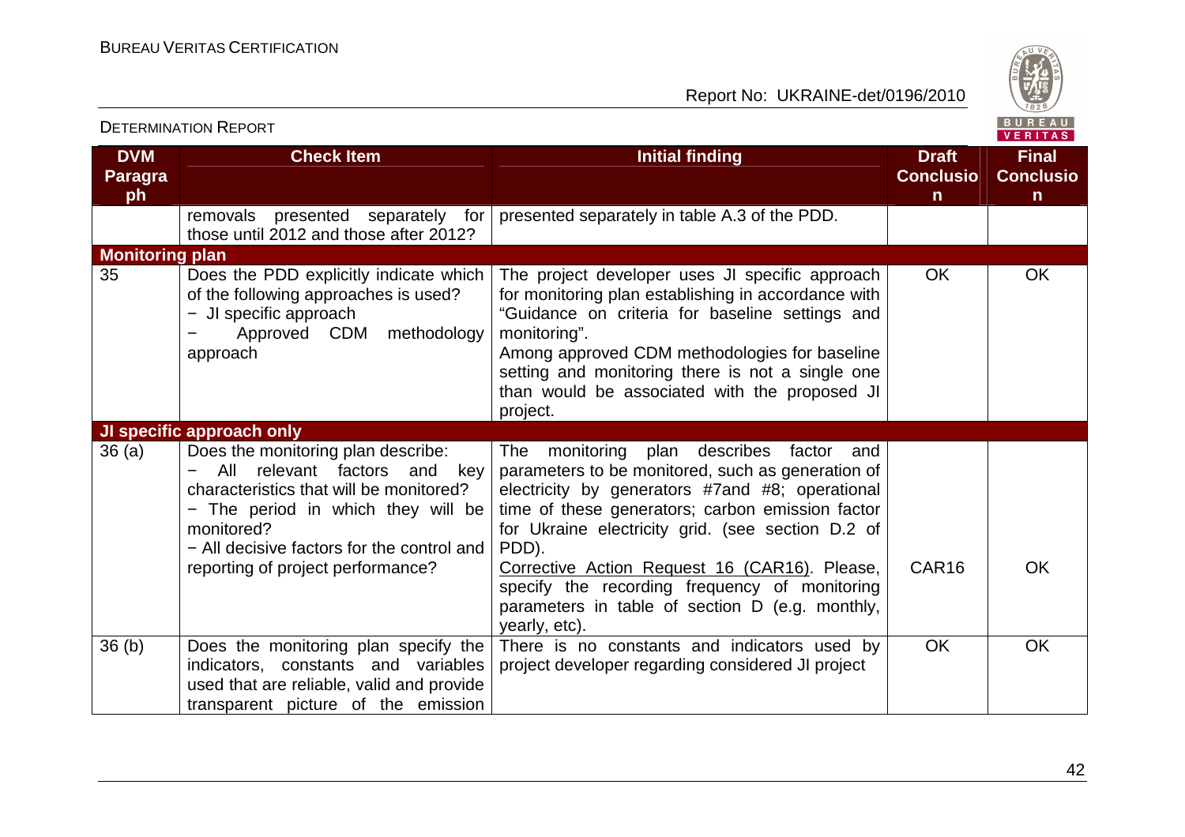| DVM Paragraph | Check Item | Initial finding | Draft Conclusion | Final Conclusion |
|---|---|---|---|---|
| | removals presented separately for those until 2012 and those after 2012? | presented separately in table A.3 of the PDD. | | |
| **Monitoring plan** | | | | |
| 35 | Does the PDD explicitly indicate which of the following approaches is used?<br>− JI specific approach<br>− Approved CDM methodology approach | The project developer uses JI specific approach for monitoring plan establishing in accordance with "Guidance on criteria for baseline settings and monitoring".<br>Among approved CDM methodologies for baseline setting and monitoring there is not a single one than would be associated with the proposed JI project. | OK | OK |
| **JI specific approach only** | | | | |
| 36 (a) | Does the monitoring plan describe:<br>− All relevant factors and key characteristics that will be monitored?<br>− The period in which they will be monitored?<br>− All decisive factors for the control and reporting of project performance? | The monitoring plan describes factor and parameters to be monitored, such as generation of electricity by generators #7and #8; operational time of these generators; carbon emission factor for Ukraine electricity grid. (see section D.2 of PDD).<br>Corrective Action Request 16 (CAR16). Please, specify the recording frequency of monitoring parameters in table of section D (e.g. monthly, yearly, etc). | CAR16 | OK |
| 36 (b) | Does the monitoring plan specify the indicators, constants and variables used that are reliable, valid and provide transparent picture of the emission | There is no constants and indicators used by project developer regarding considered JI project | OK | OK |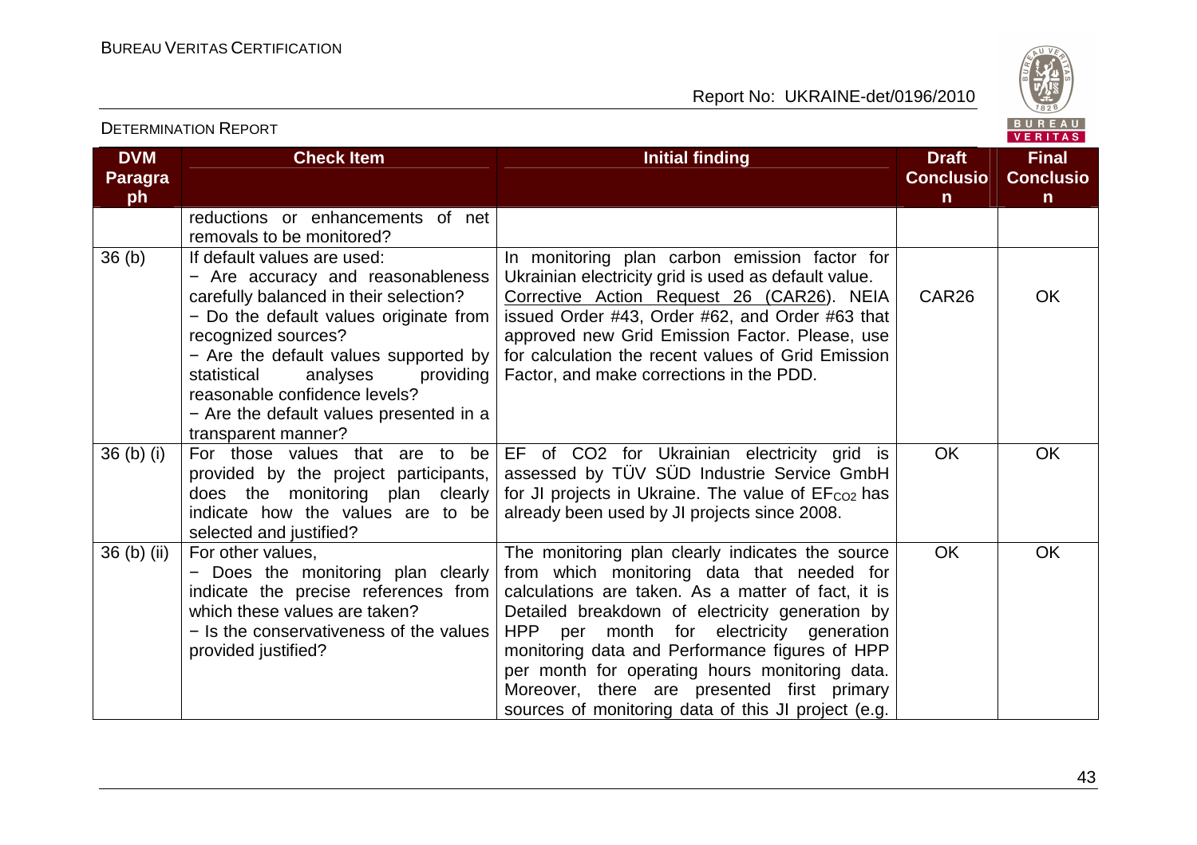| DVM Paragraph | Check Item | Initial finding | Draft Conclusion | Final Conclusion |
|---|---|---|---|---|
| | reductions or enhancements of net removals to be monitored? | | | |
| 36 (b) | If default values are used:<br>− Are accuracy and reasonableness carefully balanced in their selection?<br>− Do the default values originate from recognized sources?<br>− Are the default values supported by statistical analyses providing reasonable confidence levels?<br>− Are the default values presented in a transparent manner? | In monitoring plan carbon emission factor for Ukrainian electricity grid is used as default value. Corrective Action Request 26 (CAR26). NEIA issued Order #43, Order #62, and Order #63 that approved new Grid Emission Factor. Please, use for calculation the recent values of Grid Emission Factor, and make corrections in the PDD. | CAR26 | OK |
| 36 (b) (i) | For those values that are to be provided by the project participants, does the monitoring plan clearly indicate how the values are to be selected and justified? | EF of CO2 for Ukrainian electricity grid is assessed by TÜV SÜD Industrie Service GmbH for JI projects in Ukraine. The value of $EF_{CO2}$ has already been used by JI projects since 2008. | OK | OK |
| 36 (b) (ii) | For other values,<br>− Does the monitoring plan clearly indicate the precise references from which these values are taken?<br>− Is the conservativeness of the values provided justified? | The monitoring plan clearly indicates the source from which monitoring data that needed for calculations are taken. As a matter of fact, it is Detailed breakdown of electricity generation by HPP per month for electricity generation monitoring data and Performance figures of HPP per month for operating hours monitoring data. Moreover, there are presented first primary sources of monitoring data of this JI project (e.g. | OK | OK |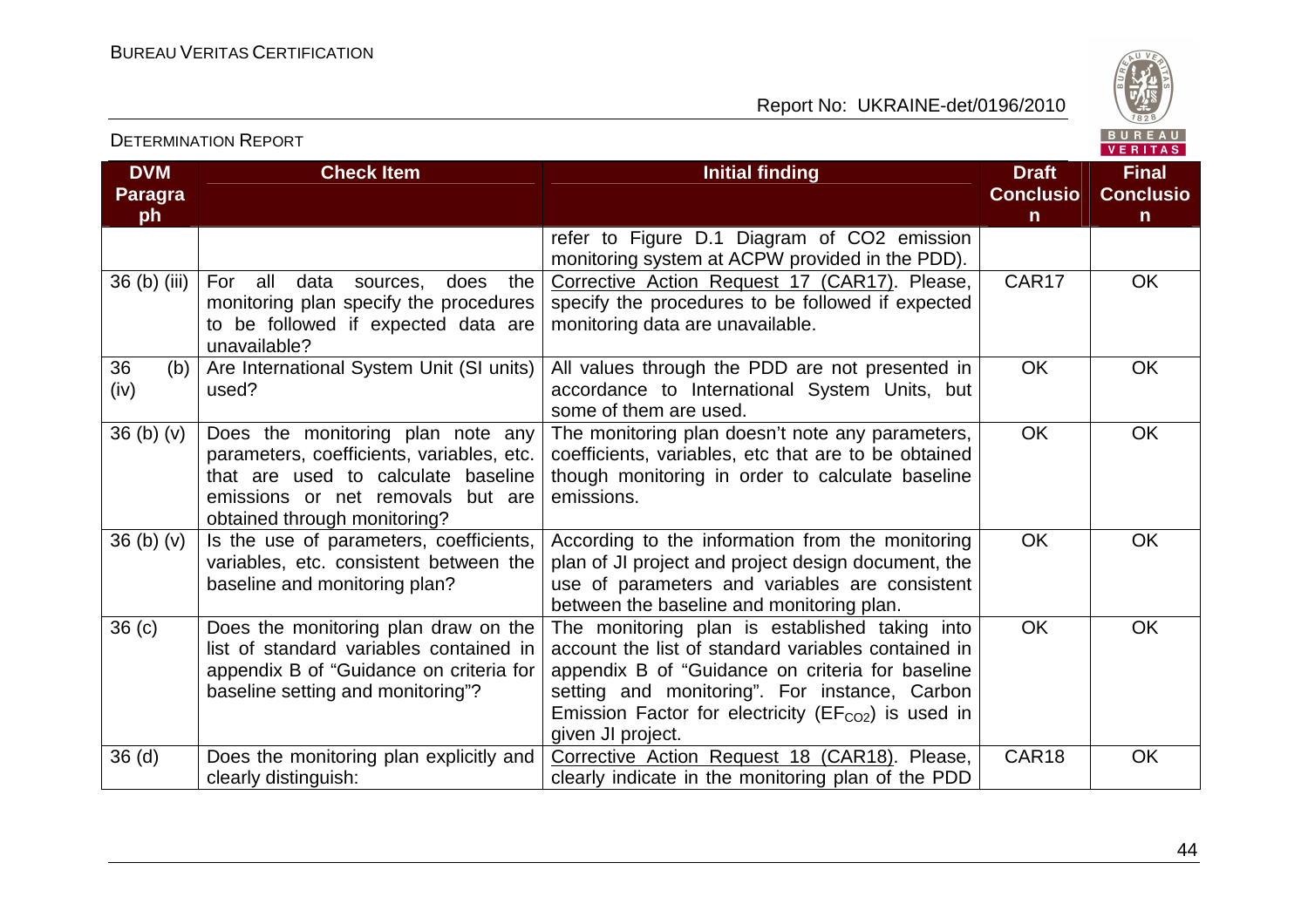| DVM Paragraph | Check Item | Initial finding | Draft Conclusion | Final Conclusion |
|---|---|---|---|---|
| | | refer to Figure D.1 Diagram of CO2 emission monitoring system at ACPW provided in the PDD). | | |
| 36 (b) (iii) | For all data sources, does the monitoring plan specify the procedures to be followed if expected data are unavailable? | Corrective Action Request 17 (CAR17). Please, specify the procedures to be followed if expected monitoring data are unavailable. | CAR17 | OK |
| 36 (b) (iv) | Are International System Unit (SI units) used? | All values through the PDD are not presented in accordance to International System Units, but some of them are used. | OK | OK |
| 36 (b) (v) | Does the monitoring plan note any parameters, coefficients, variables, etc. that are used to calculate baseline emissions or net removals but are obtained through monitoring? | The monitoring plan doesn't note any parameters, coefficients, variables, etc that are to be obtained though monitoring in order to calculate baseline emissions. | OK | OK |
| 36 (b) (v) | Is the use of parameters, coefficients, variables, etc. consistent between the baseline and monitoring plan? | According to the information from the monitoring plan of JI project and project design document, the use of parameters and variables are consistent between the baseline and monitoring plan. | OK | OK |
| 36 (c) | Does the monitoring plan draw on the list of standard variables contained in appendix B of "Guidance on criteria for baseline setting and monitoring"? | The monitoring plan is established taking into account the list of standard variables contained in appendix B of "Guidance on criteria for baseline setting and monitoring". For instance, Carbon Emission Factor for electricity ($EF_{CO2}$) is used in given JI project. | OK | OK |
| 36 (d) | Does the monitoring plan explicitly and clearly distinguish: | Corrective Action Request 18 (CAR18). Please, clearly indicate in the monitoring plan of the PDD | CAR18 | OK |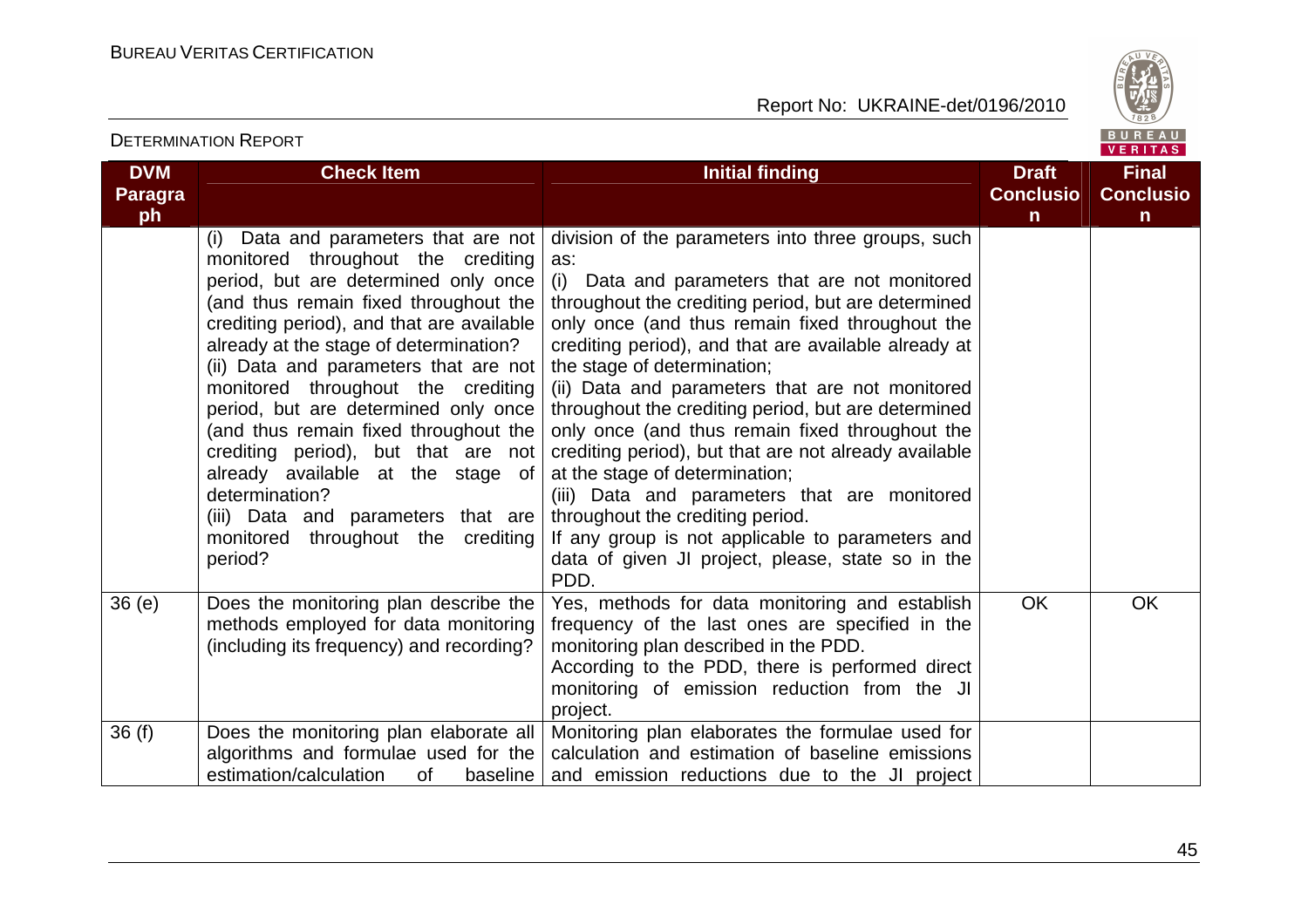| DVM Paragraph | Check Item | Initial finding | Draft Conclusion | Final Conclusion |
|---|---|---|---|---|
| | (i) Data and parameters that are not monitored throughout the crediting period, but are determined only once (and thus remain fixed throughout the crediting period), and that are available already at the stage of determination?<br>(ii) Data and parameters that are not monitored throughout the crediting period, but are determined only once (and thus remain fixed throughout the crediting period), but that are not already available at the stage of determination?<br>(iii) Data and parameters that are monitored throughout the crediting period? | division of the parameters into three groups, such as:<br>(i) Data and parameters that are not monitored throughout the crediting period, but are determined only once (and thus remain fixed throughout the crediting period), and that are available already at the stage of determination;<br>(ii) Data and parameters that are not monitored throughout the crediting period, but are determined only once (and thus remain fixed throughout the crediting period), but that are not already available at the stage of determination;<br>(iii) Data and parameters that are monitored throughout the crediting period.<br>If any group is not applicable to parameters and data of given JI project, please, state so in the PDD. | | |
| 36 (e) | Does the monitoring plan describe the methods employed for data monitoring (including its frequency) and recording? | Yes, methods for data monitoring and establish frequency of the last ones are specified in the monitoring plan described in the PDD.<br>According to the PDD, there is performed direct monitoring of emission reduction from the JI project. | OK | OK |
| 36 (f) | Does the monitoring plan elaborate all algorithms and formulae used for the estimation/calculation of baseline | Monitoring plan elaborates the formulae used for calculation and estimation of baseline emissions and emission reductions due to the JI project | | |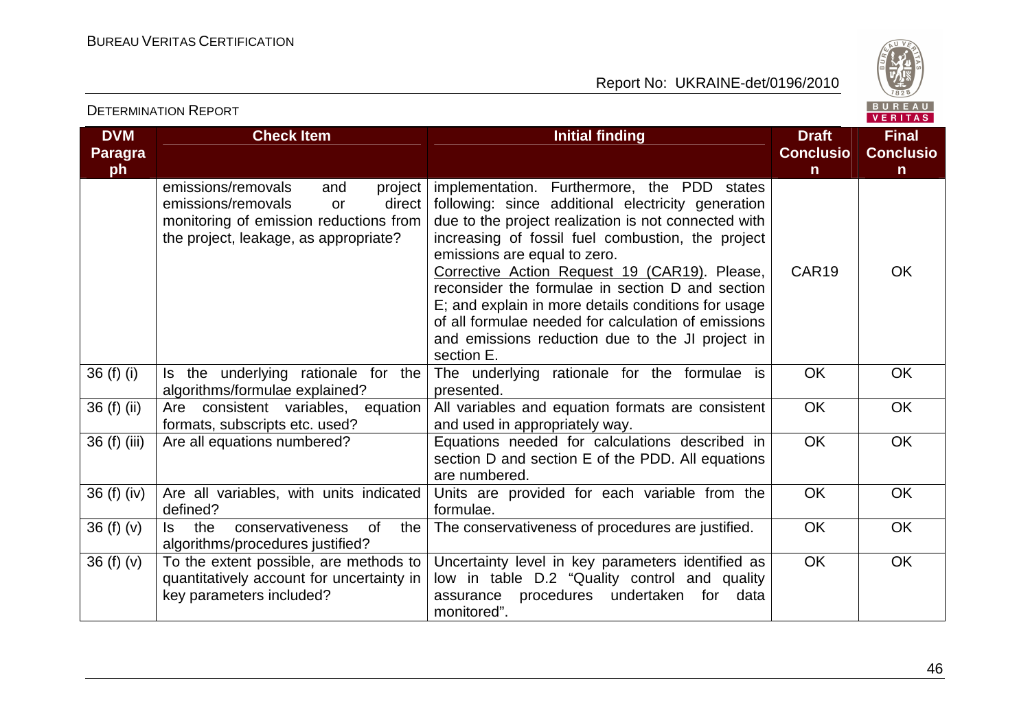| DVM Paragraph | Check Item | Initial finding | Draft Conclusion | Final Conclusion |
|---|---|---|---|---|
| | emissions/removals and project emissions/removals or direct monitoring of emission reductions from the project, leakage, as appropriate? | implementation. Furthermore, the PDD states following: since additional electricity generation due to the project realization is not connected with increasing of fossil fuel combustion, the project emissions are equal to zero.<br>Corrective Action Request 19 (CAR19). Please, reconsider the formulae in section D and section E; and explain in more details conditions for usage of all formulae needed for calculation of emissions and emissions reduction due to the JI project in section E. | CAR19 | OK |
| 36 (f) (i) | Is the underlying rationale for the algorithms/formulae explained? | The underlying rationale for the formulae is presented. | OK | OK |
| 36 (f) (ii) | Are consistent variables, equation formats, subscripts etc. used? | All variables and equation formats are consistent and used in appropriately way. | OK | OK |
| 36 (f) (iii) | Are all equations numbered? | Equations needed for calculations described in section D and section E of the PDD. All equations are numbered. | OK | OK |
| 36 (f) (iv) | Are all variables, with units indicated defined? | Units are provided for each variable from the formulae. | OK | OK |
| 36 (f) (v) | Is the conservativeness of the algorithms/procedures justified? | The conservativeness of procedures are justified. | OK | OK |
| 36 (f) (v) | To the extent possible, are methods to quantitatively account for uncertainty in key parameters included? | Uncertainty level in key parameters identified as low in table D.2 "Quality control and quality assurance procedures undertaken for data monitored". | OK | OK |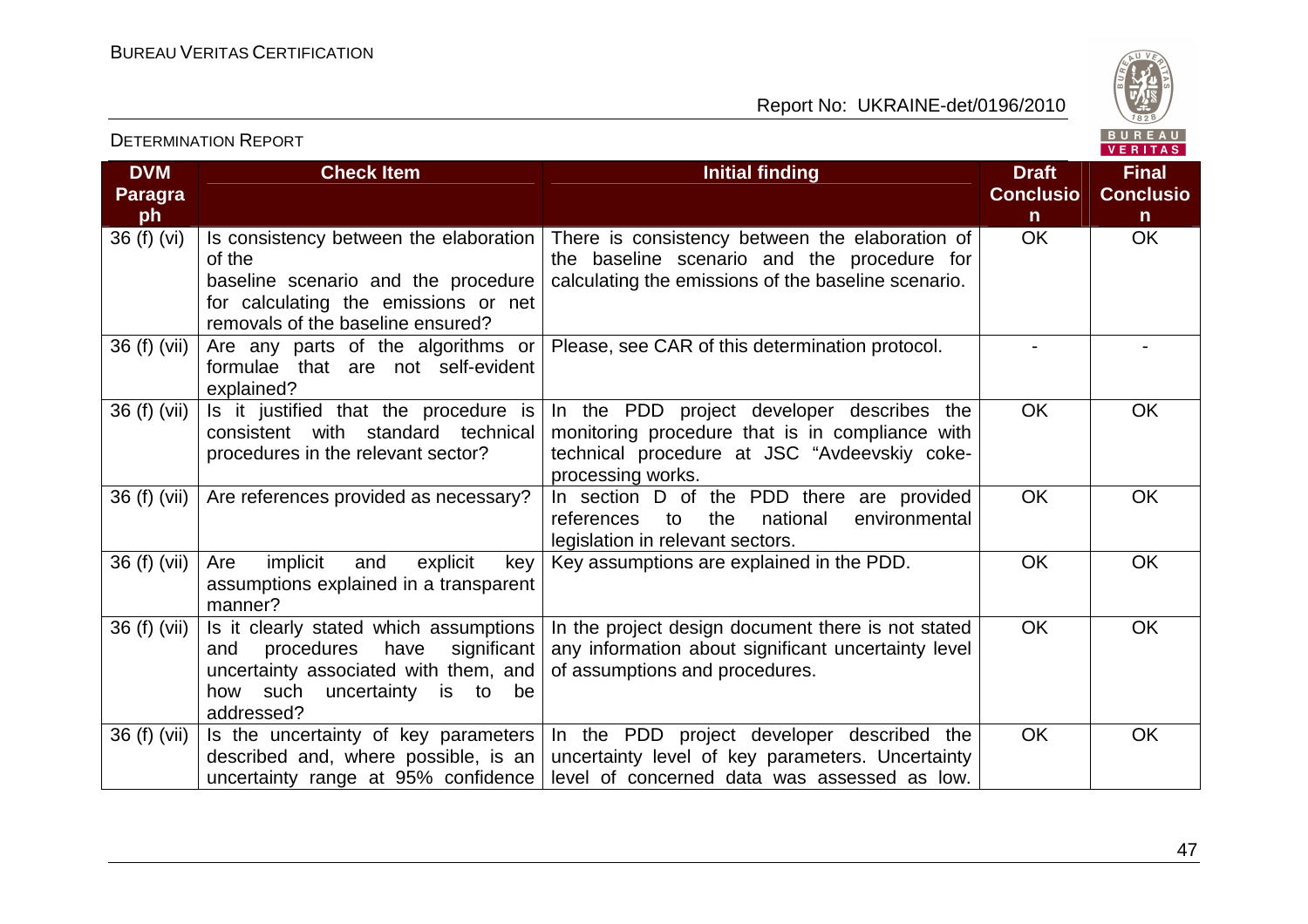| DVM Paragraph | Check Item | Initial finding | Draft Conclusion | Final Conclusion |
|---|---|---|---|---|
| 36 (f) (vi) | Is consistency between the elaboration of the baseline scenario and the procedure for calculating the emissions or net removals of the baseline ensured? | There is consistency between the elaboration of the baseline scenario and the procedure for calculating the emissions of the baseline scenario. | OK | OK |
| 36 (f) (vii) | Are any parts of the algorithms or formulae that are not self-evident explained? | Please, see CAR of this determination protocol. | - | - |
| 36 (f) (vii) | Is it justified that the procedure is consistent with standard technical procedures in the relevant sector? | In the PDD project developer describes the monitoring procedure that is in compliance with technical procedure at JSC "Avdeevskiy coke-processing works. | OK | OK |
| 36 (f) (vii) | Are references provided as necessary? | In section D of the PDD there are provided references to the national environmental legislation in relevant sectors. | OK | OK |
| 36 (f) (vii) | Are implicit and explicit key assumptions explained in a transparent manner? | Key assumptions are explained in the PDD. | OK | OK |
| 36 (f) (vii) | Is it clearly stated which assumptions and procedures have significant uncertainty associated with them, and how such uncertainty is to be addressed? | In the project design document there is not stated any information about significant uncertainty level of assumptions and procedures. | OK | OK |
| 36 (f) (vii) | Is the uncertainty of key parameters described and, where possible, is an uncertainty range at 95% confidence | In the PDD project developer described the uncertainty level of key parameters. Uncertainty level of concerned data was assessed as low. | OK | OK |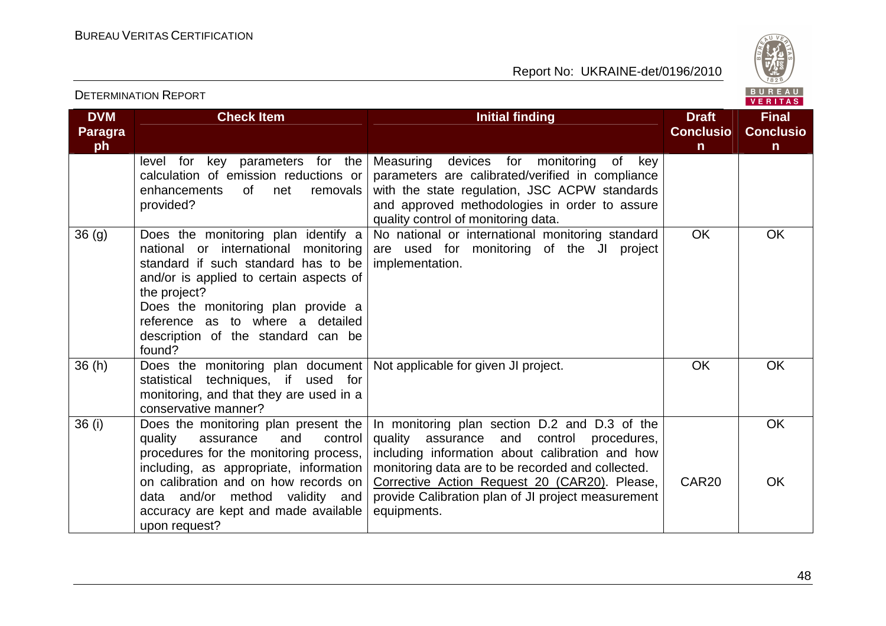| DVM Paragraph | Check Item | Initial finding | Draft Conclusion | Final Conclusion |
|---|---|---|---|---|
| | level for key parameters for the calculation of emission reductions or enhancements of net removals provided? | Measuring devices for monitoring of key parameters are calibrated/verified in compliance with the state regulation, JSC ACPW standards and approved methodologies in order to assure quality control of monitoring data. | | |
| 36 (g) | Does the monitoring plan identify a national or international monitoring standard if such standard has to be and/or is applied to certain aspects of the project?<br>Does the monitoring plan provide a reference as to where a detailed description of the standard can be found? | No national or international monitoring standard are used for monitoring of the JI project implementation. | OK | OK |
| 36 (h) | Does the monitoring plan document statistical techniques, if used for monitoring, and that they are used in a conservative manner? | Not applicable for given JI project. | OK | OK |
| 36 (i) | Does the monitoring plan present the quality assurance and control procedures for the monitoring process, including, as appropriate, information on calibration and on how records on data and/or method validity and accuracy are kept and made available upon request? | In monitoring plan section D.2 and D.3 of the quality assurance and control procedures, including information about calibration and how monitoring data are to be recorded and collected.<br>Corrective Action Request 20 (CAR20). Please, provide Calibration plan of JI project measurement equipments. | <br>CAR20 | OK<br>OK |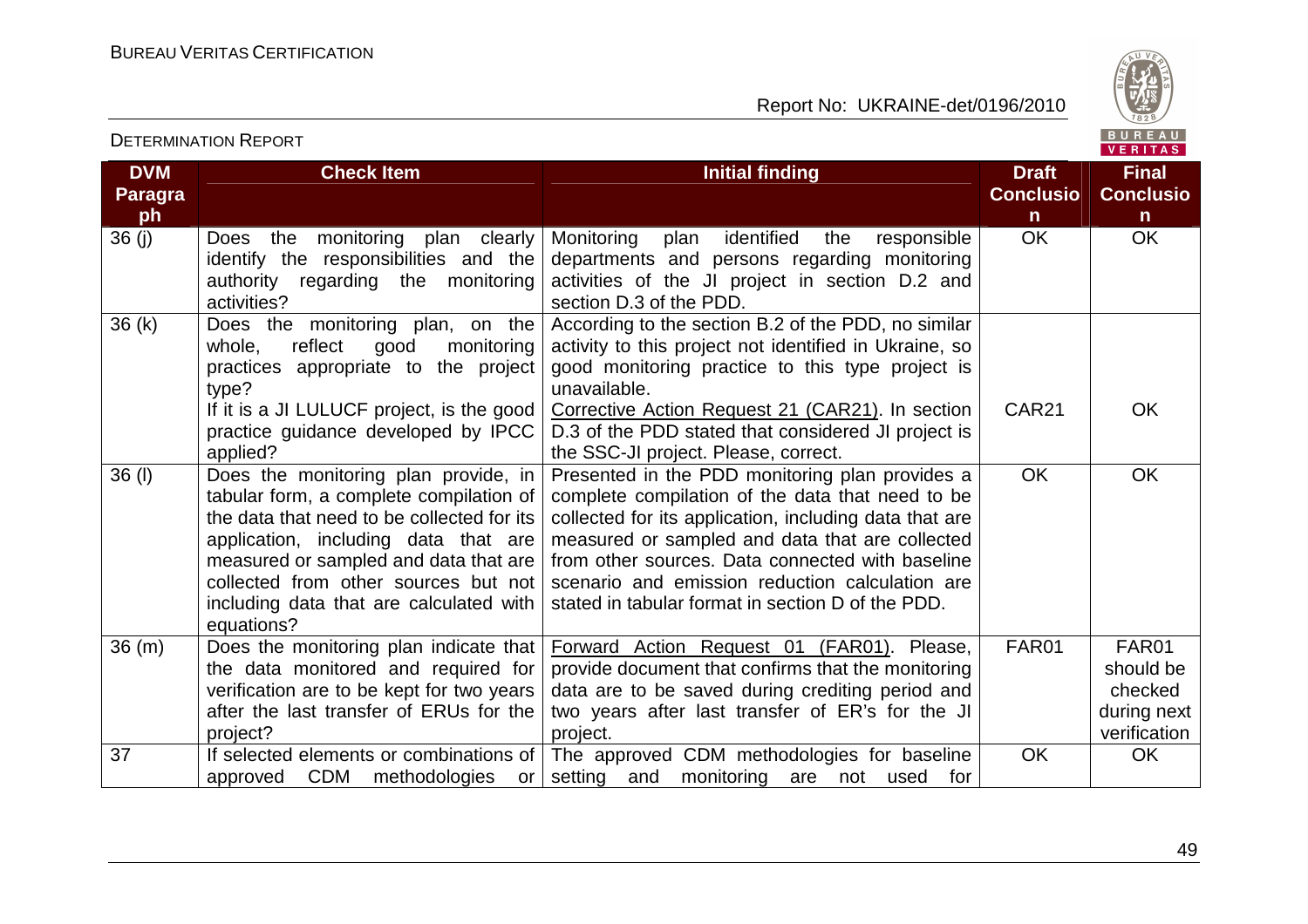| DVM Paragraph | Check Item | Initial finding | Draft Conclusion | Final Conclusion |
|---|---|---|---|---|
| 36 (j) | Does the monitoring plan clearly identify the responsibilities and the authority regarding the monitoring activities? | Monitoring plan identified the responsible departments and persons regarding monitoring activities of the JI project in section D.2 and section D.3 of the PDD. | OK | OK |
| 36 (k) | Does the monitoring plan, on the whole, reflect good monitoring practices appropriate to the project type?<br>If it is a JI LULUCF project, is the good practice guidance developed by IPCC applied? | According to the section B.2 of the PDD, no similar activity to this project not identified in Ukraine, so good monitoring practice to this type project is unavailable.<br>Corrective Action Request 21 (CAR21). In section D.3 of the PDD stated that considered JI project is the SSC-JI project. Please, correct. | CAR21 | OK |
| 36 (l) | Does the monitoring plan provide, in tabular form, a complete compilation of the data that need to be collected for its application, including data that are measured or sampled and data that are collected from other sources but not including data that are calculated with equations? | Presented in the PDD monitoring plan provides a complete compilation of the data that need to be collected for its application, including data that are measured or sampled and data that are collected from other sources. Data connected with baseline scenario and emission reduction calculation are stated in tabular format in section D of the PDD. | OK | OK |
| 36 (m) | Does the monitoring plan indicate that the data monitored and required for verification are to be kept for two years after the last transfer of ERUs for the project? | Forward Action Request 01 (FAR01). Please, provide document that confirms that the monitoring data are to be saved during crediting period and two years after last transfer of ER's for the JI project. | FAR01 | FAR01 should be checked during next verification |
| 37 | If selected elements or combinations of approved CDM methodologies or | The approved CDM methodologies for baseline setting and monitoring are not used for | OK | OK |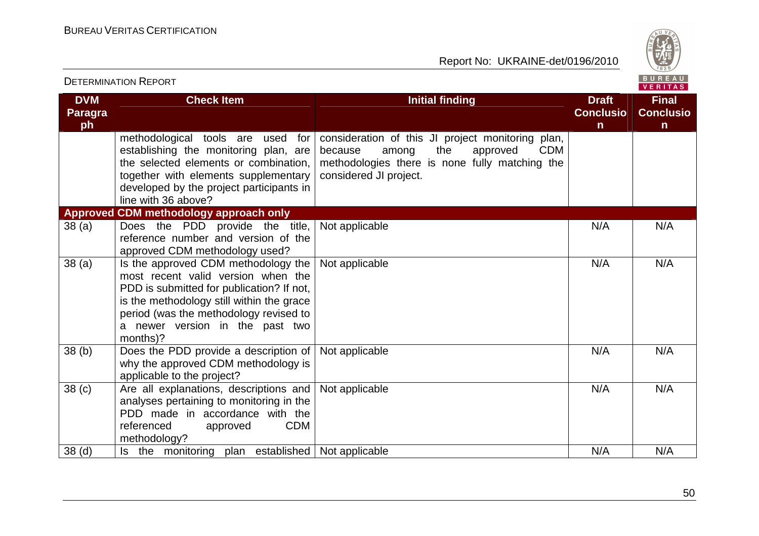| DVM Paragraph | Check Item | Initial finding | Draft Conclusion | Final Conclusion |
|---|---|---|---|---|
| | methodological tools are used for establishing the monitoring plan, are the selected elements or combination, together with elements supplementary developed by the project participants in line with 36 above? | consideration of this JI project monitoring plan, because among the approved CDM methodologies there is none fully matching the considered JI project. | | |
| **Approved CDM methodology approach only** | | | | |
| 38 (a) | Does the PDD provide the title, reference number and version of the approved CDM methodology used? | Not applicable | N/A | N/A |
| 38 (a) | Is the approved CDM methodology the most recent valid version when the PDD is submitted for publication? If not, is the methodology still within the grace period (was the methodology revised to a newer version in the past two months)? | Not applicable | N/A | N/A |
| 38 (b) | Does the PDD provide a description of why the approved CDM methodology is applicable to the project? | Not applicable | N/A | N/A |
| 38 (c) | Are all explanations, descriptions and analyses pertaining to monitoring in the PDD made in accordance with the referenced approved CDM methodology? | Not applicable | N/A | N/A |
| 38 (d) | Is the monitoring plan established | Not applicable | N/A | N/A |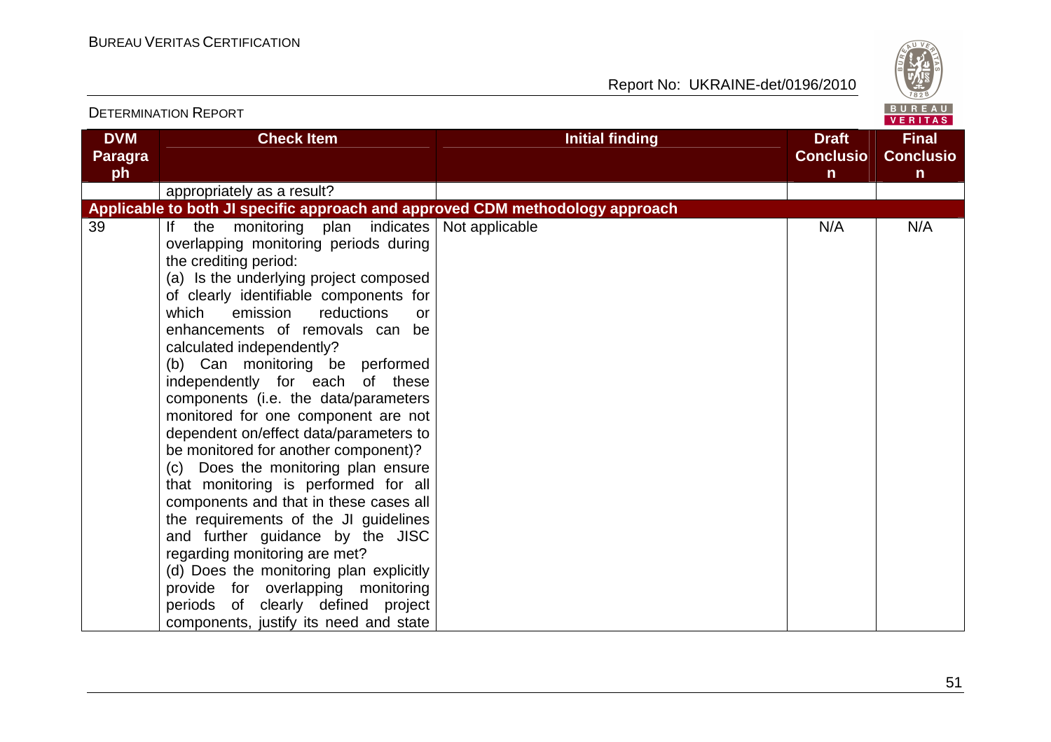| DVM Paragraph | Check Item | Initial finding | Draft Conclusion | Final Conclusion |
|---|---|---|---|---|
| | appropriately as a result? | | | |
| **Applicable to both JI specific approach and approved CDM methodology approach** | | | | |
| 39 | If the monitoring plan indicates overlapping monitoring periods during the crediting period:<br>(a) Is the underlying project composed of clearly identifiable components for which emission reductions or enhancements of removals can be calculated independently?<br>(b) Can monitoring be performed independently for each of these components (i.e. the data/parameters monitored for one component are not dependent on/effect data/parameters to be monitored for another component)?<br>(c) Does the monitoring plan ensure that monitoring is performed for all components and that in these cases all the requirements of the JI guidelines and further guidance by the JISC regarding monitoring are met?<br>(d) Does the monitoring plan explicitly provide for overlapping monitoring periods of clearly defined project components, justify its need and state | Not applicable | N/A | N/A |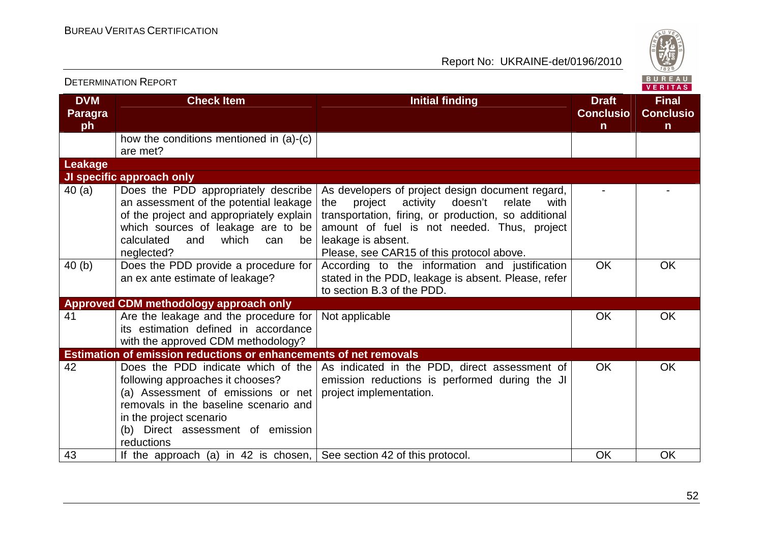| DVM Paragraph | Check Item | Initial finding | Draft Conclusion | Final Conclusion |
|---|---|---|---|---|
| | how the conditions mentioned in (a)-(c) are met? | | | |
| **Leakage** | | | | |
| **JI specific approach only** | | | | |
| 40 (a) | Does the PDD appropriately describe an assessment of the potential leakage of the project and appropriately explain which sources of leakage are to be calculated and which can be neglected? | As developers of project design document regard, the project activity doesn't relate with transportation, firing, or production, so additional amount of fuel is not needed. Thus, project leakage is absent.<br>Please, see CAR15 of this protocol above. | - | - |
| 40 (b) | Does the PDD provide a procedure for an ex ante estimate of leakage? | According to the information and justification stated in the PDD, leakage is absent. Please, refer to section B.3 of the PDD. | OK | OK |
| **Approved CDM methodology approach only** | | | | |
| 41 | Are the leakage and the procedure for its estimation defined in accordance with the approved CDM methodology? | Not applicable | OK | OK |
| **Estimation of emission reductions or enhancements of net removals** | | | | |
| 42 | Does the PDD indicate which of the following approaches it chooses?<br>(a) Assessment of emissions or net removals in the baseline scenario and in the project scenario<br>(b) Direct assessment of emission reductions | As indicated in the PDD, direct assessment of emission reductions is performed during the JI project implementation. | OK | OK |
| 43 | If the approach (a) in 42 is chosen, | See section 42 of this protocol. | OK | OK |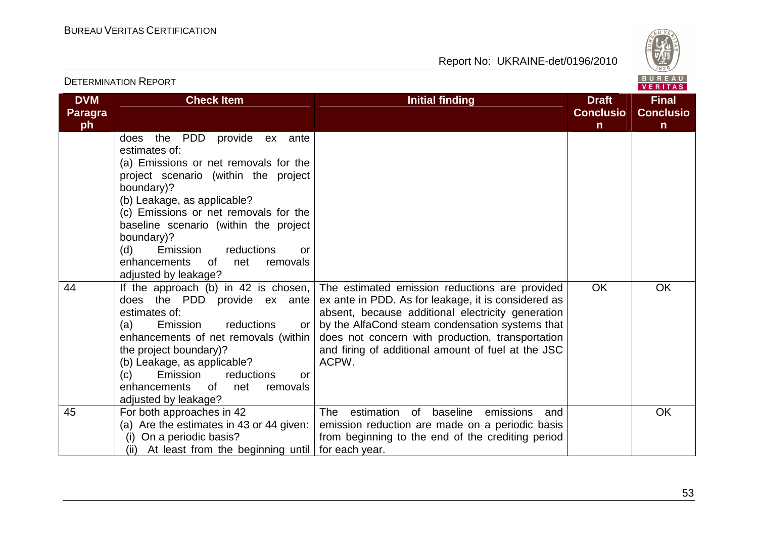| DVM Paragraph | Check Item | Initial finding | Draft Conclusion | Final Conclusion |
|---|---|---|---|---|
| | does the PDD provide ex ante estimates of:<br>(a) Emissions or net removals for the project scenario (within the project boundary)?<br>(b) Leakage, as applicable?<br>(c) Emissions or net removals for the baseline scenario (within the project boundary)?<br>(d) Emission reductions or enhancements of net removals adjusted by leakage? | | | |
| 44 | If the approach (b) in 42 is chosen, does the PDD provide ex ante estimates of:<br>(a) Emission reductions or enhancements of net removals (within the project boundary)?<br>(b) Leakage, as applicable?<br>(c) Emission reductions or enhancements of net removals adjusted by leakage? | The estimated emission reductions are provided ex ante in PDD. As for leakage, it is considered as absent, because additional electricity generation by the AlfaCond steam condensation systems that does not concern with production, transportation and firing of additional amount of fuel at the JSC ACPW. | OK | OK |
| 45 | For both approaches in 42<br>(a) Are the estimates in 43 or 44 given:<br>(i) On a periodic basis?<br>(ii) At least from the beginning until | The estimation of baseline emissions and emission reduction are made on a periodic basis from beginning to the end of the crediting period for each year. | | OK |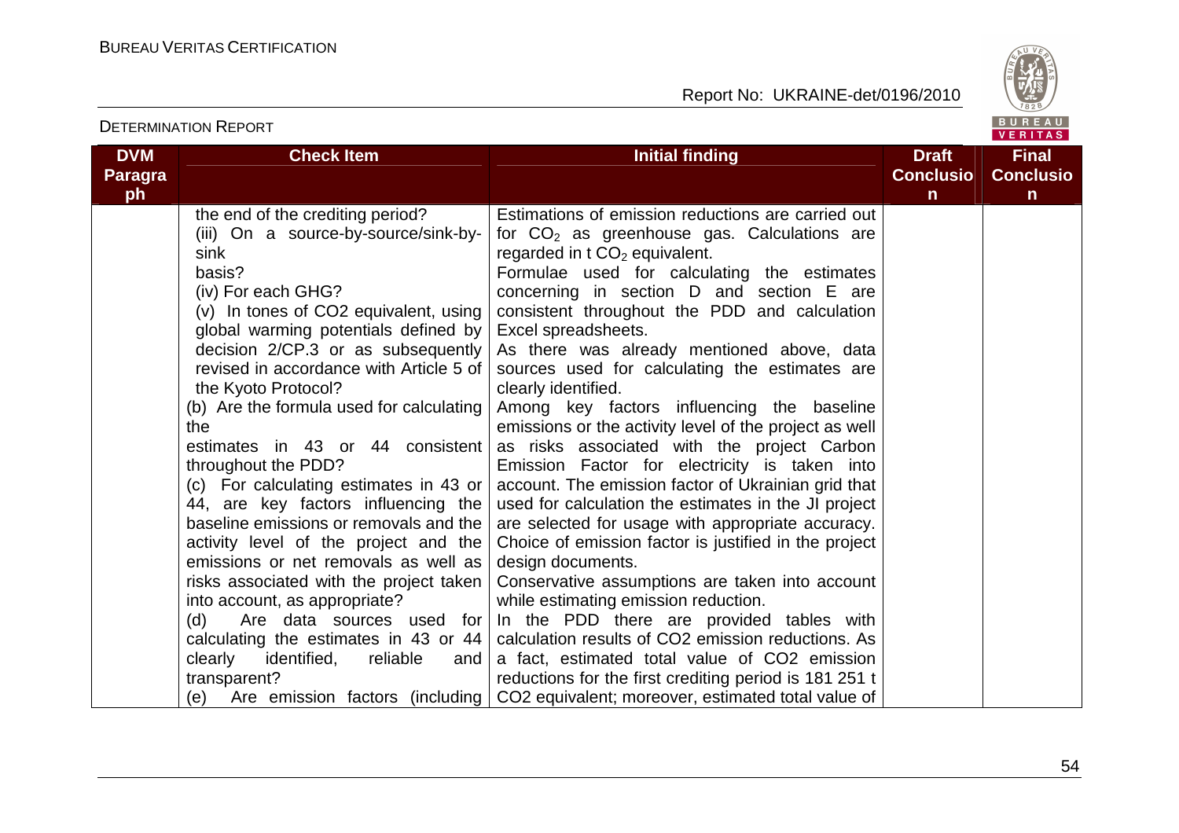| DVM Paragraph | Check Item | Initial finding | Draft Conclusion | Final Conclusion |
|---|---|---|---|---|
| | the end of the crediting period?<br>(iii) On a source-by-source/sink-by-sink basis?<br>(iv) For each GHG?<br>(v) In tones of CO2 equivalent, using global warming potentials defined by decision 2/CP.3 or as subsequently revised in accordance with Article 5 of the Kyoto Protocol?<br>(b) Are the formula used for calculating the estimates in 43 or 44 consistent throughout the PDD?<br>(c) For calculating estimates in 43 or 44, are key factors influencing the baseline emissions or removals and the activity level of the project and the emissions or net removals as well as risks associated with the project taken into account, as appropriate?<br>(d) Are data sources used for calculating the estimates in 43 or 44 clearly identified, reliable and transparent?<br>(e) Are emission factors (including | Estimations of emission reductions are carried out for $CO_2$ as greenhouse gas. Calculations are regarded in t $CO_2$ equivalent.<br>Formulae used for calculating the estimates concerning in section D and section E are consistent throughout the PDD and calculation Excel spreadsheets.<br>As there was already mentioned above, data sources used for calculating the estimates are clearly identified.<br>Among key factors influencing the baseline emissions or the activity level of the project as well as risks associated with the project Carbon Emission Factor for electricity is taken into account. The emission factor of Ukrainian grid that used for calculation the estimates in the JI project are selected for usage with appropriate accuracy. Choice of emission factor is justified in the project design documents.<br>Conservative assumptions are taken into account while estimating emission reduction.<br>In the PDD there are provided tables with calculation results of CO2 emission reductions. As a fact, estimated total value of CO2 emission reductions for the first crediting period is 181 251 t CO2 equivalent; moreover, estimated total value of | | |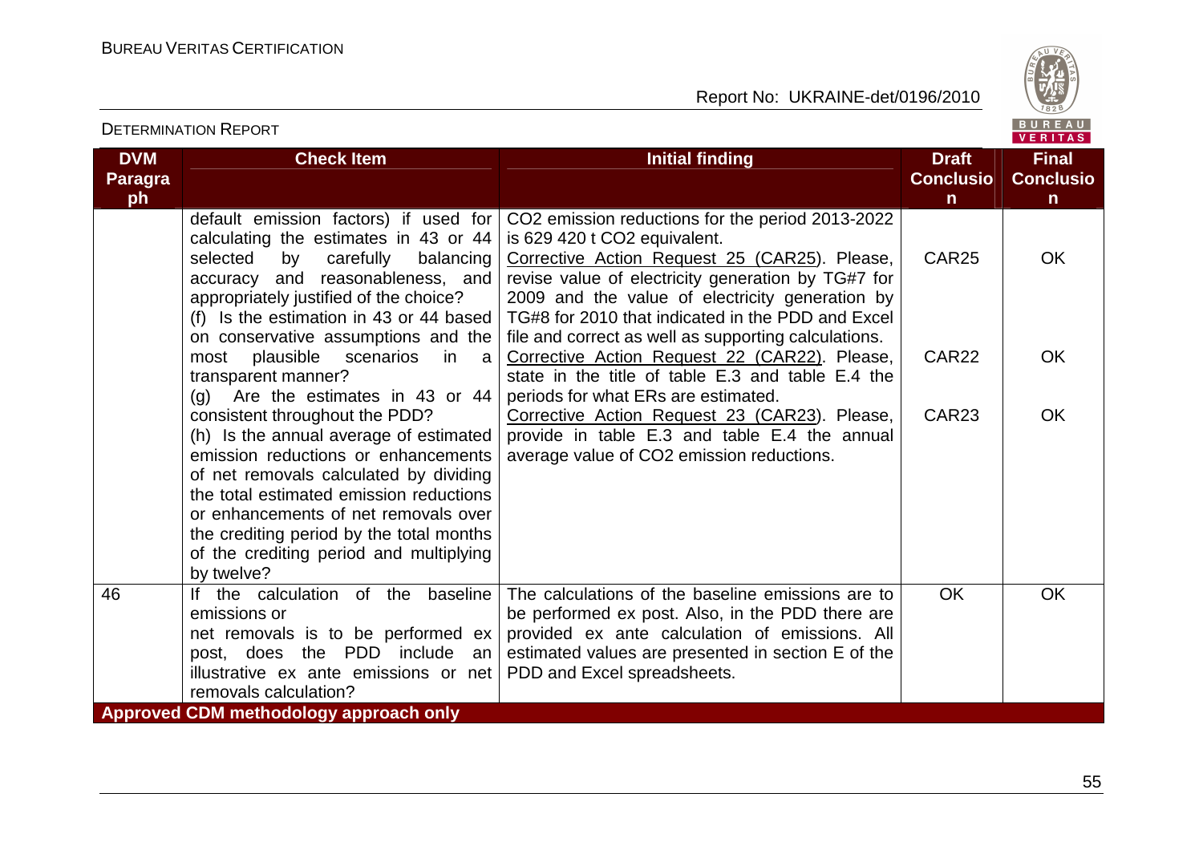| DVM Paragraph | Check Item | Initial finding | Draft Conclusion | Final Conclusion |
|---|---|---|---|---|
| | default emission factors) if used for calculating the estimates in 43 or 44 selected by carefully balancing accuracy and reasonableness, and appropriately justified of the choice?<br>(f) Is the estimation in 43 or 44 based on conservative assumptions and the most plausible scenarios in a transparent manner?<br>(g) Are the estimates in 43 or 44 consistent throughout the PDD?<br>(h) Is the annual average of estimated emission reductions or enhancements of net removals calculated by dividing the total estimated emission reductions or enhancements of net removals over the crediting period by the total months of the crediting period and multiplying by twelve? | $CO_2$ emission reductions for the period 2013-2022 is 629 420 t $CO_2$ equivalent.<br>Corrective Action Request 25 (CAR25). Please, revise value of electricity generation by TG#7 for 2009 and the value of electricity generation by TG#8 for 2010 that indicated in the PDD and Excel file and correct as well as supporting calculations.<br>Corrective Action Request 22 (CAR22). Please, state in the title of table E.3 and table E.4 the periods for what ERs are estimated.<br>Corrective Action Request 23 (CAR23). Please, provide in table E.3 and table E.4 the annual average value of $CO_2$ emission reductions. | CAR25<br><br>CAR22<br><br>CAR23 | OK<br><br>OK<br><br>OK |
| 46 | If the calculation of the baseline emissions or net removals is to be performed ex post, does the PDD include an illustrative ex ante emissions or net removals calculation? | The calculations of the baseline emissions are to be performed ex post. Also, in the PDD there are provided ex ante calculation of emissions. All estimated values are presented in section E of the PDD and Excel spreadsheets. | OK | OK |
| **Approved CDM methodology approach only** | | | | |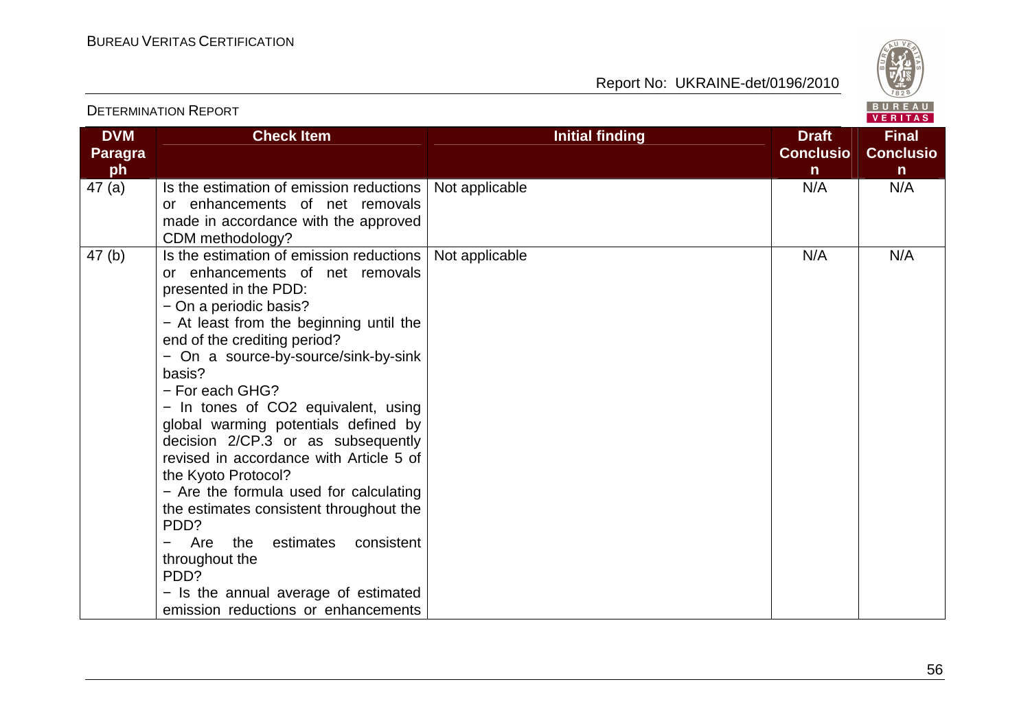| DVM Paragraph | Check Item | Initial finding | Draft Conclusion | Final Conclusion |
|---|---|---|---|---|
| 47 (a) | Is the estimation of emission reductions or enhancements of net removals made in accordance with the approved CDM methodology? | Not applicable | N/A | N/A |
| 47 (b) | Is the estimation of emission reductions or enhancements of net removals presented in the PDD:<br>− On a periodic basis?<br>− At least from the beginning until the end of the crediting period?<br>− On a source-by-source/sink-by-sink basis?<br>− For each GHG?<br>− In tones of CO2 equivalent, using global warming potentials defined by decision 2/CP.3 or as subsequently revised in accordance with Article 5 of the Kyoto Protocol?<br>− Are the formula used for calculating the estimates consistent throughout the PDD?<br>− Are the estimates consistent throughout the PDD?<br>− Is the annual average of estimated emission reductions or enhancements | Not applicable | N/A | N/A |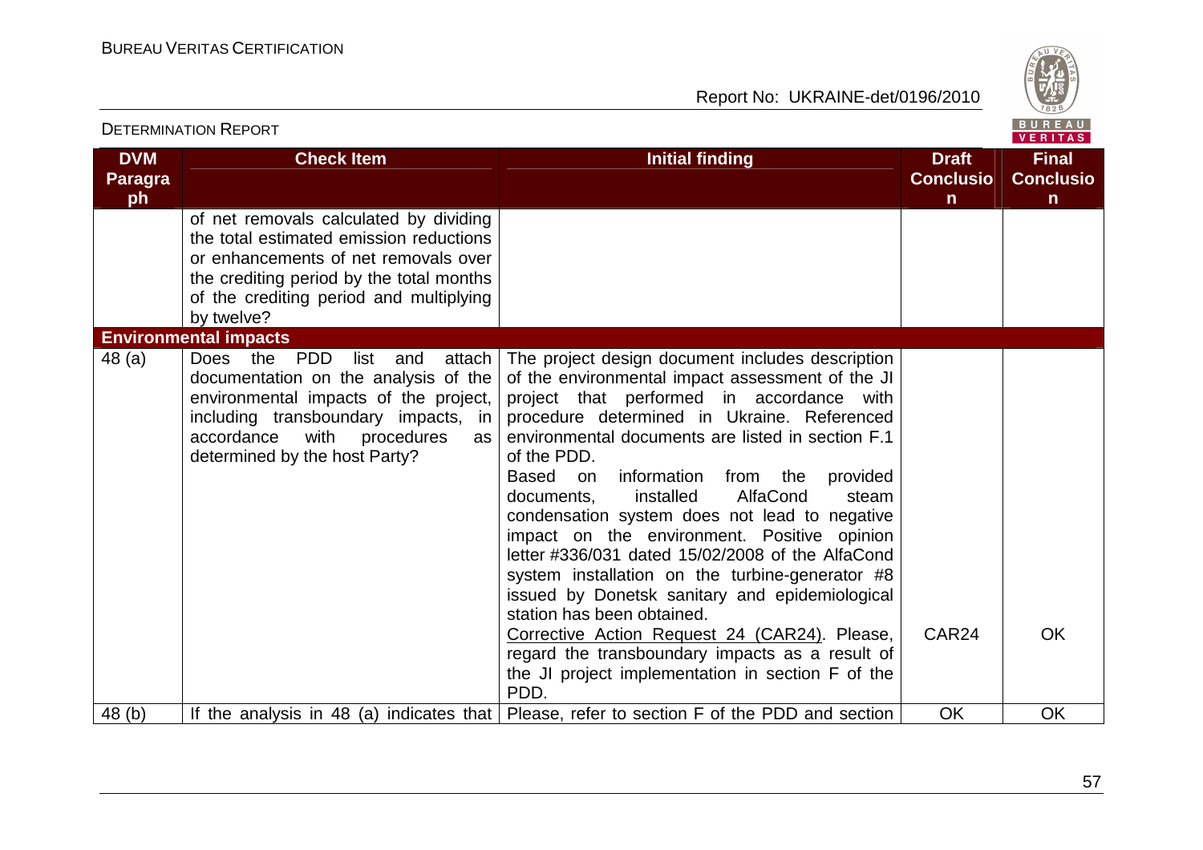| DVM Paragraph | Check Item | Initial finding | Draft Conclusion | Final Conclusion |
|---|---|---|---|---|
| | of net removals calculated by dividing the total estimated emission reductions or enhancements of net removals over the crediting period by the total months of the crediting period and multiplying by twelve? | | | |
| **Environmental impacts** | | | | |
| 48 (a) | Does the PDD list and attach documentation on the analysis of the environmental impacts of the project, including transboundary impacts, in accordance with procedures as determined by the host Party? | The project design document includes description of the environmental impact assessment of the JI project that performed in accordance with procedure determined in Ukraine. Referenced environmental documents are listed in section F.1 of the PDD.<br>Based on information from the provided documents, installed AlfaCond steam condensation system does not lead to negative impact on the environment. Positive opinion letter #336/031 dated 15/02/2008 of the AlfaCond system installation on the turbine-generator #8 issued by Donetsk sanitary and epidemiological station has been obtained.<br>Corrective Action Request 24 (CAR24). Please, regard the transboundary impacts as a result of the JI project implementation in section F of the PDD. | CAR24 | OK |
| 48 (b) | If the analysis in 48 (a) indicates that | Please, refer to section F of the PDD and section | OK | OK |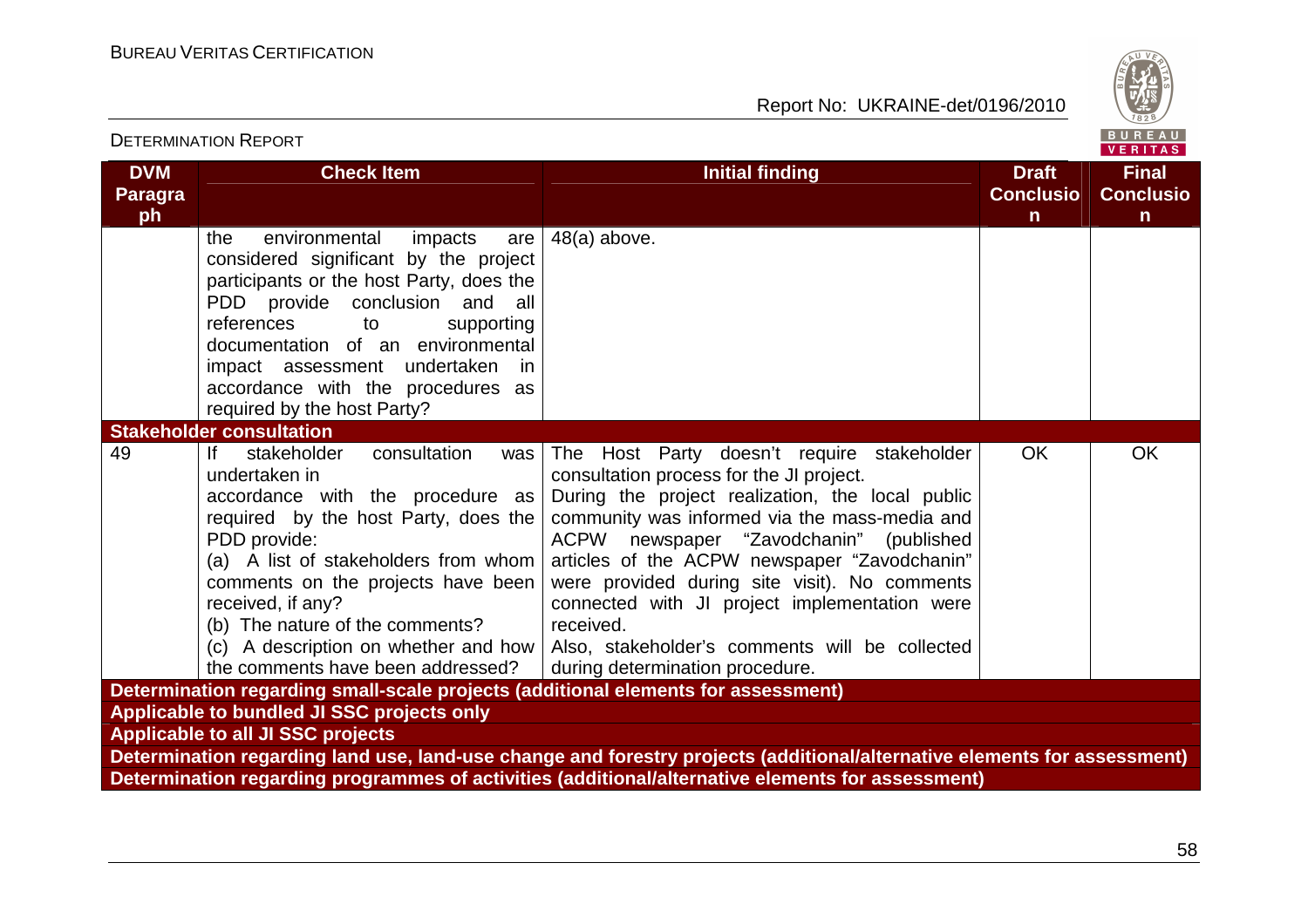| DVM Paragraph | Check Item | Initial finding | Draft Conclusion | Final Conclusion |
|---|---|---|---|---|
| | the environmental impacts are considered significant by the project participants or the host Party, does the PDD provide conclusion and all references to supporting documentation of an environmental impact assessment undertaken in accordance with the procedures as required by the host Party? | 48(a) above. | | |
| **Stakeholder consultation** | | | | |
| 49 | If stakeholder consultation was undertaken in accordance with the procedure as required by the host Party, does the PDD provide:<br>(a) A list of stakeholders from whom comments on the projects have been received, if any?<br>(b) The nature of the comments?<br>(c) A description on whether and how the comments have been addressed? | The Host Party doesn't require stakeholder consultation process for the JI project.<br>During the project realization, the local public community was informed via the mass-media and ACPW newspaper "Zavodchanin" (published articles of the ACPW newspaper "Zavodchanin" were provided during site visit). No comments connected with JI project implementation were received.<br>Also, stakeholder's comments will be collected during determination procedure. | OK | OK |
| **Determination regarding small-scale projects (additional elements for assessment)** | | | | |
| **Applicable to bundled JI SSC projects only** | | | | |
| **Applicable to all JI SSC projects** | | | | |
| **Determination regarding land use, land-use change and forestry projects (additional/alternative elements for assessment)** | | | | |
| **Determination regarding programmes of activities (additional/alternative elements for assessment)** | | | | |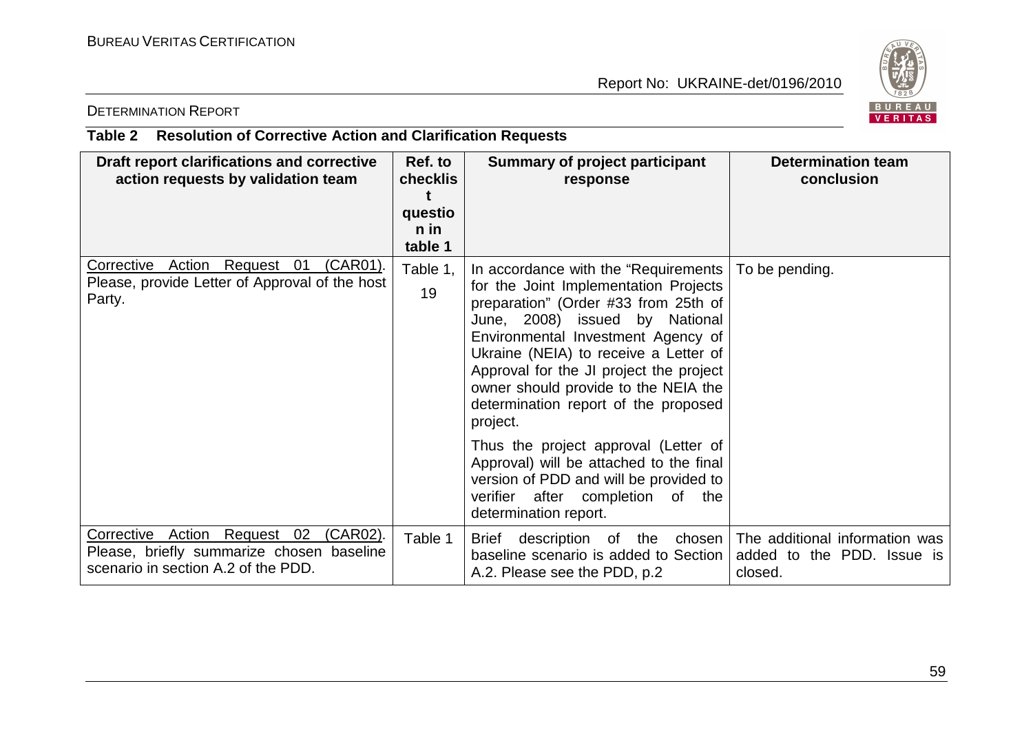**Table 2 Resolution of Corrective Action and Clarification Requests**

| Draft report clarifications and corrective action requests by validation team | Ref. to checklist question in table 1 | Summary of project participant response | Determination team conclusion |
|---|---|---|---|
| Corrective Action Request 01 (CAR01). Please, provide Letter of Approval of the host Party. | Table 1, 19 | In accordance with the "Requirements for the Joint Implementation Projects preparation" (Order #33 from 25th of June, 2008) issued by National Environmental Investment Agency of Ukraine (NEIA) to receive a Letter of Approval for the JI project the project owner should provide to the NEIA the determination report of the proposed project.<br><br>Thus the project approval (Letter of Approval) will be attached to the final version of PDD and will be provided to verifier after completion of the determination report. | To be pending. |
| Corrective Action Request 02 (CAR02). Please, briefly summarize chosen baseline scenario in section A.2 of the PDD. | Table 1 | Brief description of the chosen baseline scenario is added to Section A.2. Please see the PDD, p.2 | The additional information was added to the PDD. Issue is closed. |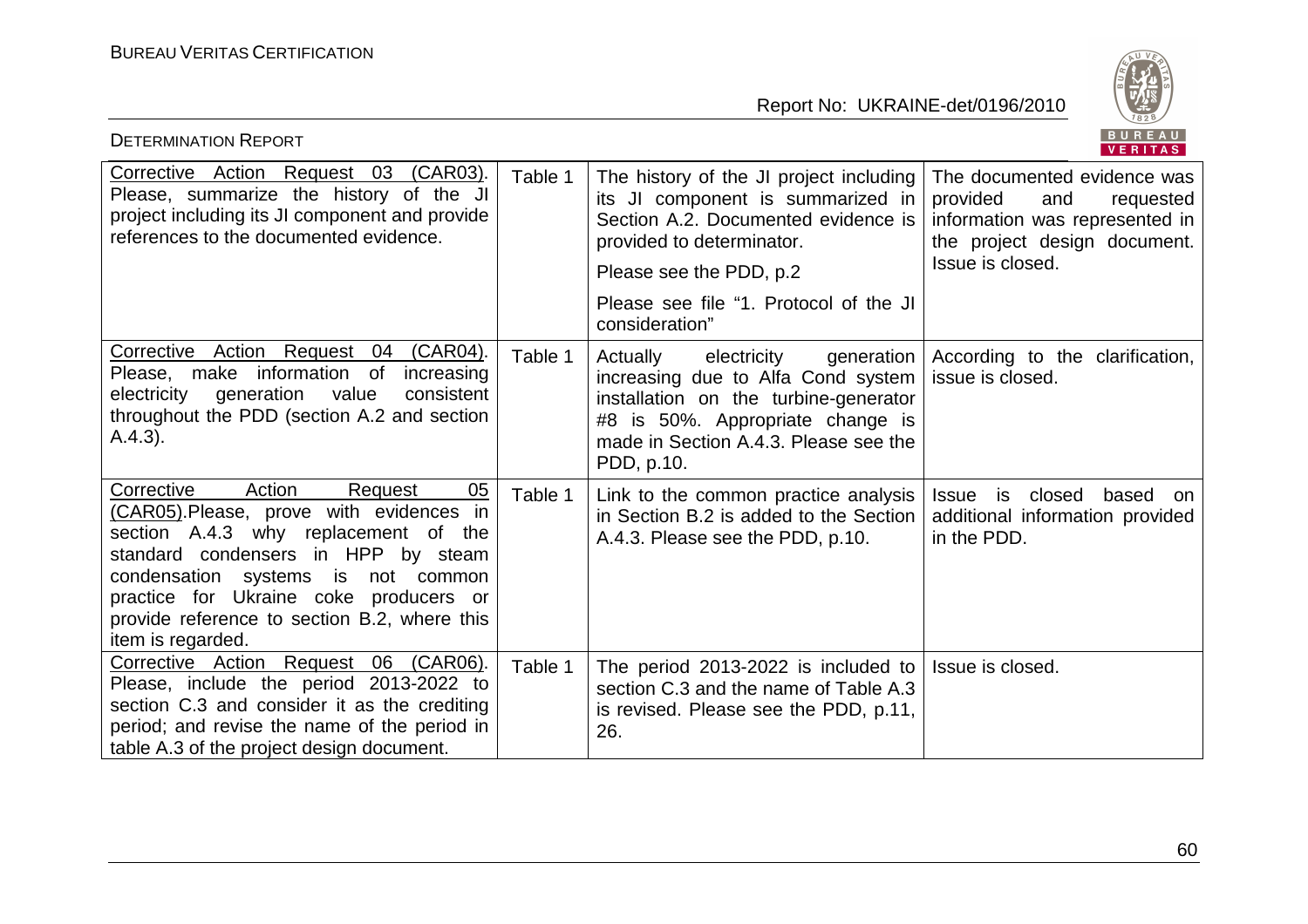| Corrective Action Request 03 (CAR03). Please, summarize the history of the JI project including its JI component and provide references to the documented evidence. | Table 1 | The history of the JI project including its JI component is summarized in Section A.2. Documented evidence is provided to determinator.<br>Please see the PDD, p.2<br>Please see file "1. Protocol of the JI consideration" | The documented evidence was provided and requested information was represented in the project design document. Issue is closed. |
|---|---|---|---|
| Corrective Action Request 04 (CAR04). Please, make information of increasing electricity generation value consistent throughout the PDD (section A.2 and section A.4.3). | Table 1 | Actually electricity generation increasing due to Alfa Cond system installation on the turbine-generator #8 is 50%. Appropriate change is made in Section A.4.3. Please see the PDD, p.10. | According to the clarification, issue is closed. |
| Corrective Action Request 05 (CAR05).Please, prove with evidences in section A.4.3 why replacement of the standard condensers in HPP by steam condensation systems is not common practice for Ukraine coke producers or provide reference to section B.2, where this item is regarded. | Table 1 | Link to the common practice analysis in Section B.2 is added to the Section A.4.3. Please see the PDD, p.10. | Issue is closed based on additional information provided in the PDD. |
| Corrective Action Request 06 (CAR06). Please, include the period 2013-2022 to section C.3 and consider it as the crediting period; and revise the name of the period in table A.3 of the project design document. | Table 1 | The period 2013-2022 is included to section C.3 and the name of Table A.3 is revised. Please see the PDD, p.11, 26. | Issue is closed. |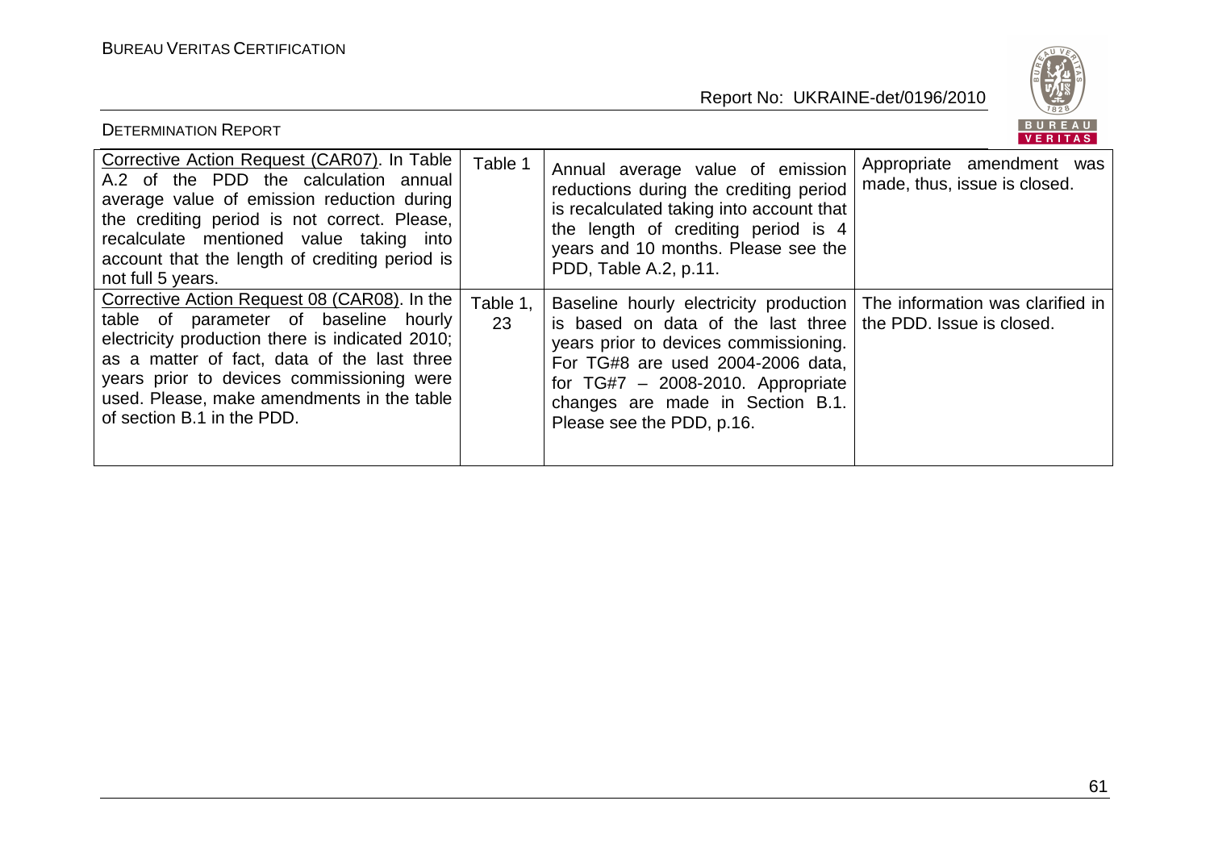| | | | |
|---|---|---|---|
| Corrective Action Request (CAR07). In Table A.2 of the PDD the calculation annual average value of emission reduction during the crediting period is not correct. Please, recalculate mentioned value taking into account that the length of crediting period is not full 5 years. | Table 1 | Annual average value of emission reductions during the crediting period is recalculated taking into account that the length of crediting period is 4 years and 10 months. Please see the PDD, Table A.2, p.11. | Appropriate amendment was made, thus, issue is closed. |
| Corrective Action Request 08 (CAR08). In the table of parameter of baseline hourly electricity production there is indicated 2010; as a matter of fact, data of the last three years prior to devices commissioning were used. Please, make amendments in the table of section B.1 in the PDD. | Table 1, 23 | Baseline hourly electricity production is based on data of the last three years prior to devices commissioning. For TG#8 are used 2004-2006 data, for TG#7 – 2008-2010. Appropriate changes are made in Section B.1. Please see the PDD, p.16. | The information was clarified in the PDD. Issue is closed. |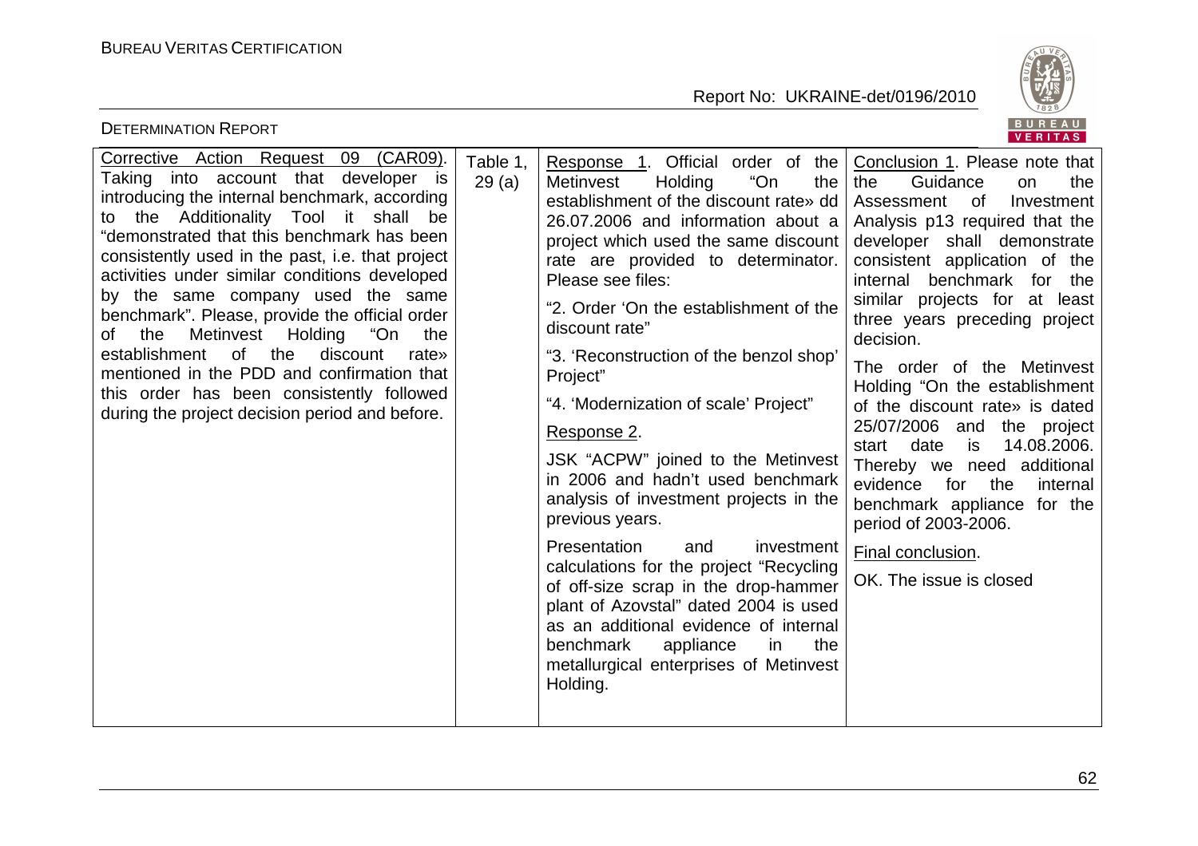| Corrective Action Request 09 (CAR09). Taking into account that developer is introducing the internal benchmark, according to the Additionality Tool it shall be "demonstrated that this benchmark has been consistently used in the past, i.e. that project activities under similar conditions developed by the same company used the same benchmark". Please, provide the official order of the Metinvest Holding "On the establishment of the discount rate» mentioned in the PDD and confirmation that this order has been consistently followed during the project decision period and before. | Table 1, 29 (a) | Response 1. Official order of the Metinvest Holding "On the establishment of the discount rate» dd 26.07.2006 and information about a project which used the same discount rate are provided to determinator. Please see files:<br><br>"2. Order 'On the establishment of the discount rate"<br><br>"3. 'Reconstruction of the benzol shop' Project"<br><br>"4. 'Modernization of scale' Project"<br><br>Response 2.<br><br>JSK "ACPW" joined to the Metinvest in 2006 and hadn't used benchmark analysis of investment projects in the previous years.<br><br>Presentation and investment calculations for the project "Recycling of off-size scrap in the drop-hammer plant of Azovstal" dated 2004 is used as an additional evidence of internal benchmark appliance in the metallurgical enterprises of Metinvest Holding. | Conclusion 1. Please note that the Guidance on the Assessment of Investment Analysis p13 required that the developer shall demonstrate consistent application of the internal benchmark for the similar projects for at least three years preceding project decision.<br><br>The order of the Metinvest Holding "On the establishment of the discount rate» is dated 25/07/2006 and the project start date is 14.08.2006. Thereby we need additional evidence for the internal benchmark appliance for the period of 2003-2006.<br><br>Final conclusion.<br><br>OK. The issue is closed |
|---|---|---|---|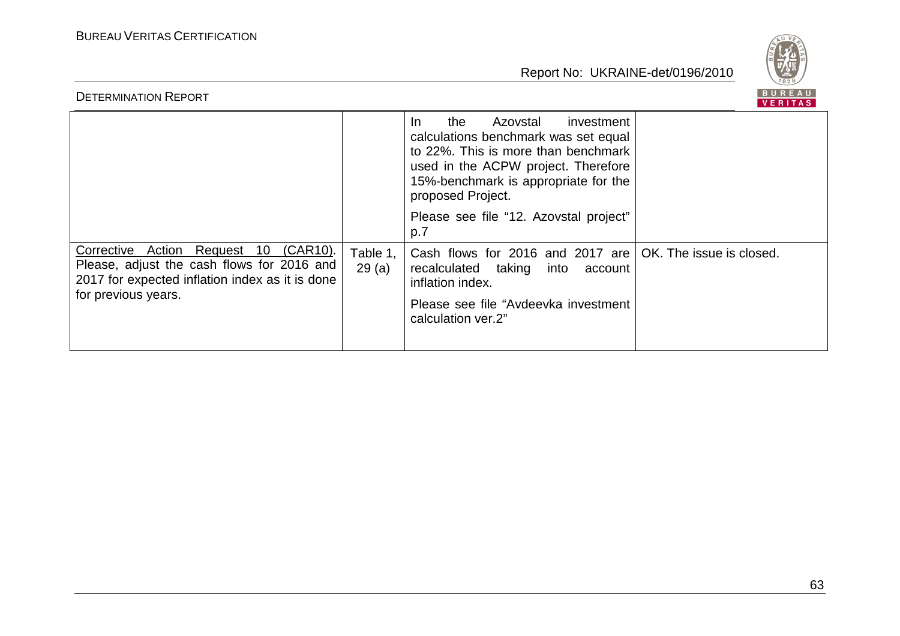| | | | |
|---|---|---|---|
| | | In the Azovstal investment calculations benchmark was set equal to 22%. This is more than benchmark used in the ACPW project. Therefore 15%-benchmark is appropriate for the proposed Project.<br><br>Please see file "12. Azovstal project" p.7 | |
| Corrective Action Request 10 (CAR10). Please, adjust the cash flows for 2016 and 2017 for expected inflation index as it is done for previous years. | Table 1, 29 (a) | Cash flows for 2016 and 2017 are recalculated taking into account inflation index.<br><br>Please see file "Avdeevka investment calculation ver.2" | OK. The issue is closed. |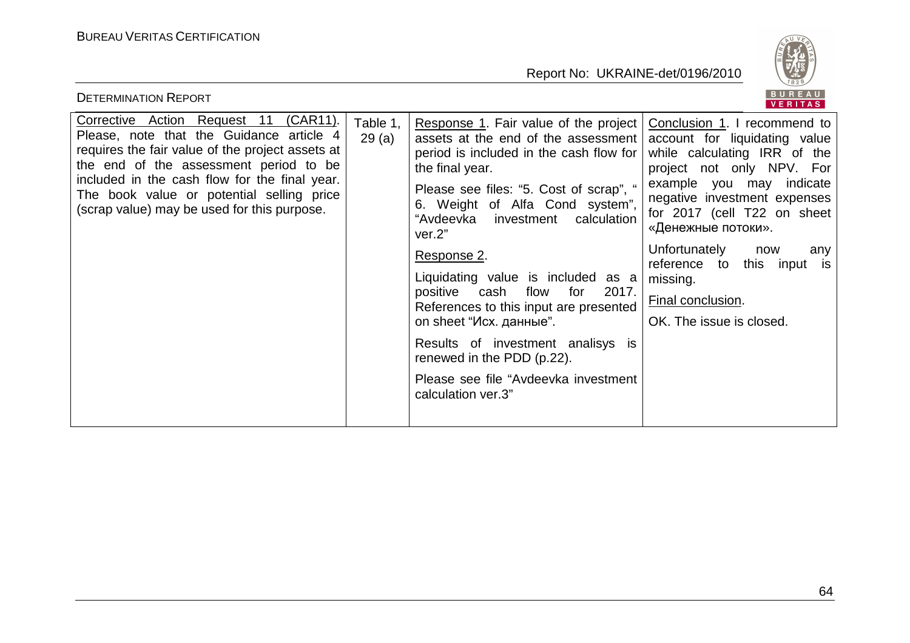| Corrective Action Request 11 (CAR11). Please, note that the Guidance article 4 requires the fair value of the project assets at the end of the assessment period to be included in the cash flow for the final year. The book value or potential selling price (scrap value) may be used for this purpose. | Table 1, 29 (a) | Response 1. Fair value of the project assets at the end of the assessment period is included in the cash flow for the final year.<br><br>Please see files: "5. Cost of scrap", " 6. Weight of Alfa Cond system", "Avdeevka investment calculation ver.2"<br><br>Response 2.<br><br>Liquidating value is included as a positive cash flow for 2017. References to this input are presented on sheet "Исх. данные".<br><br>Results of investment analisys is renewed in the PDD (p.22).<br><br>Please see file "Avdeevka investment calculation ver.3" | Conclusion 1. I recommend to account for liquidating value while calculating IRR of the project not only NPV. For example you may indicate negative investment expenses for 2017 (cell T22 on sheet «Денежные потоки».<br><br>Unfortunately now any reference to this input is missing.<br><br>Final conclusion.<br><br>OK. The issue is closed. |
|---|---|---|---|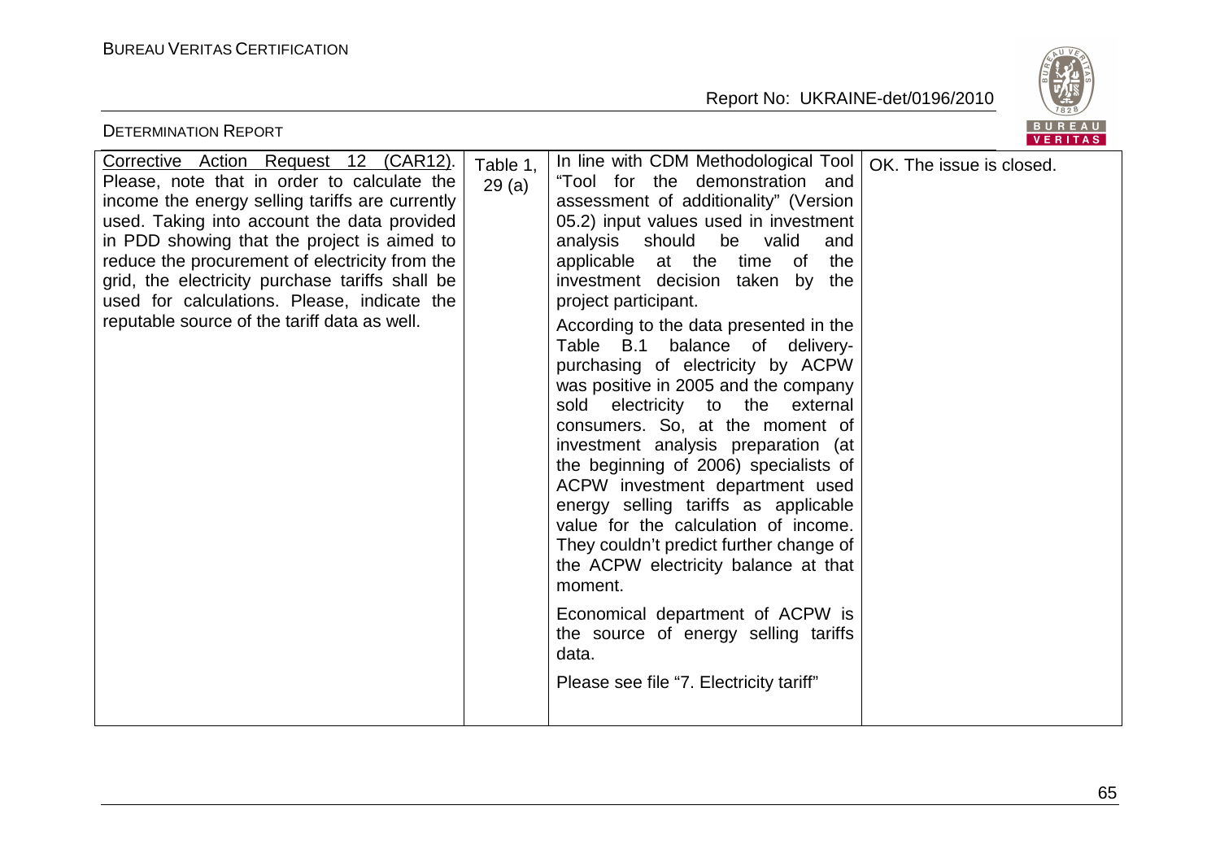| Corrective Action Request 12 (CAR12). Please, note that in order to calculate the income the energy selling tariffs are currently used. Taking into account the data provided in PDD showing that the project is aimed to reduce the procurement of electricity from the grid, the electricity purchase tariffs shall be used for calculations. Please, indicate the reputable source of the tariff data as well. | Table 1, 29 (a) | In line with CDM Methodological Tool "Tool for the demonstration and assessment of additionality" (Version 05.2) input values used in investment analysis should be valid and applicable at the time of the investment decision taken by the project participant.<br><br>According to the data presented in the Table B.1 balance of delivery-purchasing of electricity by ACPW was positive in 2005 and the company sold electricity to the external consumers. So, at the moment of investment analysis preparation (at the beginning of 2006) specialists of ACPW investment department used energy selling tariffs as applicable value for the calculation of income. They couldn't predict further change of the ACPW electricity balance at that moment.<br><br>Economical department of ACPW is the source of energy selling tariffs data.<br><br>Please see file "7. Electricity tariff" | OK. The issue is closed. |
|---|---|---|---|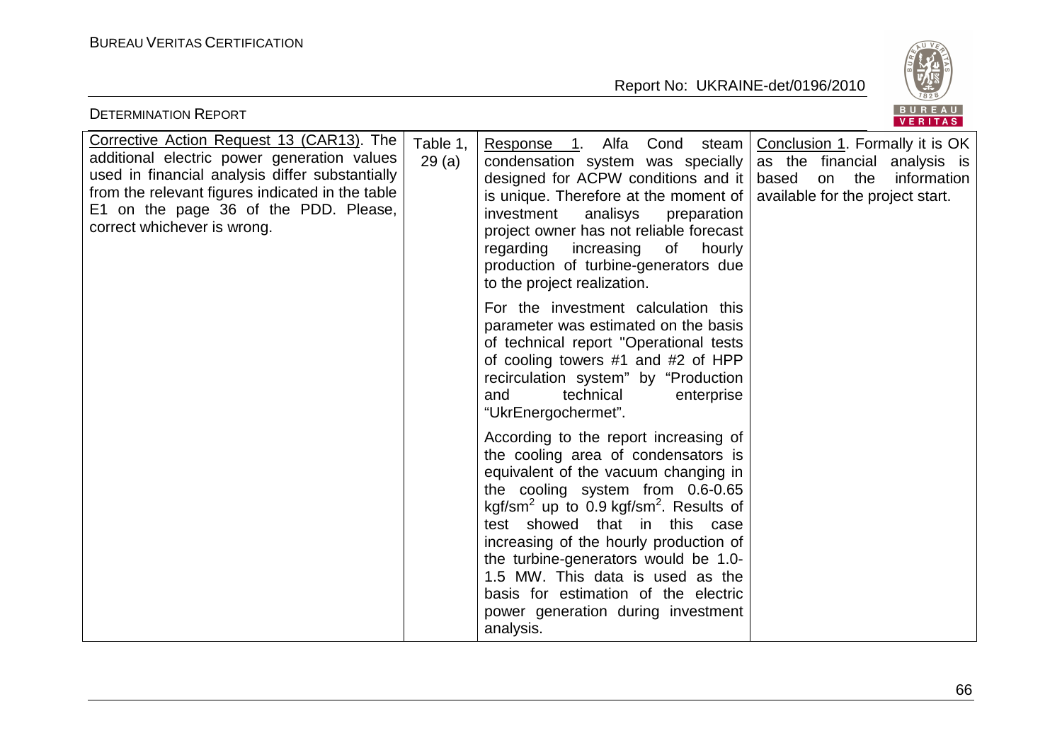| | | | |
|---|---|---|---|
| Corrective Action Request 13 (CAR13). The additional electric power generation values used in financial analysis differ substantially from the relevant figures indicated in the table E1 on the page 36 of the PDD. Please, correct whichever is wrong. | Table 1, 29 (a) | Response 1. Alfa Cond steam condensation system was specially designed for ACPW conditions and it is unique. Therefore at the moment of investment analisys preparation project owner has not reliable forecast regarding increasing of hourly production of turbine-generators due to the project realization.<br><br>For the investment calculation this parameter was estimated on the basis of technical report "Operational tests of cooling towers #1 and #2 of HPP recirculation system" by "Production and technical enterprise "UkrEnergochermet".<br><br>According to the report increasing of the cooling area of condensators is equivalent of the vacuum changing in the cooling system from 0.6-0.65 kgf/sm$^2$ up to 0.9 kgf/sm$^2$. Results of test showed that in this case increasing of the hourly production of the turbine-generators would be 1.0-1.5 MW. This data is used as the basis for estimation of the electric power generation during investment analysis. | Conclusion 1. Formally it is OK as the financial analysis is based on the information available for the project start. |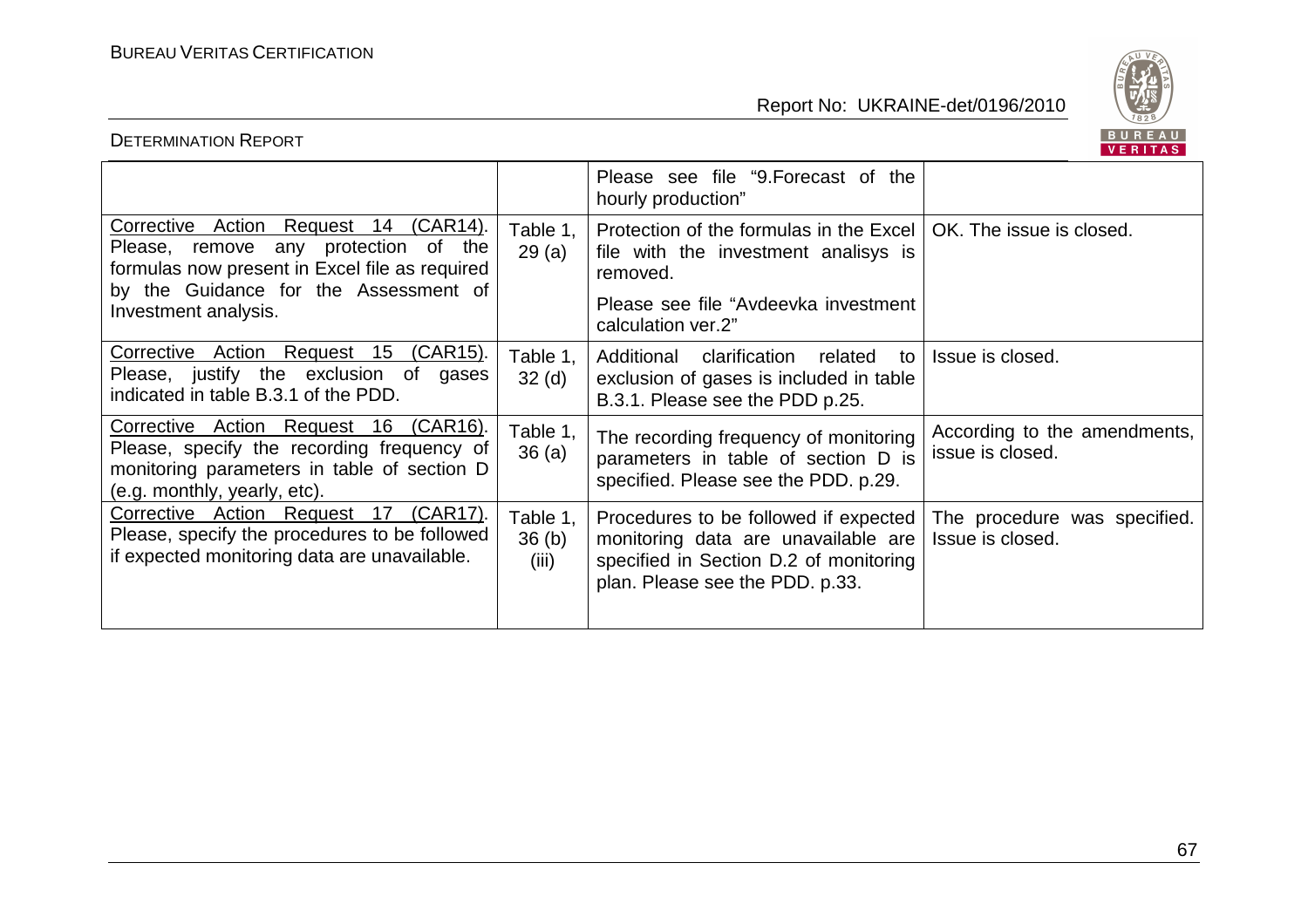| | | | |
|---|---|---|---|
| | | Please see file "9.Forecast of the hourly production" | |
| Corrective Action Request 14 (CAR14). Please, remove any protection of the formulas now present in Excel file as required by the Guidance for the Assessment of Investment analysis. | Table 1, 29 (a) | Protection of the formulas in the Excel file with the investment analisys is removed.<br><br>Please see file "Avdeevka investment calculation ver.2" | OK. The issue is closed. |
| Corrective Action Request 15 (CAR15). Please, justify the exclusion of gases indicated in table B.3.1 of the PDD. | Table 1, 32 (d) | Additional clarification related to exclusion of gases is included in table B.3.1. Please see the PDD p.25. | Issue is closed. |
| Corrective Action Request 16 (CAR16). Please, specify the recording frequency of monitoring parameters in table of section D (e.g. monthly, yearly, etc). | Table 1, 36 (a) | The recording frequency of monitoring parameters in table of section D is specified. Please see the PDD. p.29. | According to the amendments, issue is closed. |
| Corrective Action Request 17 (CAR17). Please, specify the procedures to be followed if expected monitoring data are unavailable. | Table 1, 36 (b) (iii) | Procedures to be followed if expected monitoring data are unavailable are specified in Section D.2 of monitoring plan. Please see the PDD. p.33. | The procedure was specified. Issue is closed. |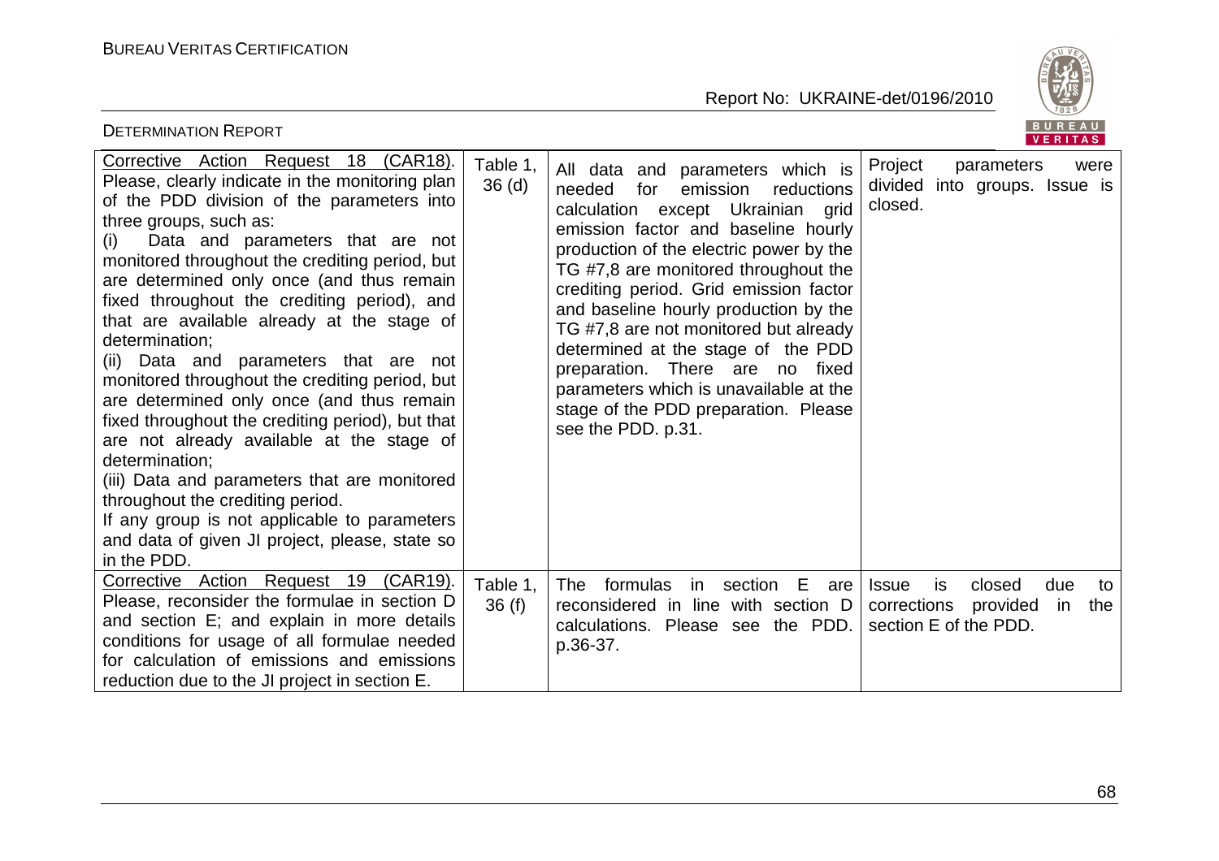| | | | |
|---|---|---|---|
| Corrective Action Request 18 (CAR18). Please, clearly indicate in the monitoring plan of the PDD division of the parameters into three groups, such as:<br>(i) Data and parameters that are not monitored throughout the crediting period, but are determined only once (and thus remain fixed throughout the crediting period), and that are available already at the stage of determination;<br>(ii) Data and parameters that are not monitored throughout the crediting period, but are determined only once (and thus remain fixed throughout the crediting period), but that are not already available at the stage of determination;<br>(iii) Data and parameters that are monitored throughout the crediting period.<br>If any group is not applicable to parameters and data of given JI project, please, state so in the PDD. | Table 1, 36 (d) | All data and parameters which is needed for emission reductions calculation except Ukrainian grid emission factor and baseline hourly production of the electric power by the TG #7,8 are monitored throughout the crediting period. Grid emission factor and baseline hourly production by the TG #7,8 are not monitored but already determined at the stage of the PDD preparation. There are no fixed parameters which is unavailable at the stage of the PDD preparation. Please see the PDD. p.31. | Project parameters were divided into groups. Issue is closed. |
| Corrective Action Request 19 (CAR19). Please, reconsider the formulae in section D and section E; and explain in more details conditions for usage of all formulae needed for calculation of emissions and emissions reduction due to the JI project in section E. | Table 1, 36 (f) | The formulas in section E are reconsidered in line with section D calculations. Please see the PDD. p.36-37. | Issue is closed due to corrections provided in the section E of the PDD. |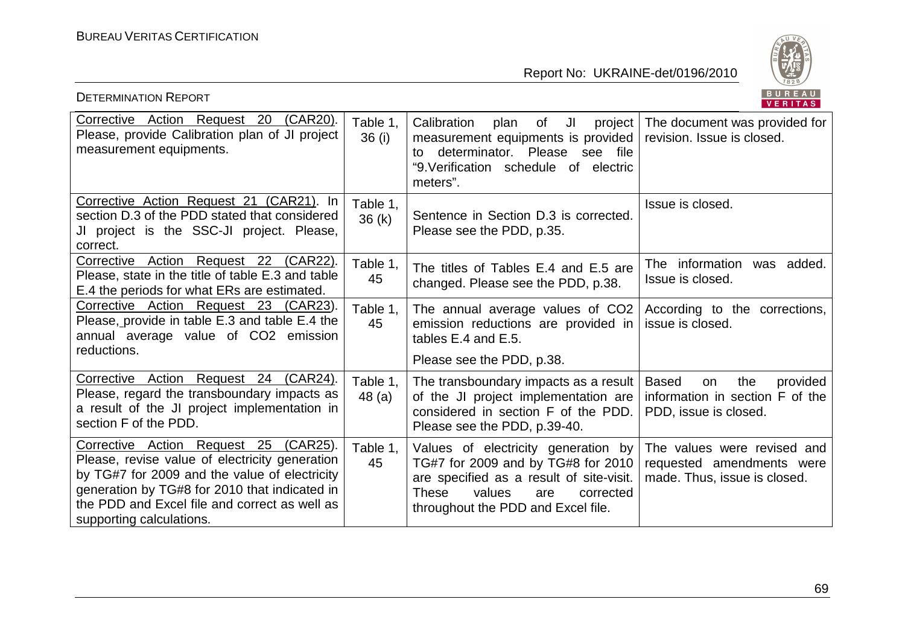| Corrective Action Request 20 (CAR20). Please, provide Calibration plan of JI project measurement equipments. | Table 1, 36 (i) | Calibration plan of JI project measurement equipments is provided to determinator. Please see file "9.Verification schedule of electric meters". | The document was provided for revision. Issue is closed. |
|---|---|---|---|
| Corrective Action Request 21 (CAR21). In section D.3 of the PDD stated that considered JI project is the SSC-JI project. Please, correct. | Table 1, 36 (k) | Sentence in Section D.3 is corrected. Please see the PDD, p.35. | Issue is closed. |
| Corrective Action Request 22 (CAR22). Please, state in the title of table E.3 and table E.4 the periods for what ERs are estimated. | Table 1, 45 | The titles of Tables E.4 and E.5 are changed. Please see the PDD, p.38. | The information was added. Issue is closed. |
| Corrective Action Request 23 (CAR23). Please, provide in table E.3 and table E.4 the annual average value of $CO_2$ emission reductions. | Table 1, 45 | The annual average values of $CO_2$ emission reductions are provided in tables E.4 and E.5.<br><br>Please see the PDD, p.38. | According to the corrections, issue is closed. |
| Corrective Action Request 24 (CAR24). Please, regard the transboundary impacts as a result of the JI project implementation in section F of the PDD. | Table 1, 48 (a) | The transboundary impacts as a result of the JI project implementation are considered in section F of the PDD. Please see the PDD, p.39-40. | Based on the provided information in section F of the PDD, issue is closed. |
| Corrective Action Request 25 (CAR25). Please, revise value of electricity generation by TG#7 for 2009 and the value of electricity generation by TG#8 for 2010 that indicated in the PDD and Excel file and correct as well as supporting calculations. | Table 1, 45 | Values of electricity generation by TG#7 for 2009 and by TG#8 for 2010 are specified as a result of site-visit. These values are corrected throughout the PDD and Excel file. | The values were revised and requested amendments were made. Thus, issue is closed. |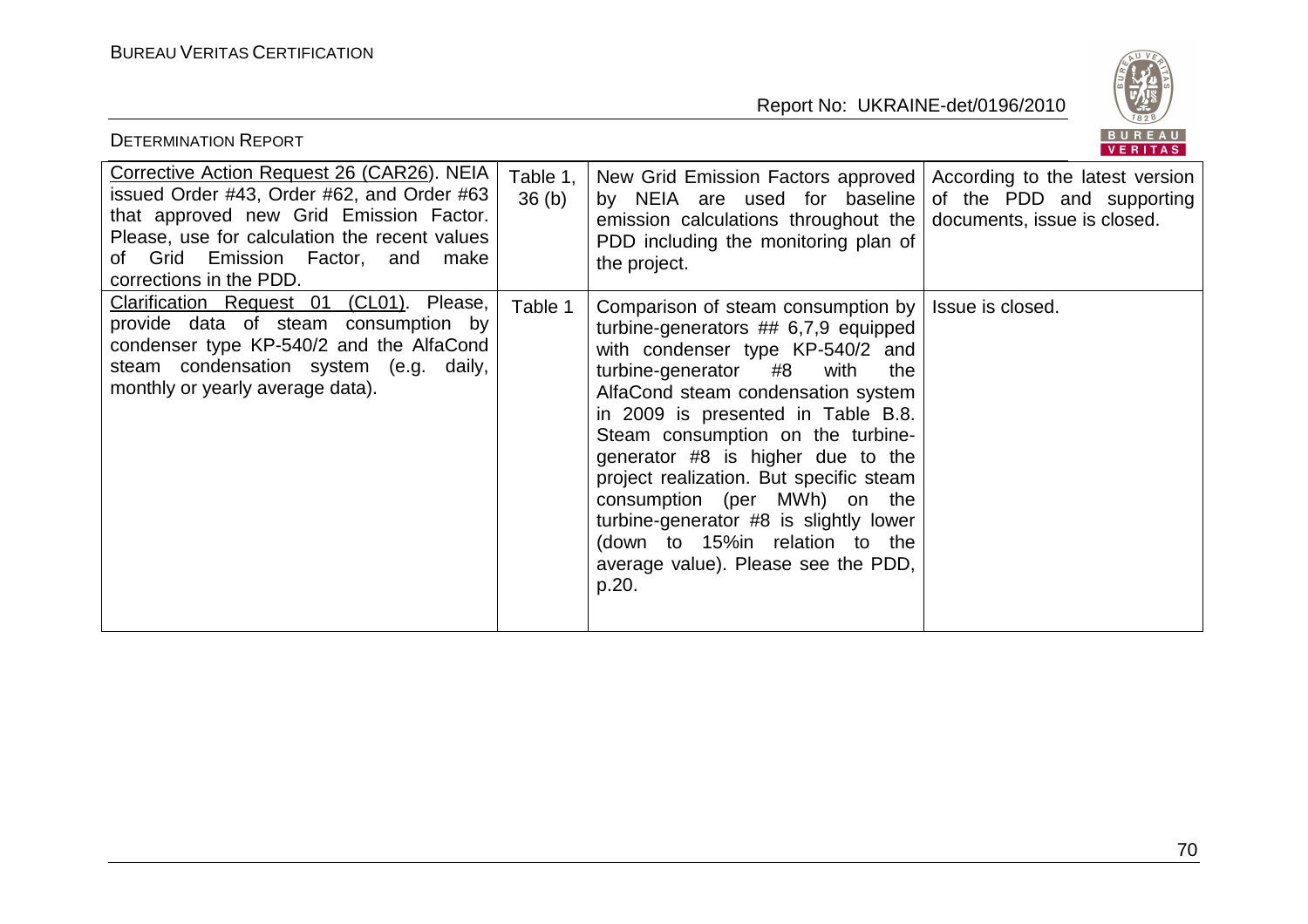| Corrective Action Request 26 (CAR26). NEIA issued Order #43, Order #62, and Order #63 that approved new Grid Emission Factor. Please, use for calculation the recent values of Grid Emission Factor, and make corrections in the PDD. | Table 1, 36 (b) | New Grid Emission Factors approved by NEIA are used for baseline emission calculations throughout the PDD including the monitoring plan of the project. | According to the latest version of the PDD and supporting documents, issue is closed. |
|---|---|---|---|
| Clarification Request 01 (CL01). Please, provide data of steam consumption by condenser type KP-540/2 and the AlfaCond steam condensation system (e.g. daily, monthly or yearly average data). | Table 1 | Comparison of steam consumption by turbine-generators ## 6,7,9 equipped with condenser type KP-540/2 and turbine-generator #8 with the AlfaCond steam condensation system in 2009 is presented in Table B.8. Steam consumption on the turbine-generator #8 is higher due to the project realization. But specific steam consumption (per MWh) on the turbine-generator #8 is slightly lower (down to 15%in relation to the average value). Please see the PDD, p.20. | Issue is closed. |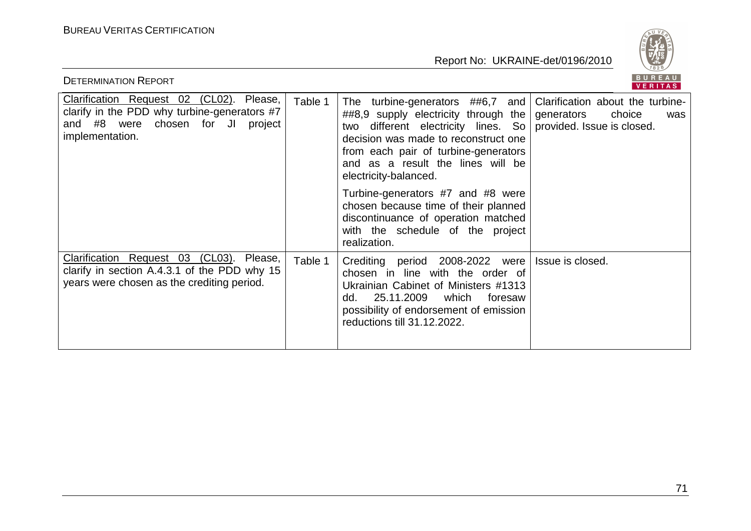| Clarification Request 02 (CL02). Please, clarify in the PDD why turbine-generators #7 and #8 were chosen for JI project implementation. | Table 1 | The turbine-generators ##6,7 and ##8,9 supply electricity through the two different electricity lines. So decision was made to reconstruct one from each pair of turbine-generators and as a result the lines will be electricity-balanced.<br><br>Turbine-generators #7 and #8 were chosen because time of their planned discontinuance of operation matched with the schedule of the project realization. | Clarification about the turbine-generators choice was provided. Issue is closed. |
|---|---|---|---|
| Clarification Request 03 (CL03). Please, clarify in section A.4.3.1 of the PDD why 15 years were chosen as the crediting period. | Table 1 | Crediting period 2008-2022 were chosen in line with the order of Ukrainian Cabinet of Ministers #1313 dd. 25.11.2009 which foresaw possibility of endorsement of emission reductions till 31.12.2022. | Issue is closed. |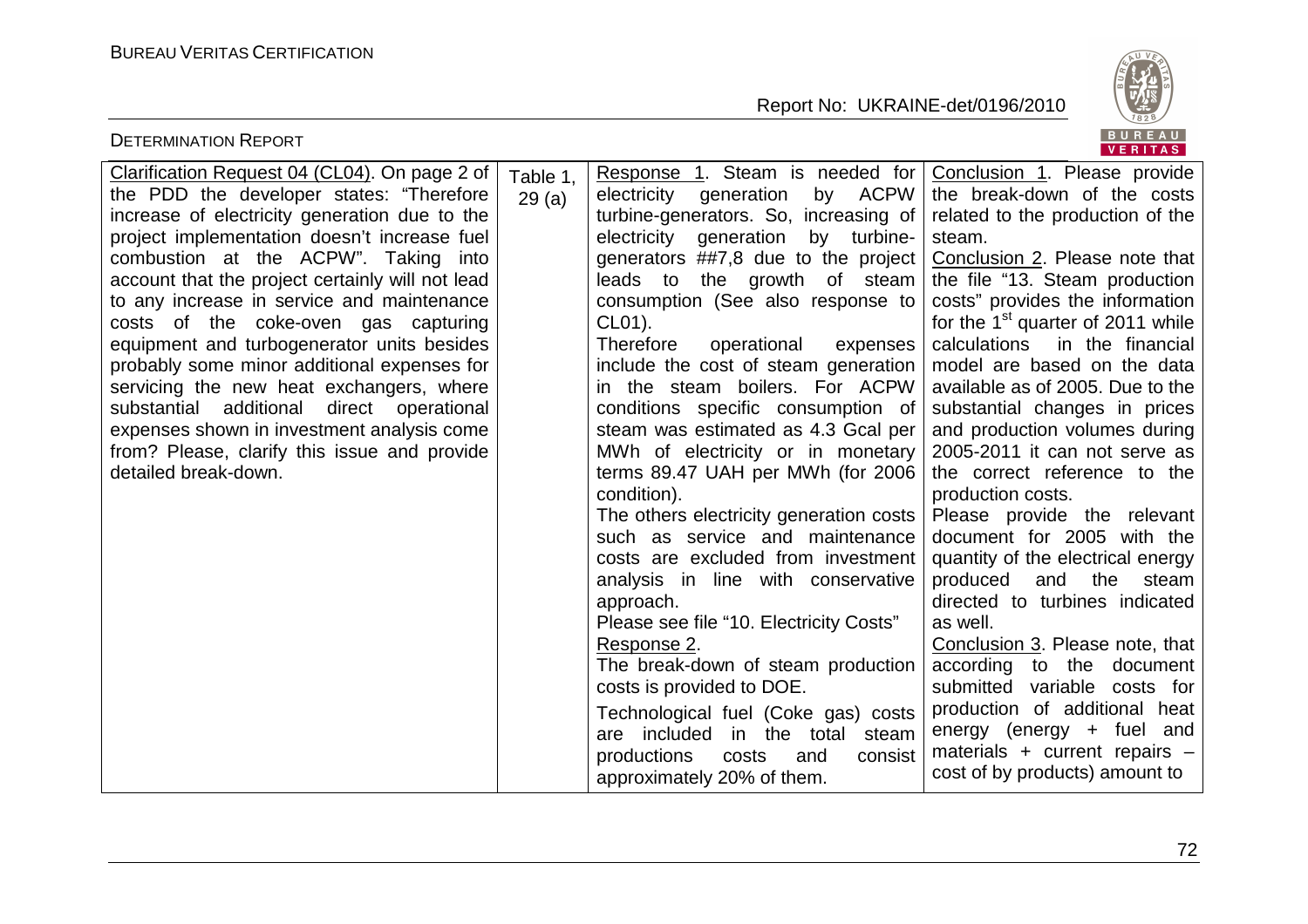| Clarification Request 04 (CL04). On page 2 of the PDD the developer states: "Therefore increase of electricity generation due to the project implementation doesn't increase fuel combustion at the ACPW". Taking into account that the project certainly will not lead to any increase in service and maintenance costs of the coke-oven gas capturing equipment and turbogenerator units besides probably some minor additional expenses for servicing the new heat exchangers, where substantial additional direct operational expenses shown in investment analysis come from? Please, clarify this issue and provide detailed break-down. | Table 1, 29 (a) | Response 1. Steam is needed for electricity generation by ACPW turbine-generators. So, increasing of electricity generation by turbine-generators ##7,8 due to the project leads to the growth of steam consumption (See also response to CL01).<br>Therefore operational expenses include the cost of steam generation in the steam boilers. For ACPW conditions specific consumption of steam was estimated as 4.3 Gcal per MWh of electricity or in monetary terms 89.47 UAH per MWh (for 2006 condition).<br>The others electricity generation costs such as service and maintenance costs are excluded from investment analysis in line with conservative approach.<br>Please see file "10. Electricity Costs"<br>Response 2.<br>The break-down of steam production costs is provided to DOE.<br>Technological fuel (Coke gas) costs are included in the total steam productions costs and consist approximately 20% of them. | Conclusion 1. Please provide the break-down of the costs related to the production of the steam.<br>Conclusion 2. Please note that the file "13. Steam production costs" provides the information for the 1st quarter of 2011 while calculations in the financial model are based on the data available as of 2005. Due to the substantial changes in prices and production volumes during 2005-2011 it can not serve as the correct reference to the production costs.<br>Please provide the relevant document for 2005 with the quantity of the electrical energy produced and the steam directed to turbines indicated as well.<br>Conclusion 3. Please note, that according to the document submitted variable costs for production of additional heat energy (energy + fuel and materials + current repairs – cost of by products) amount to |
|---|---|---|---|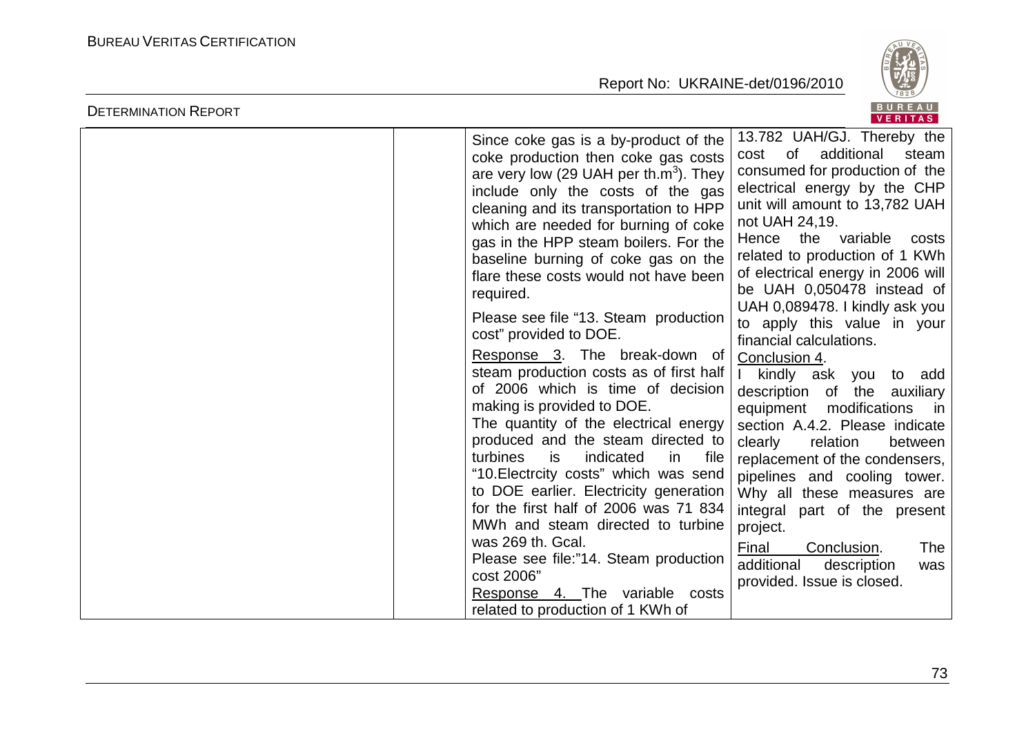| | | | |
|---|---|---|---|
| | | Since coke gas is a by-product of the coke production then coke gas costs are very low (29 UAH per th.m$^3$). They include only the costs of the gas cleaning and its transportation to HPP which are needed for burning of coke gas in the HPP steam boilers. For the baseline burning of coke gas on the flare these costs would not have been required.<br><br>Please see file "13. Steam production cost" provided to DOE.<br><br>Response 3. The break-down of steam production costs as of first half of 2006 which is time of decision making is provided to DOE.<br>The quantity of the electrical energy produced and the steam directed to turbines is indicated in file "10.Electrcity costs" which was send to DOE earlier. Electricity generation for the first half of 2006 was 71 834 MWh and steam directed to turbine was 269 th. Gcal.<br>Please see file:"14. Steam production cost 2006"<br>Response 4. The variable costs related to production of 1 KWh of | 13.782 UAH/GJ. Thereby the cost of additional steam consumed for production of the electrical energy by the CHP unit will amount to 13,782 UAH not UAH 24,19.<br>Hence the variable costs related to production of 1 KWh of electrical energy in 2006 will be UAH 0,050478 instead of UAH 0,089478. I kindly ask you to apply this value in your financial calculations.<br>Conclusion 4.<br>I kindly ask you to add description of the auxiliary equipment modifications in section A.4.2. Please indicate clearly relation between replacement of the condensers, pipelines and cooling tower. Why all these measures are integral part of the present project.<br>Final Conclusion. The additional description was provided. Issue is closed. |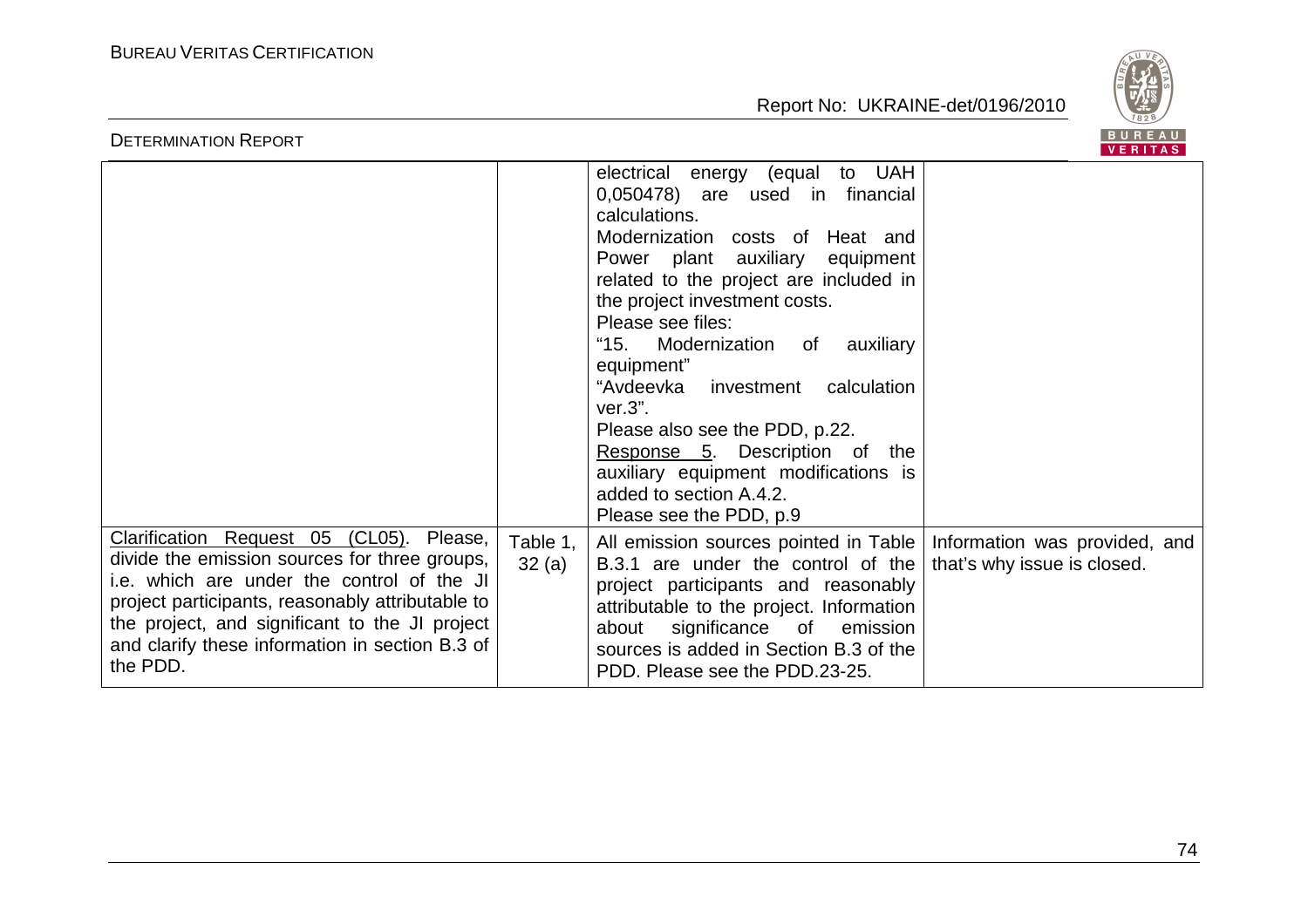| | | | |
|---|---|---|---|
| | | electrical energy (equal to UAH 0,050478) are used in financial calculations.<br>Modernization costs of Heat and Power plant auxiliary equipment related to the project are included in the project investment costs.<br>Please see files:<br>"15. Modernization of auxiliary equipment"<br>"Avdeevka investment calculation ver.3".<br>Please also see the PDD, p.22.<br>Response 5. Description of the auxiliary equipment modifications is added to section A.4.2.<br>Please see the PDD, p.9 | |
| Clarification Request 05 (CL05). Please, divide the emission sources for three groups, i.e. which are under the control of the JI project participants, reasonably attributable to the project, and significant to the JI project and clarify these information in section B.3 of the PDD. | Table 1, 32 (a) | All emission sources pointed in Table B.3.1 are under the control of the project participants and reasonably attributable to the project. Information about significance of emission sources is added in Section B.3 of the PDD. Please see the PDD.23-25. | Information was provided, and that's why issue is closed. |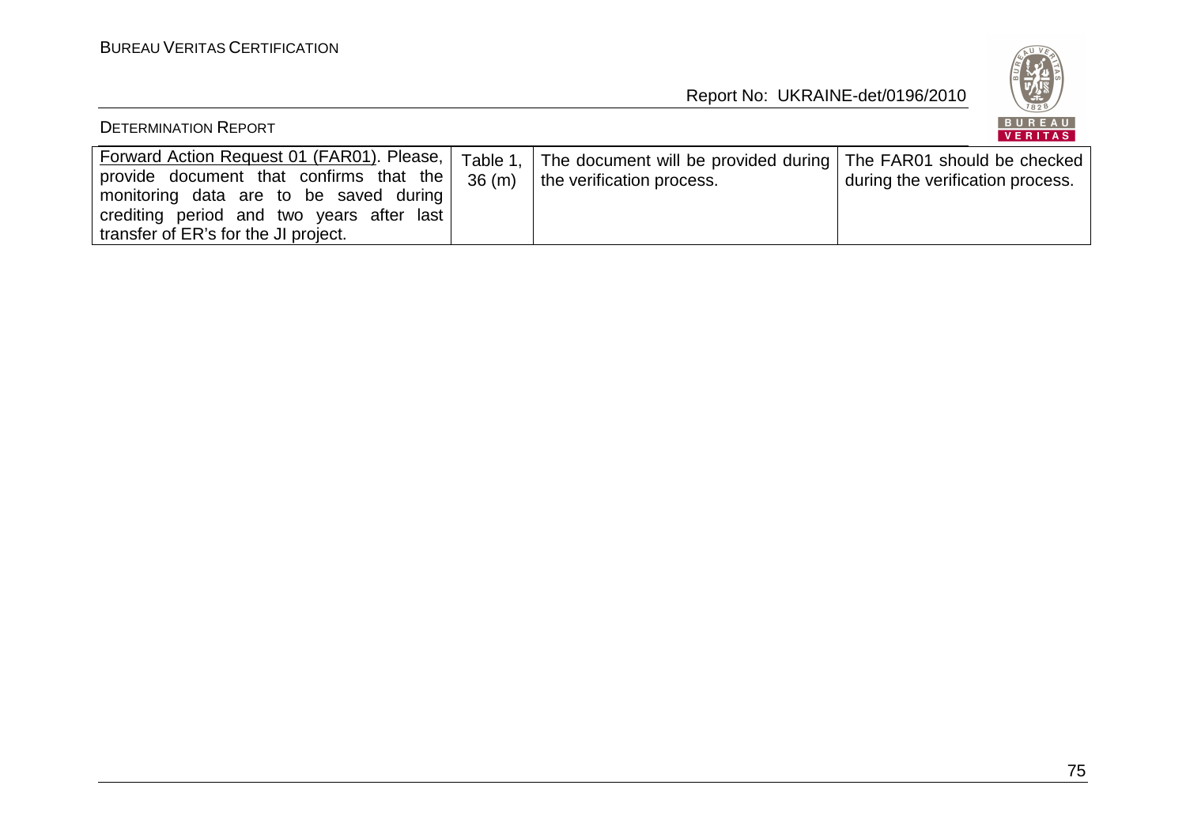| | | | |
|---|---|---|---|
| Forward Action Request 01 (FAR01). Please, provide document that confirms that the monitoring data are to be saved during crediting period and two years after last transfer of ER's for the JI project. | Table 1, 36 (m) | The document will be provided during the verification process. | The FAR01 should be checked during the verification process. |